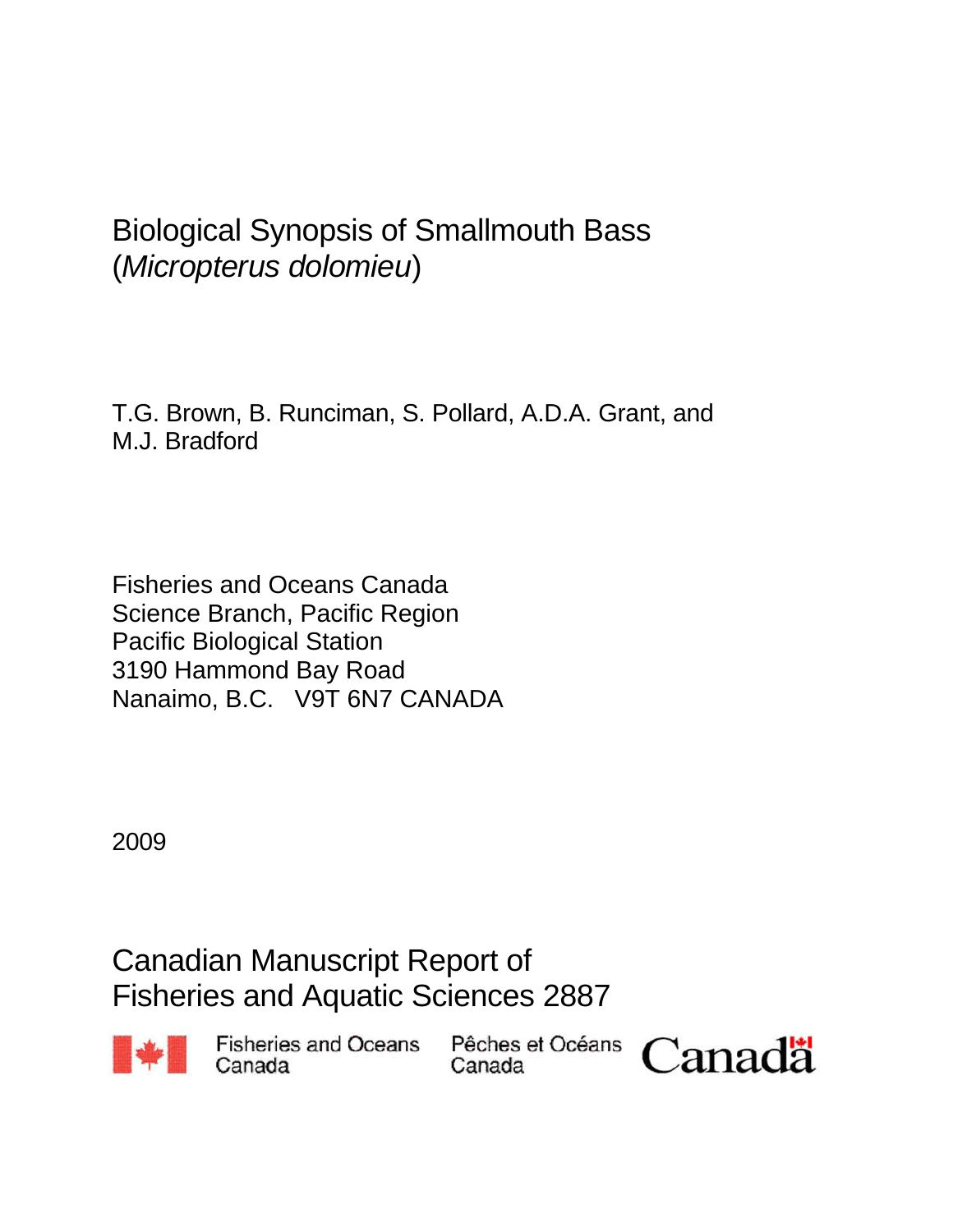# Biological Synopsis of Smallmouth Bass (*Micropterus dolomieu*)

T.G. Brown, B. Runciman, S. Pollard, A.D.A. Grant, and M.J. Bradford

Fisheries and Oceans Canada
Science Branch, Pacific Region
Pacific Biological Station
3190 Hammond Bay Road
Nanaimo, B.C.   V9T 6N7 CANADA

2009

## Canadian Manuscript Report of Fisheries and Aquatic Sciences 2887

Fisheries and Oceans Canada     Pêches et Océans Canada     Canada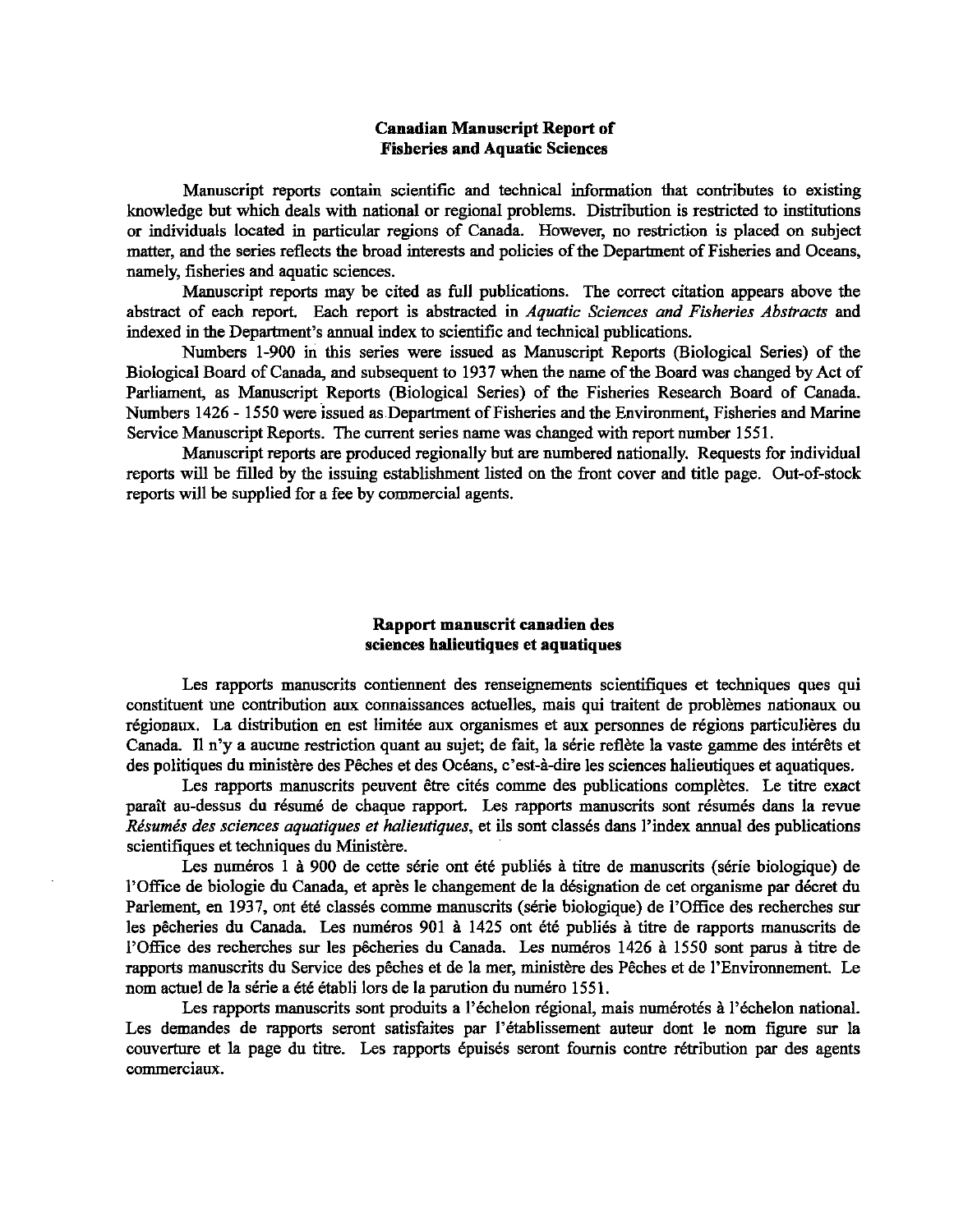**Canadian Manuscript Report of Fisheries and Aquatic Sciences**

Manuscript reports contain scientific and technical information that contributes to existing knowledge but which deals with national or regional problems. Distribution is restricted to institutions or individuals located in particular regions of Canada. However, no restriction is placed on subject matter, and the series reflects the broad interests and policies of the Department of Fisheries and Oceans, namely, fisheries and aquatic sciences.

Manuscript reports may be cited as full publications. The correct citation appears above the abstract of each report. Each report is abstracted in *Aquatic Sciences and Fisheries Abstracts* and indexed in the Department's annual index to scientific and technical publications.

Numbers 1-900 in this series were issued as Manuscript Reports (Biological Series) of the Biological Board of Canada, and subsequent to 1937 when the name of the Board was changed by Act of Parliament, as Manuscript Reports (Biological Series) of the Fisheries Research Board of Canada. Numbers 1426 - 1550 were issued as Department of Fisheries and the Environment, Fisheries and Marine Service Manuscript Reports. The current series name was changed with report number 1551.

Manuscript reports are produced regionally but are numbered nationally. Requests for individual reports will be filled by the issuing establishment listed on the front cover and title page. Out-of-stock reports will be supplied for a fee by commercial agents.

**Rapport manuscrit canadien des sciences halieutiques et aquatiques**

Les rapports manuscrits contiennent des renseignements scientifiques et techniques ques qui constituent une contribution aux connaissances actuelles, mais qui traitent de problèmes nationaux ou régionaux. La distribution en est limitée aux organismes et aux personnes de régions particulières du Canada. Il n'y a aucune restriction quant au sujet; de fait, la série reflète la vaste gamme des intérêts et des politiques du ministère des Pêches et des Océans, c'est-à-dire les sciences halieutiques et aquatiques.

Les rapports manuscrits peuvent être cités comme des publications complètes. Le titre exact paraît au-dessus du résumé de chaque rapport. Les rapports manuscrits sont résumés dans la revue *Résumés des sciences aquatiques et halieutiques*, et ils sont classés dans l'index annual des publications scientifiques et techniques du Ministère.

Les numéros 1 à 900 de cette série ont été publiés à titre de manuscrits (série biologique) de l'Office de biologie du Canada, et après le changement de la désignation de cet organisme par décret du Parlement, en 1937, ont été classés comme manuscrits (série biologique) de l'Office des recherches sur les pêcheries du Canada. Les numéros 901 à 1425 ont été publiés à titre de rapports manuscrits de l'Office des recherches sur les pêcheries du Canada. Les numéros 1426 à 1550 sont parus à titre de rapports manuscrits du Service des pêches et de la mer, ministère des Pêches et de l'Environnement. Le nom actuel de la série a été établi lors de la parution du numéro 1551.

Les rapports manuscrits sont produits a l'échelon régional, mais numérotés à l'échelon national. Les demandes de rapports seront satisfaites par l'établissement auteur dont le nom figure sur la couverture et la page du titre. Les rapports épuisés seront fournis contre rétribution par des agents commerciaux.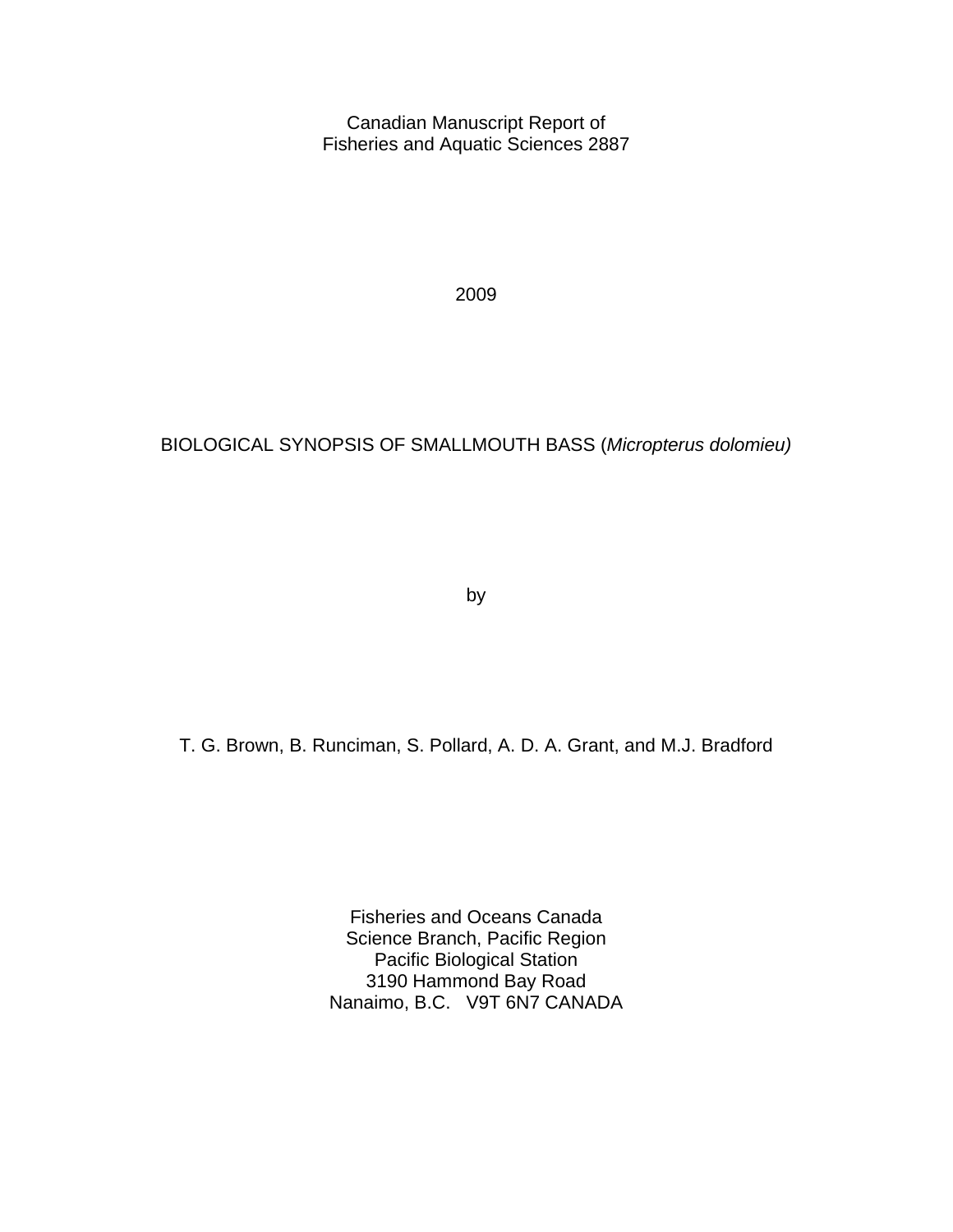Canadian Manuscript Report of
Fisheries and Aquatic Sciences 2887

2009

# BIOLOGICAL SYNOPSIS OF SMALLMOUTH BASS (*Micropterus dolomieu)*

by

T. G. Brown, B. Runciman, S. Pollard, A. D. A. Grant, and M.J. Bradford

Fisheries and Oceans Canada
Science Branch, Pacific Region
Pacific Biological Station
3190 Hammond Bay Road
Nanaimo, B.C. V9T 6N7 CANADA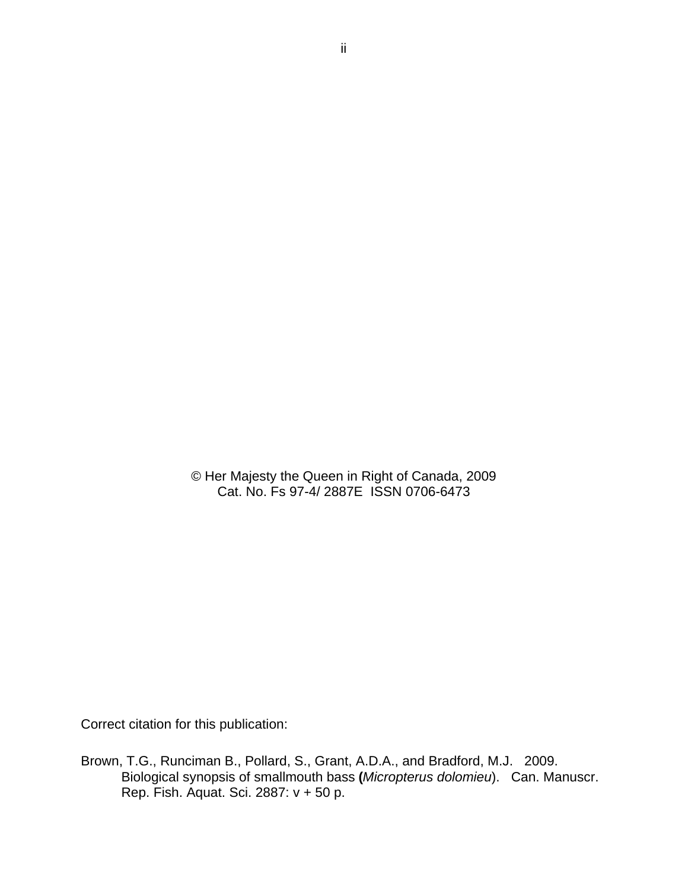© Her Majesty the Queen in Right of Canada, 2009
Cat. No. Fs 97-4/ 2887E ISSN 0706-6473

Correct citation for this publication:

Brown, T.G., Runciman B., Pollard, S., Grant, A.D.A., and Bradford, M.J. 2009. Biological synopsis of smallmouth bass **(***Micropterus dolomieu*). Can. Manuscr. Rep. Fish. Aquat. Sci. 2887: v + 50 p.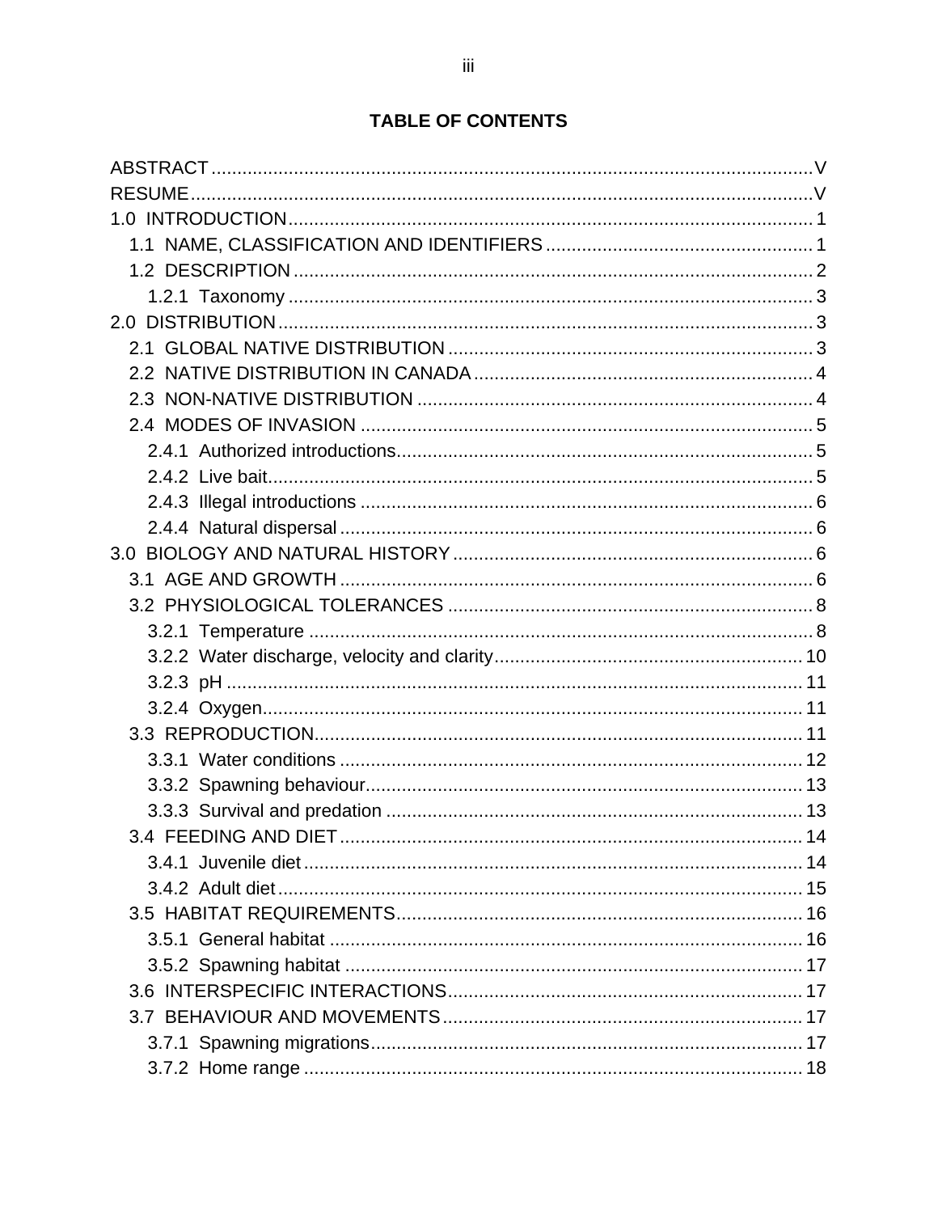# TABLE OF CONTENTS

ABSTRACT ..... V
RESUME ..... V
1.0 INTRODUCTION ..... 1
- 1.1 NAME, CLASSIFICATION AND IDENTIFIERS ..... 1
- 1.2 DESCRIPTION ..... 2
  - 1.2.1 Taxonomy ..... 3

2.0 DISTRIBUTION ..... 3
- 2.1 GLOBAL NATIVE DISTRIBUTION ..... 3
- 2.2 NATIVE DISTRIBUTION IN CANADA ..... 4
- 2.3 NON-NATIVE DISTRIBUTION ..... 4
- 2.4 MODES OF INVASION ..... 5
  - 2.4.1 Authorized introductions ..... 5
  - 2.4.2 Live bait ..... 5
  - 2.4.3 Illegal introductions ..... 6
  - 2.4.4 Natural dispersal ..... 6

3.0 BIOLOGY AND NATURAL HISTORY ..... 6
- 3.1 AGE AND GROWTH ..... 6
- 3.2 PHYSIOLOGICAL TOLERANCES ..... 8
  - 3.2.1 Temperature ..... 8
  - 3.2.2 Water discharge, velocity and clarity ..... 10
  - 3.2.3 pH ..... 11
  - 3.2.4 Oxygen ..... 11
- 3.3 REPRODUCTION ..... 11
  - 3.3.1 Water conditions ..... 12
  - 3.3.2 Spawning behaviour ..... 13
  - 3.3.3 Survival and predation ..... 13
- 3.4 FEEDING AND DIET ..... 14
  - 3.4.1 Juvenile diet ..... 14
  - 3.4.2 Adult diet ..... 15
- 3.5 HABITAT REQUIREMENTS ..... 16
  - 3.5.1 General habitat ..... 16
  - 3.5.2 Spawning habitat ..... 17
- 3.6 INTERSPECIFIC INTERACTIONS ..... 17
- 3.7 BEHAVIOUR AND MOVEMENTS ..... 17
  - 3.7.1 Spawning migrations ..... 17
  - 3.7.2 Home range ..... 18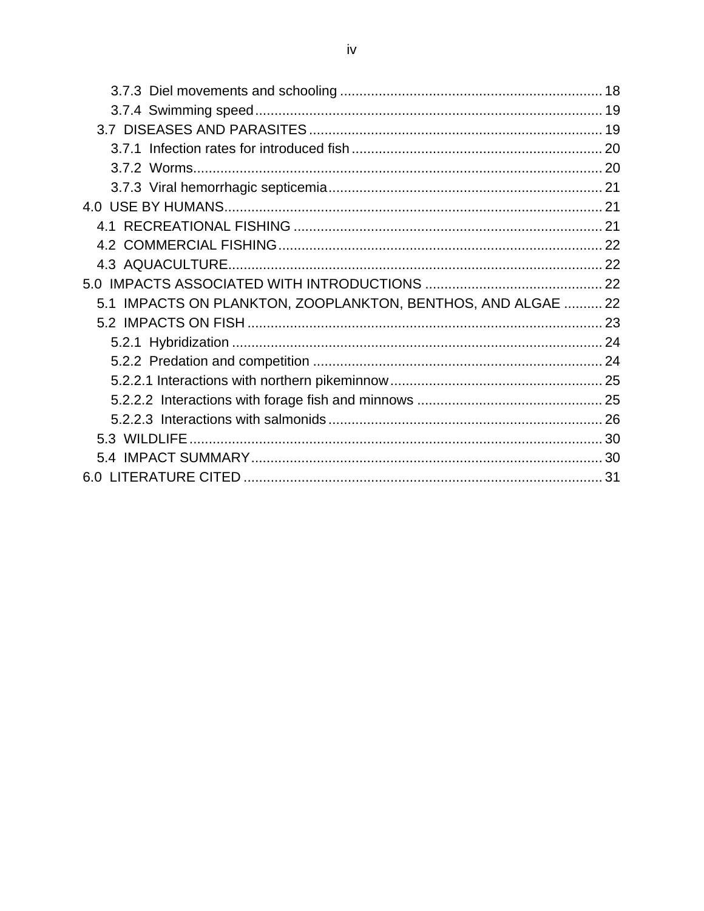3.7.3 Diel movements and schooling ..... 18
3.7.4 Swimming speed ..... 19
3.7 DISEASES AND PARASITES ..... 19
3.7.1 Infection rates for introduced fish ..... 20
3.7.2 Worms ..... 20
3.7.3 Viral hemorrhagic septicemia ..... 21
4.0 USE BY HUMANS ..... 21
4.1 RECREATIONAL FISHING ..... 21
4.2 COMMERCIAL FISHING ..... 22
4.3 AQUACULTURE ..... 22
5.0 IMPACTS ASSOCIATED WITH INTRODUCTIONS ..... 22
5.1 IMPACTS ON PLANKTON, ZOOPLANKTON, BENTHOS, AND ALGAE ..... 22
5.2 IMPACTS ON FISH ..... 23
5.2.1 Hybridization ..... 24
5.2.2 Predation and competition ..... 24
5.2.2.1 Interactions with northern pikeminnow ..... 25
5.2.2.2 Interactions with forage fish and minnows ..... 25
5.2.2.3 Interactions with salmonids ..... 26
5.3 WILDLIFE ..... 30
5.4 IMPACT SUMMARY ..... 30
6.0 LITERATURE CITED ..... 31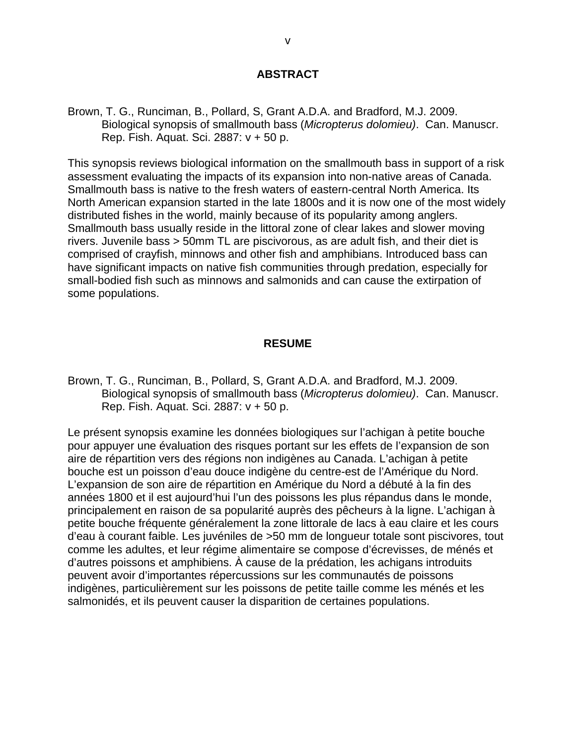## ABSTRACT

Brown, T. G., Runciman, B., Pollard, S, Grant A.D.A. and Bradford, M.J. 2009. Biological synopsis of smallmouth bass (*Micropterus dolomieu)*. Can. Manuscr. Rep. Fish. Aquat. Sci. 2887: v + 50 p.

This synopsis reviews biological information on the smallmouth bass in support of a risk assessment evaluating the impacts of its expansion into non-native areas of Canada. Smallmouth bass is native to the fresh waters of eastern-central North America. Its North American expansion started in the late 1800s and it is now one of the most widely distributed fishes in the world, mainly because of its popularity among anglers. Smallmouth bass usually reside in the littoral zone of clear lakes and slower moving rivers. Juvenile bass > 50mm TL are piscivorous, as are adult fish, and their diet is comprised of crayfish, minnows and other fish and amphibians. Introduced bass can have significant impacts on native fish communities through predation, especially for small-bodied fish such as minnows and salmonids and can cause the extirpation of some populations.

## RESUME

Brown, T. G., Runciman, B., Pollard, S, Grant A.D.A. and Bradford, M.J. 2009. Biological synopsis of smallmouth bass (*Micropterus dolomieu)*. Can. Manuscr. Rep. Fish. Aquat. Sci. 2887: v + 50 p.

Le présent synopsis examine les données biologiques sur l'achigan à petite bouche pour appuyer une évaluation des risques portant sur les effets de l'expansion de son aire de répartition vers des régions non indigènes au Canada. L'achigan à petite bouche est un poisson d'eau douce indigène du centre-est de l'Amérique du Nord. L'expansion de son aire de répartition en Amérique du Nord a débuté à la fin des années 1800 et il est aujourd'hui l'un des poissons les plus répandus dans le monde, principalement en raison de sa popularité auprès des pêcheurs à la ligne. L'achigan à petite bouche fréquente généralement la zone littorale de lacs à eau claire et les cours d'eau à courant faible. Les juvéniles de >50 mm de longueur totale sont piscivores, tout comme les adultes, et leur régime alimentaire se compose d'écrevisses, de ménés et d'autres poissons et amphibiens. À cause de la prédation, les achigans introduits peuvent avoir d'importantes répercussions sur les communautés de poissons indigènes, particulièrement sur les poissons de petite taille comme les ménés et les salmonidés, et ils peuvent causer la disparition de certaines populations.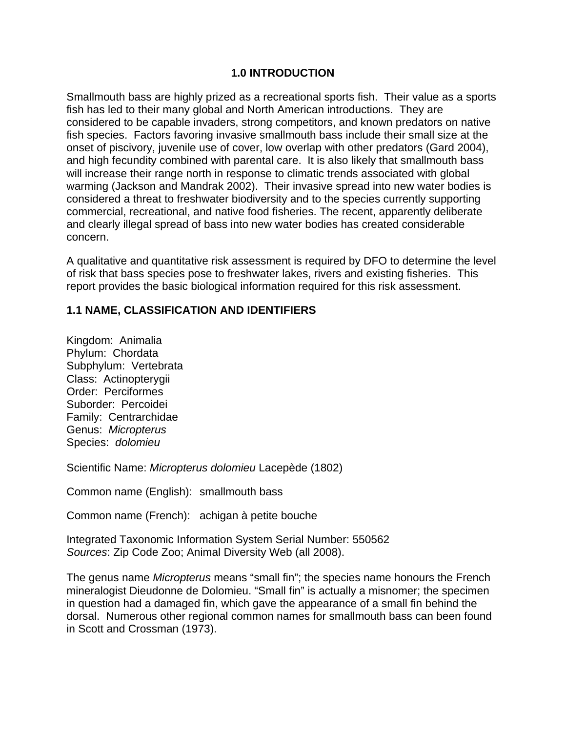# 1.0 INTRODUCTION

Smallmouth bass are highly prized as a recreational sports fish. Their value as a sports fish has led to their many global and North American introductions. They are considered to be capable invaders, strong competitors, and known predators on native fish species. Factors favoring invasive smallmouth bass include their small size at the onset of piscivory, juvenile use of cover, low overlap with other predators (Gard 2004), and high fecundity combined with parental care. It is also likely that smallmouth bass will increase their range north in response to climatic trends associated with global warming (Jackson and Mandrak 2002). Their invasive spread into new water bodies is considered a threat to freshwater biodiversity and to the species currently supporting commercial, recreational, and native food fisheries. The recent, apparently deliberate and clearly illegal spread of bass into new water bodies has created considerable concern.

A qualitative and quantitative risk assessment is required by DFO to determine the level of risk that bass species pose to freshwater lakes, rivers and existing fisheries. This report provides the basic biological information required for this risk assessment.

## 1.1 NAME, CLASSIFICATION AND IDENTIFIERS

Kingdom: Animalia
Phylum: Chordata
Subphylum: Vertebrata
Class: Actinopterygii
Order: Perciformes
Suborder: Percoidei
Family: Centrarchidae
Genus: *Micropterus*
Species: *dolomieu*

Scientific Name: *Micropterus dolomieu* Lacepède (1802)

Common name (English): smallmouth bass

Common name (French): achigan à petite bouche

Integrated Taxonomic Information System Serial Number: 550562
*Sources*: Zip Code Zoo; Animal Diversity Web (all 2008).

The genus name *Micropterus* means "small fin"; the species name honours the French mineralogist Dieudonne de Dolomieu. "Small fin" is actually a misnomer; the specimen in question had a damaged fin, which gave the appearance of a small fin behind the dorsal. Numerous other regional common names for smallmouth bass can been found in Scott and Crossman (1973).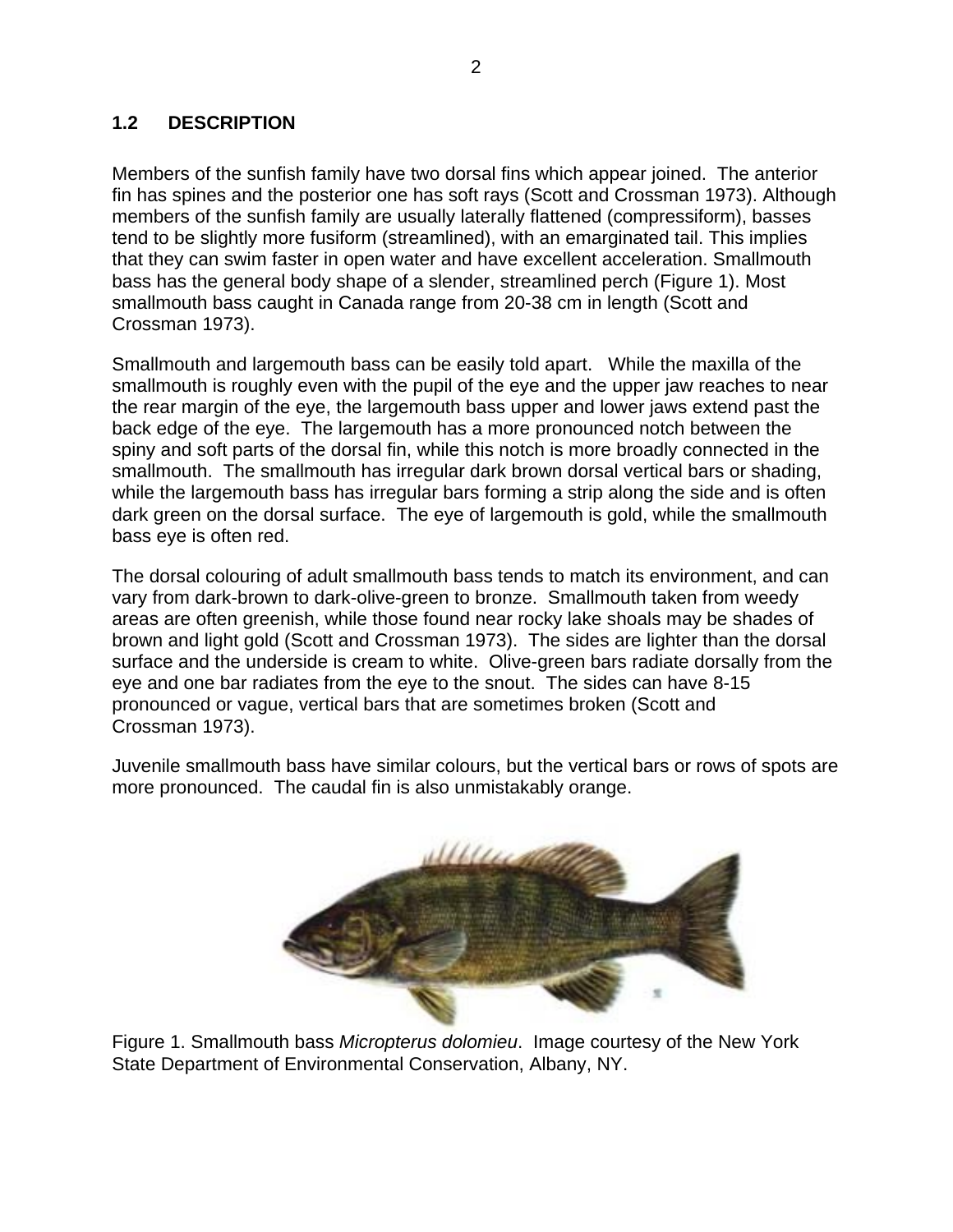## 1.2 DESCRIPTION

Members of the sunfish family have two dorsal fins which appear joined. The anterior fin has spines and the posterior one has soft rays (Scott and Crossman 1973). Although members of the sunfish family are usually laterally flattened (compressiform), basses tend to be slightly more fusiform (streamlined), with an emarginated tail. This implies that they can swim faster in open water and have excellent acceleration. Smallmouth bass has the general body shape of a slender, streamlined perch (Figure 1). Most smallmouth bass caught in Canada range from 20-38 cm in length (Scott and Crossman 1973).

Smallmouth and largemouth bass can be easily told apart. While the maxilla of the smallmouth is roughly even with the pupil of the eye and the upper jaw reaches to near the rear margin of the eye, the largemouth bass upper and lower jaws extend past the back edge of the eye. The largemouth has a more pronounced notch between the spiny and soft parts of the dorsal fin, while this notch is more broadly connected in the smallmouth. The smallmouth has irregular dark brown dorsal vertical bars or shading, while the largemouth bass has irregular bars forming a strip along the side and is often dark green on the dorsal surface. The eye of largemouth is gold, while the smallmouth bass eye is often red.

The dorsal colouring of adult smallmouth bass tends to match its environment, and can vary from dark-brown to dark-olive-green to bronze. Smallmouth taken from weedy areas are often greenish, while those found near rocky lake shoals may be shades of brown and light gold (Scott and Crossman 1973). The sides are lighter than the dorsal surface and the underside is cream to white. Olive-green bars radiate dorsally from the eye and one bar radiates from the eye to the snout. The sides can have 8-15 pronounced or vague, vertical bars that are sometimes broken (Scott and Crossman 1973).

Juvenile smallmouth bass have similar colours, but the vertical bars or rows of spots are more pronounced. The caudal fin is also unmistakably orange.

Figure 1. Smallmouth bass *Micropterus dolomieu*. Image courtesy of the New York State Department of Environmental Conservation, Albany, NY.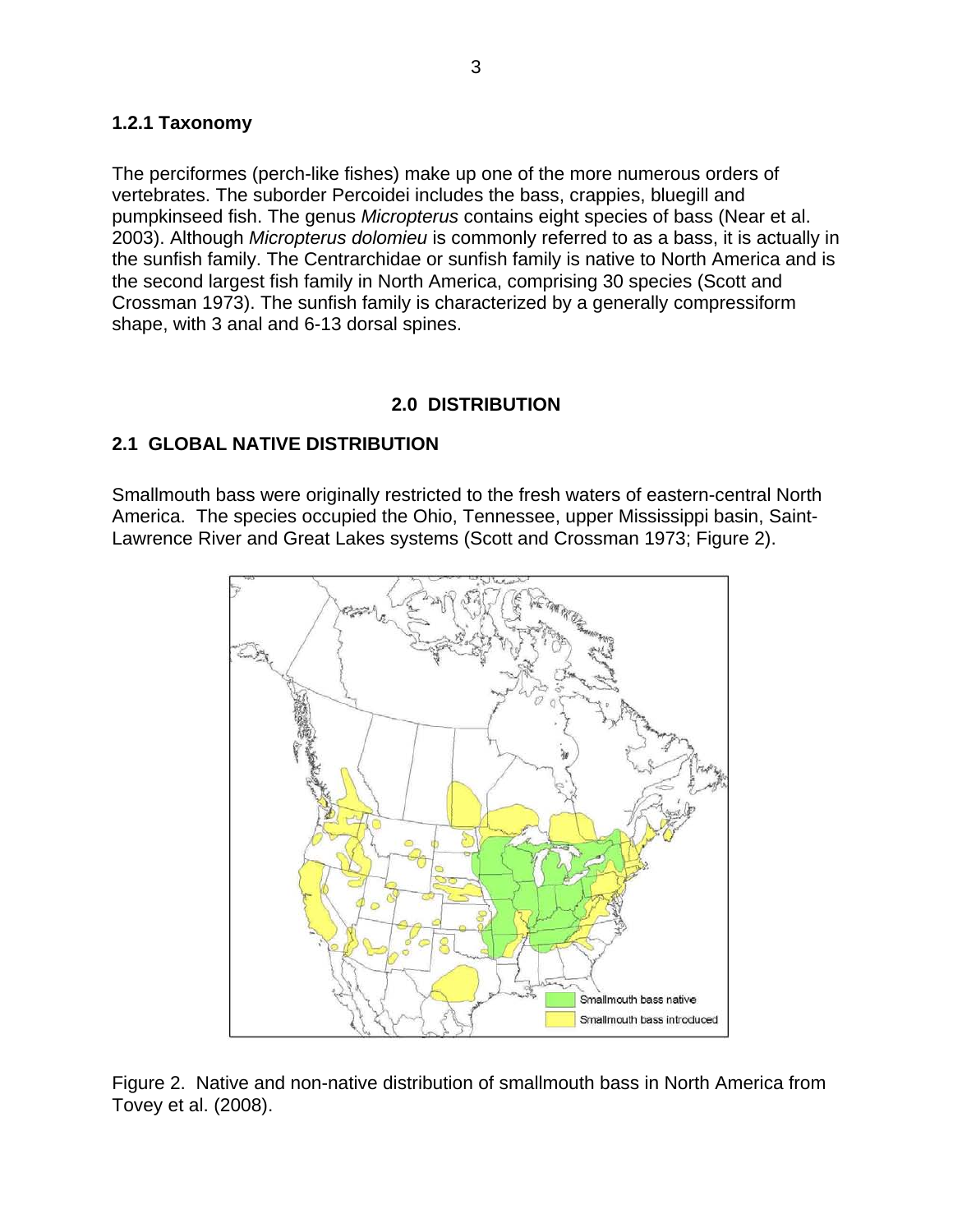### 1.2.1 Taxonomy

The perciformes (perch-like fishes) make up one of the more numerous orders of vertebrates. The suborder Percoidei includes the bass, crappies, bluegill and pumpkinseed fish. The genus *Micropterus* contains eight species of bass (Near et al. 2003). Although *Micropterus dolomieu* is commonly referred to as a bass, it is actually in the sunfish family. The Centrarchidae or sunfish family is native to North America and is the second largest fish family in North America, comprising 30 species (Scott and Crossman 1973). The sunfish family is characterized by a generally compressiform shape, with 3 anal and 6-13 dorsal spines.

# 2.0 DISTRIBUTION

## 2.1 GLOBAL NATIVE DISTRIBUTION

Smallmouth bass were originally restricted to the fresh waters of eastern-central North America. The species occupied the Ohio, Tennessee, upper Mississippi basin, Saint-Lawrence River and Great Lakes systems (Scott and Crossman 1973; Figure 2).

Figure 2. Native and non-native distribution of smallmouth bass in North America from Tovey et al. (2008).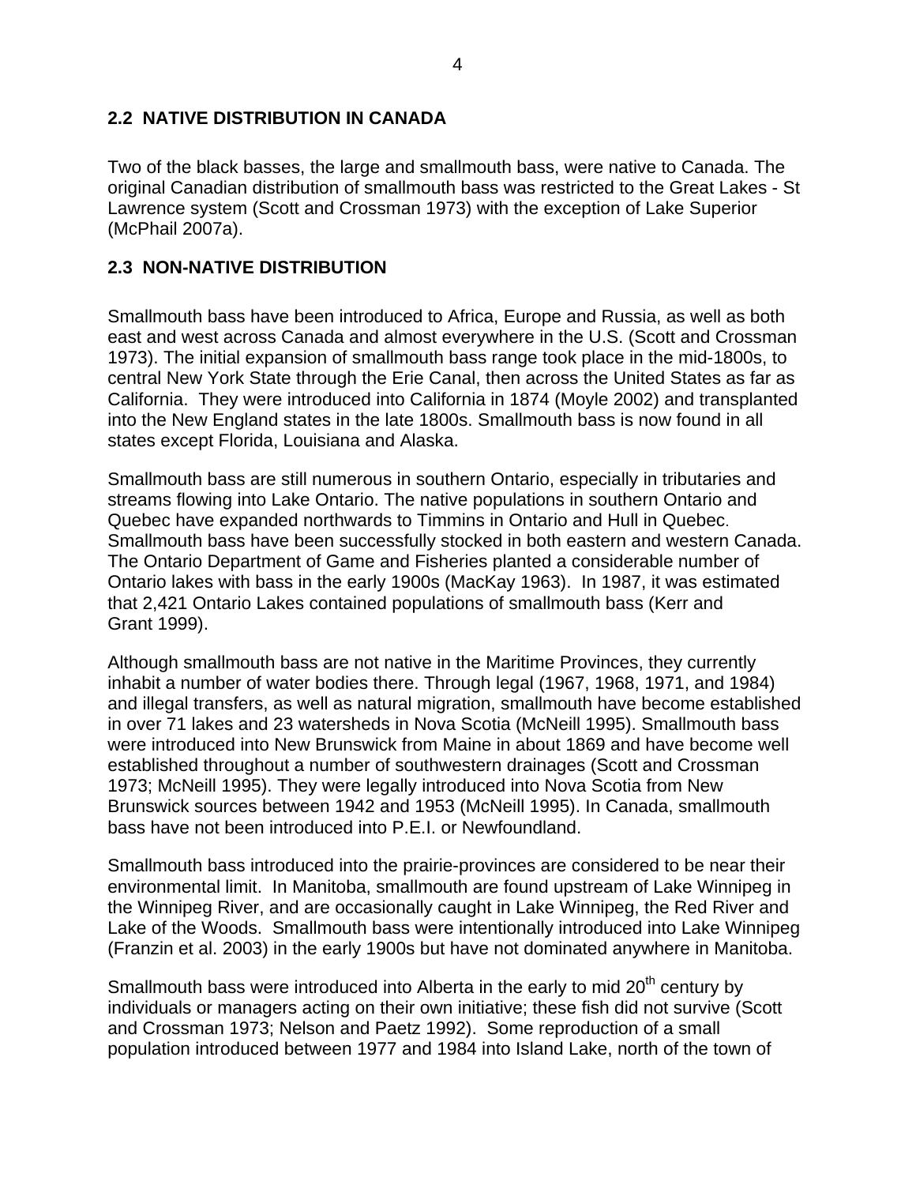## 2.2 NATIVE DISTRIBUTION IN CANADA

Two of the black basses, the large and smallmouth bass, were native to Canada. The original Canadian distribution of smallmouth bass was restricted to the Great Lakes - St Lawrence system (Scott and Crossman 1973) with the exception of Lake Superior (McPhail 2007a).

## 2.3 NON-NATIVE DISTRIBUTION

Smallmouth bass have been introduced to Africa, Europe and Russia, as well as both east and west across Canada and almost everywhere in the U.S. (Scott and Crossman 1973). The initial expansion of smallmouth bass range took place in the mid-1800s, to central New York State through the Erie Canal, then across the United States as far as California. They were introduced into California in 1874 (Moyle 2002) and transplanted into the New England states in the late 1800s. Smallmouth bass is now found in all states except Florida, Louisiana and Alaska.

Smallmouth bass are still numerous in southern Ontario, especially in tributaries and streams flowing into Lake Ontario. The native populations in southern Ontario and Quebec have expanded northwards to Timmins in Ontario and Hull in Quebec. Smallmouth bass have been successfully stocked in both eastern and western Canada. The Ontario Department of Game and Fisheries planted a considerable number of Ontario lakes with bass in the early 1900s (MacKay 1963). In 1987, it was estimated that 2,421 Ontario Lakes contained populations of smallmouth bass (Kerr and Grant 1999).

Although smallmouth bass are not native in the Maritime Provinces, they currently inhabit a number of water bodies there. Through legal (1967, 1968, 1971, and 1984) and illegal transfers, as well as natural migration, smallmouth have become established in over 71 lakes and 23 watersheds in Nova Scotia (McNeill 1995). Smallmouth bass were introduced into New Brunswick from Maine in about 1869 and have become well established throughout a number of southwestern drainages (Scott and Crossman 1973; McNeill 1995). They were legally introduced into Nova Scotia from New Brunswick sources between 1942 and 1953 (McNeill 1995). In Canada, smallmouth bass have not been introduced into P.E.I. or Newfoundland.

Smallmouth bass introduced into the prairie-provinces are considered to be near their environmental limit. In Manitoba, smallmouth are found upstream of Lake Winnipeg in the Winnipeg River, and are occasionally caught in Lake Winnipeg, the Red River and Lake of the Woods. Smallmouth bass were intentionally introduced into Lake Winnipeg (Franzin et al. 2003) in the early 1900s but have not dominated anywhere in Manitoba.

Smallmouth bass were introduced into Alberta in the early to mid 20th century by individuals or managers acting on their own initiative; these fish did not survive (Scott and Crossman 1973; Nelson and Paetz 1992). Some reproduction of a small population introduced between 1977 and 1984 into Island Lake, north of the town of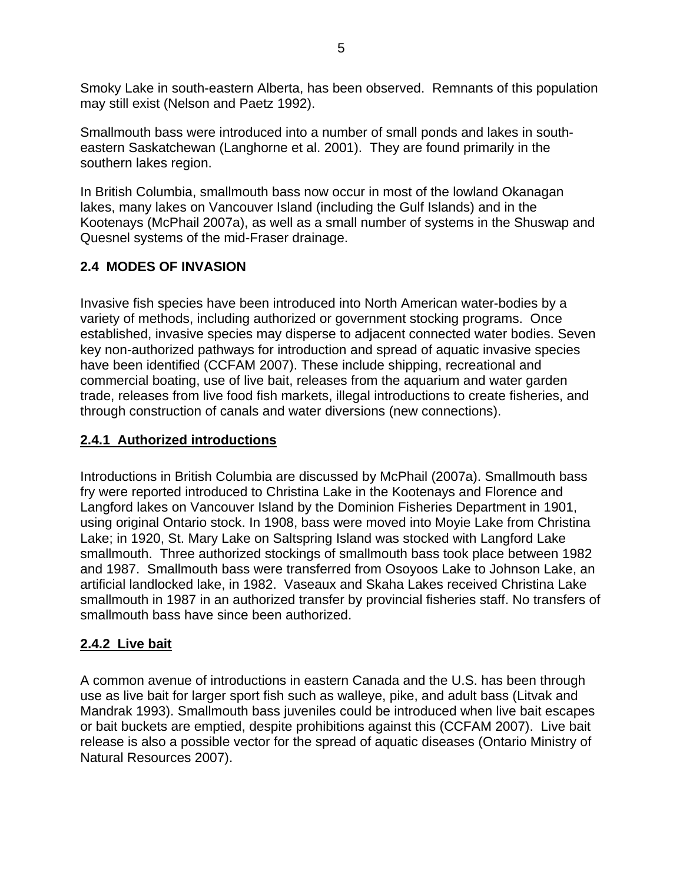Smoky Lake in south-eastern Alberta, has been observed. Remnants of this population may still exist (Nelson and Paetz 1992).

Smallmouth bass were introduced into a number of small ponds and lakes in south-eastern Saskatchewan (Langhorne et al. 2001). They are found primarily in the southern lakes region.

In British Columbia, smallmouth bass now occur in most of the lowland Okanagan lakes, many lakes on Vancouver Island (including the Gulf Islands) and in the Kootenays (McPhail 2007a), as well as a small number of systems in the Shuswap and Quesnel systems of the mid-Fraser drainage.

## 2.4 MODES OF INVASION

Invasive fish species have been introduced into North American water-bodies by a variety of methods, including authorized or government stocking programs. Once established, invasive species may disperse to adjacent connected water bodies. Seven key non-authorized pathways for introduction and spread of aquatic invasive species have been identified (CCFAM 2007). These include shipping, recreational and commercial boating, use of live bait, releases from the aquarium and water garden trade, releases from live food fish markets, illegal introductions to create fisheries, and through construction of canals and water diversions (new connections).

### 2.4.1 Authorized introductions

Introductions in British Columbia are discussed by McPhail (2007a). Smallmouth bass fry were reported introduced to Christina Lake in the Kootenays and Florence and Langford lakes on Vancouver Island by the Dominion Fisheries Department in 1901, using original Ontario stock. In 1908, bass were moved into Moyie Lake from Christina Lake; in 1920, St. Mary Lake on Saltspring Island was stocked with Langford Lake smallmouth. Three authorized stockings of smallmouth bass took place between 1982 and 1987. Smallmouth bass were transferred from Osoyoos Lake to Johnson Lake, an artificial landlocked lake, in 1982. Vaseaux and Skaha Lakes received Christina Lake smallmouth in 1987 in an authorized transfer by provincial fisheries staff. No transfers of smallmouth bass have since been authorized.

### 2.4.2 Live bait

A common avenue of introductions in eastern Canada and the U.S. has been through use as live bait for larger sport fish such as walleye, pike, and adult bass (Litvak and Mandrak 1993). Smallmouth bass juveniles could be introduced when live bait escapes or bait buckets are emptied, despite prohibitions against this (CCFAM 2007). Live bait release is also a possible vector for the spread of aquatic diseases (Ontario Ministry of Natural Resources 2007).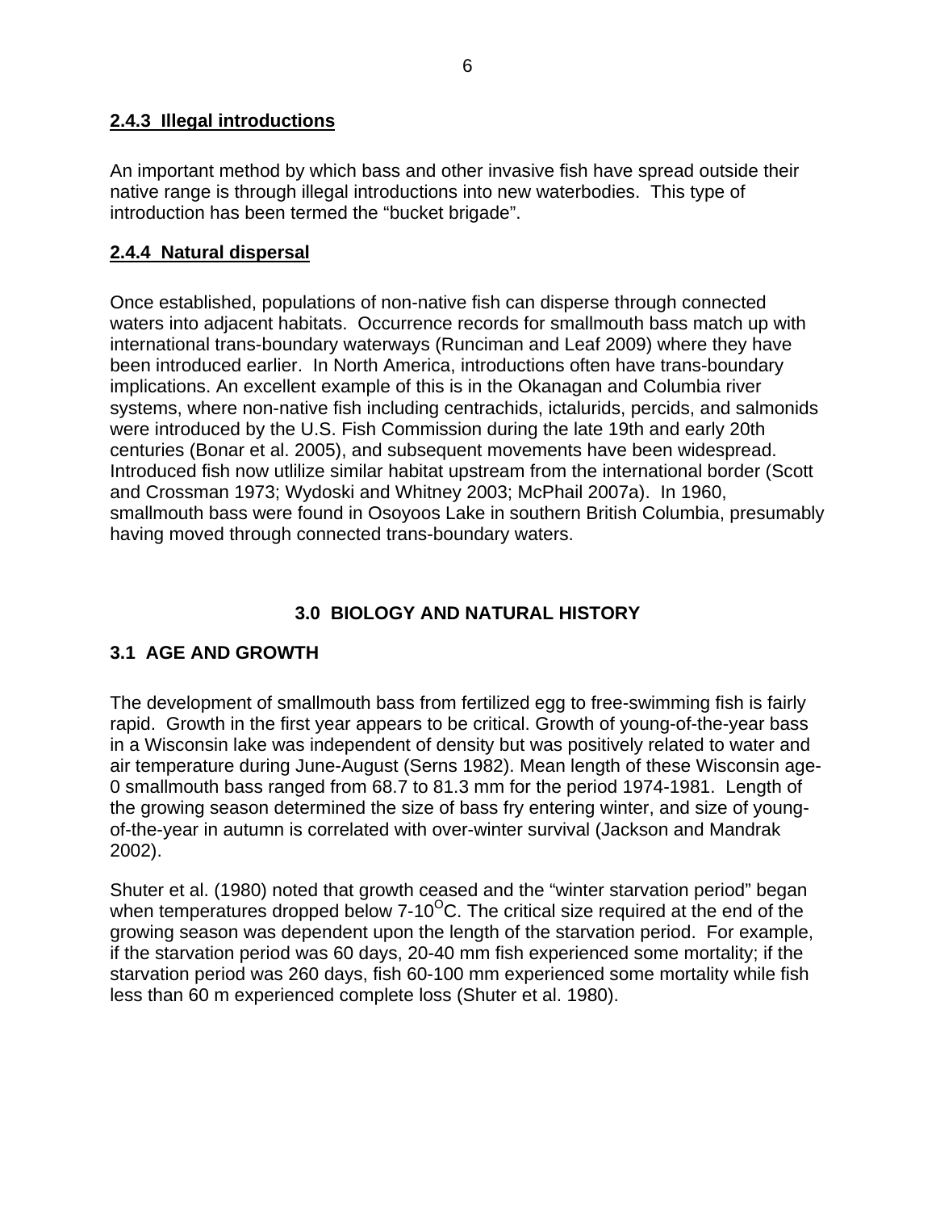### 2.4.3 Illegal introductions

An important method by which bass and other invasive fish have spread outside their native range is through illegal introductions into new waterbodies. This type of introduction has been termed the "bucket brigade".

### 2.4.4 Natural dispersal

Once established, populations of non-native fish can disperse through connected waters into adjacent habitats. Occurrence records for smallmouth bass match up with international trans-boundary waterways (Runciman and Leaf 2009) where they have been introduced earlier. In North America, introductions often have trans-boundary implications. An excellent example of this is in the Okanagan and Columbia river systems, where non-native fish including centrachids, ictalurids, percids, and salmonids were introduced by the U.S. Fish Commission during the late 19th and early 20th centuries (Bonar et al. 2005), and subsequent movements have been widespread. Introduced fish now utlilize similar habitat upstream from the international border (Scott and Crossman 1973; Wydoski and Whitney 2003; McPhail 2007a). In 1960, smallmouth bass were found in Osoyoos Lake in southern British Columbia, presumably having moved through connected trans-boundary waters.

# 3.0 BIOLOGY AND NATURAL HISTORY

## 3.1 AGE AND GROWTH

The development of smallmouth bass from fertilized egg to free-swimming fish is fairly rapid. Growth in the first year appears to be critical. Growth of young-of-the-year bass in a Wisconsin lake was independent of density but was positively related to water and air temperature during June-August (Serns 1982). Mean length of these Wisconsin age-0 smallmouth bass ranged from 68.7 to 81.3 mm for the period 1974-1981. Length of the growing season determined the size of bass fry entering winter, and size of young-of-the-year in autumn is correlated with over-winter survival (Jackson and Mandrak 2002).

Shuter et al. (1980) noted that growth ceased and the "winter starvation period" began when temperatures dropped below 7-10$^{O}$C. The critical size required at the end of the growing season was dependent upon the length of the starvation period. For example, if the starvation period was 60 days, 20-40 mm fish experienced some mortality; if the starvation period was 260 days, fish 60-100 mm experienced some mortality while fish less than 60 m experienced complete loss (Shuter et al. 1980).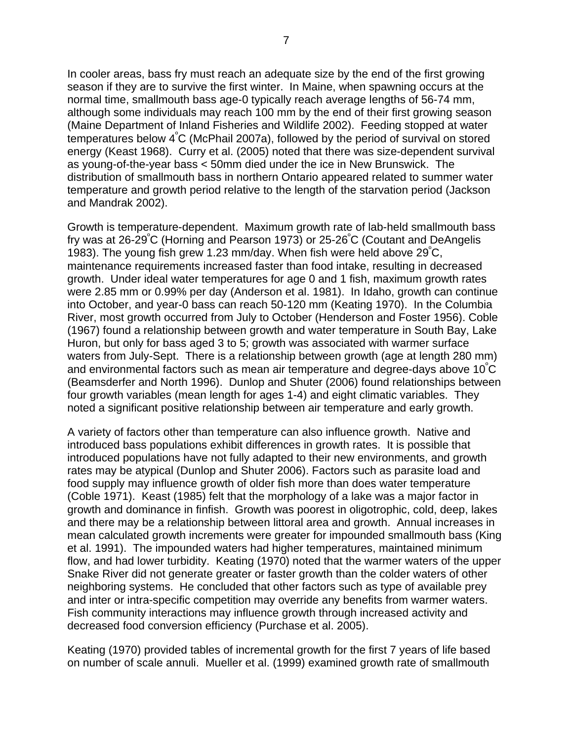In cooler areas, bass fry must reach an adequate size by the end of the first growing season if they are to survive the first winter. In Maine, when spawning occurs at the normal time, smallmouth bass age-0 typically reach average lengths of 56-74 mm, although some individuals may reach 100 mm by the end of their first growing season (Maine Department of Inland Fisheries and Wildlife 2002). Feeding stopped at water temperatures below 4°C (McPhail 2007a), followed by the period of survival on stored energy (Keast 1968). Curry et al. (2005) noted that there was size-dependent survival as young-of-the-year bass < 50mm died under the ice in New Brunswick. The distribution of smallmouth bass in northern Ontario appeared related to summer water temperature and growth period relative to the length of the starvation period (Jackson and Mandrak 2002).

Growth is temperature-dependent. Maximum growth rate of lab-held smallmouth bass fry was at 26-29°C (Horning and Pearson 1973) or 25-26°C (Coutant and DeAngelis 1983). The young fish grew 1.23 mm/day. When fish were held above 29°C, maintenance requirements increased faster than food intake, resulting in decreased growth. Under ideal water temperatures for age 0 and 1 fish, maximum growth rates were 2.85 mm or 0.99% per day (Anderson et al. 1981). In Idaho, growth can continue into October, and year-0 bass can reach 50-120 mm (Keating 1970). In the Columbia River, most growth occurred from July to October (Henderson and Foster 1956). Coble (1967) found a relationship between growth and water temperature in South Bay, Lake Huron, but only for bass aged 3 to 5; growth was associated with warmer surface waters from July-Sept. There is a relationship between growth (age at length 280 mm) and environmental factors such as mean air temperature and degree-days above 10°C (Beamsderfer and North 1996). Dunlop and Shuter (2006) found relationships between four growth variables (mean length for ages 1-4) and eight climatic variables. They noted a significant positive relationship between air temperature and early growth.

A variety of factors other than temperature can also influence growth. Native and introduced bass populations exhibit differences in growth rates. It is possible that introduced populations have not fully adapted to their new environments, and growth rates may be atypical (Dunlop and Shuter 2006). Factors such as parasite load and food supply may influence growth of older fish more than does water temperature (Coble 1971). Keast (1985) felt that the morphology of a lake was a major factor in growth and dominance in finfish. Growth was poorest in oligotrophic, cold, deep, lakes and there may be a relationship between littoral area and growth. Annual increases in mean calculated growth increments were greater for impounded smallmouth bass (King et al. 1991). The impounded waters had higher temperatures, maintained minimum flow, and had lower turbidity. Keating (1970) noted that the warmer waters of the upper Snake River did not generate greater or faster growth than the colder waters of other neighboring systems. He concluded that other factors such as type of available prey and inter or intra-specific competition may override any benefits from warmer waters. Fish community interactions may influence growth through increased activity and decreased food conversion efficiency (Purchase et al. 2005).

Keating (1970) provided tables of incremental growth for the first 7 years of life based on number of scale annuli. Mueller et al. (1999) examined growth rate of smallmouth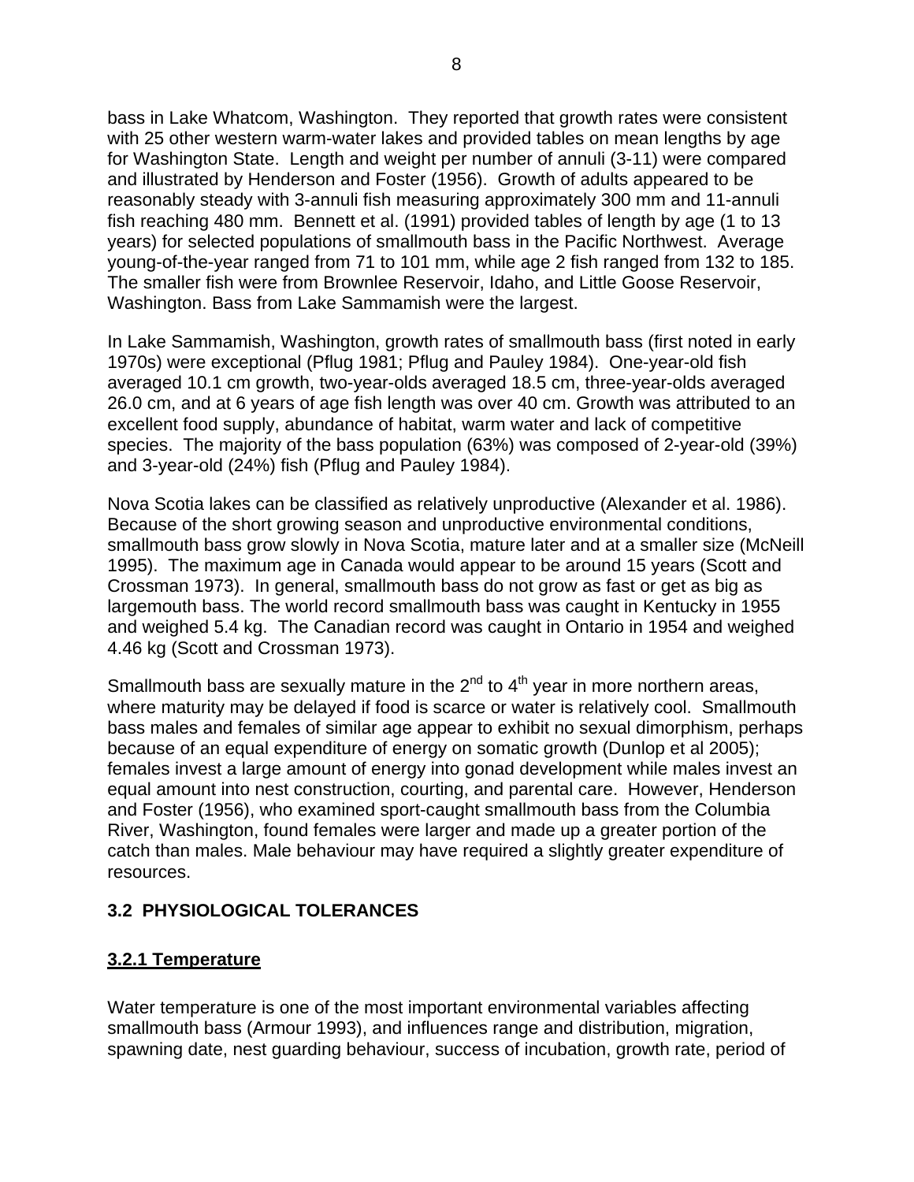bass in Lake Whatcom, Washington. They reported that growth rates were consistent with 25 other western warm-water lakes and provided tables on mean lengths by age for Washington State. Length and weight per number of annuli (3-11) were compared and illustrated by Henderson and Foster (1956). Growth of adults appeared to be reasonably steady with 3-annuli fish measuring approximately 300 mm and 11-annuli fish reaching 480 mm. Bennett et al. (1991) provided tables of length by age (1 to 13 years) for selected populations of smallmouth bass in the Pacific Northwest. Average young-of-the-year ranged from 71 to 101 mm, while age 2 fish ranged from 132 to 185. The smaller fish were from Brownlee Reservoir, Idaho, and Little Goose Reservoir, Washington. Bass from Lake Sammamish were the largest.

In Lake Sammamish, Washington, growth rates of smallmouth bass (first noted in early 1970s) were exceptional (Pflug 1981; Pflug and Pauley 1984). One-year-old fish averaged 10.1 cm growth, two-year-olds averaged 18.5 cm, three-year-olds averaged 26.0 cm, and at 6 years of age fish length was over 40 cm. Growth was attributed to an excellent food supply, abundance of habitat, warm water and lack of competitive species. The majority of the bass population (63%) was composed of 2-year-old (39%) and 3-year-old (24%) fish (Pflug and Pauley 1984).

Nova Scotia lakes can be classified as relatively unproductive (Alexander et al. 1986). Because of the short growing season and unproductive environmental conditions, smallmouth bass grow slowly in Nova Scotia, mature later and at a smaller size (McNeill 1995). The maximum age in Canada would appear to be around 15 years (Scott and Crossman 1973). In general, smallmouth bass do not grow as fast or get as big as largemouth bass. The world record smallmouth bass was caught in Kentucky in 1955 and weighed 5.4 kg. The Canadian record was caught in Ontario in 1954 and weighed 4.46 kg (Scott and Crossman 1973).

Smallmouth bass are sexually mature in the 2$^{nd}$ to 4$^{th}$ year in more northern areas, where maturity may be delayed if food is scarce or water is relatively cool. Smallmouth bass males and females of similar age appear to exhibit no sexual dimorphism, perhaps because of an equal expenditure of energy on somatic growth (Dunlop et al 2005); females invest a large amount of energy into gonad development while males invest an equal amount into nest construction, courting, and parental care. However, Henderson and Foster (1956), who examined sport-caught smallmouth bass from the Columbia River, Washington, found females were larger and made up a greater portion of the catch than males. Male behaviour may have required a slightly greater expenditure of resources.

## 3.2 PHYSIOLOGICAL TOLERANCES

### 3.2.1 Temperature

Water temperature is one of the most important environmental variables affecting smallmouth bass (Armour 1993), and influences range and distribution, migration, spawning date, nest guarding behaviour, success of incubation, growth rate, period of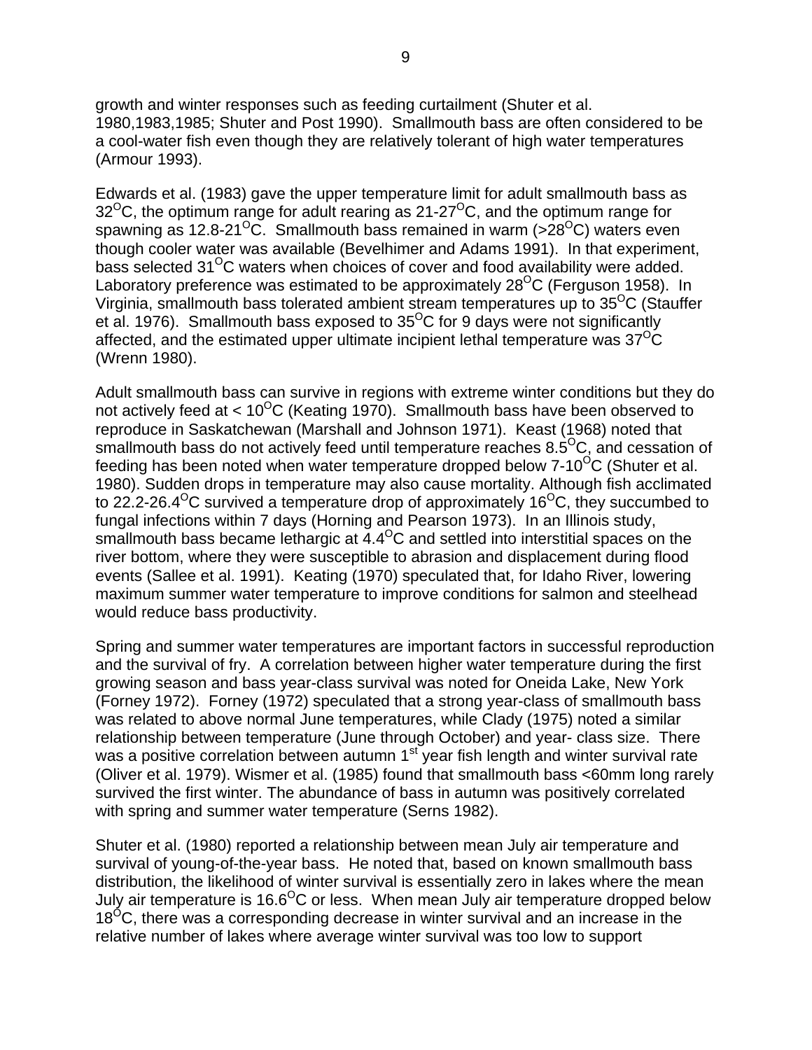growth and winter responses such as feeding curtailment (Shuter et al. 1980,1983,1985; Shuter and Post 1990). Smallmouth bass are often considered to be a cool-water fish even though they are relatively tolerant of high water temperatures (Armour 1993).

Edwards et al. (1983) gave the upper temperature limit for adult smallmouth bass as 32$^{O}$C, the optimum range for adult rearing as 21-27$^{O}$C, and the optimum range for spawning as 12.8-21$^{O}$C. Smallmouth bass remained in warm (>28$^{O}$C) waters even though cooler water was available (Bevelhimer and Adams 1991). In that experiment, bass selected 31$^{O}$C waters when choices of cover and food availability were added. Laboratory preference was estimated to be approximately 28$^{O}$C (Ferguson 1958). In Virginia, smallmouth bass tolerated ambient stream temperatures up to 35$^{O}$C (Stauffer et al. 1976). Smallmouth bass exposed to 35$^{O}$C for 9 days were not significantly affected, and the estimated upper ultimate incipient lethal temperature was 37$^{O}$C (Wrenn 1980).

Adult smallmouth bass can survive in regions with extreme winter conditions but they do not actively feed at < 10$^{O}$C (Keating 1970). Smallmouth bass have been observed to reproduce in Saskatchewan (Marshall and Johnson 1971). Keast (1968) noted that smallmouth bass do not actively feed until temperature reaches 8.5$^{O}$C, and cessation of feeding has been noted when water temperature dropped below 7-10$^{O}$C (Shuter et al. 1980). Sudden drops in temperature may also cause mortality. Although fish acclimated to 22.2-26.4$^{O}$C survived a temperature drop of approximately 16$^{O}$C, they succumbed to fungal infections within 7 days (Horning and Pearson 1973). In an Illinois study, smallmouth bass became lethargic at 4.4$^{O}$C and settled into interstitial spaces on the river bottom, where they were susceptible to abrasion and displacement during flood events (Sallee et al. 1991). Keating (1970) speculated that, for Idaho River, lowering maximum summer water temperature to improve conditions for salmon and steelhead would reduce bass productivity.

Spring and summer water temperatures are important factors in successful reproduction and the survival of fry. A correlation between higher water temperature during the first growing season and bass year-class survival was noted for Oneida Lake, New York (Forney 1972). Forney (1972) speculated that a strong year-class of smallmouth bass was related to above normal June temperatures, while Clady (1975) noted a similar relationship between temperature (June through October) and year- class size. There was a positive correlation between autumn 1$^{st}$ year fish length and winter survival rate (Oliver et al. 1979). Wismer et al. (1985) found that smallmouth bass <60mm long rarely survived the first winter. The abundance of bass in autumn was positively correlated with spring and summer water temperature (Serns 1982).

Shuter et al. (1980) reported a relationship between mean July air temperature and survival of young-of-the-year bass. He noted that, based on known smallmouth bass distribution, the likelihood of winter survival is essentially zero in lakes where the mean July air temperature is 16.6$^{O}$C or less. When mean July air temperature dropped below 18$^{O}$C, there was a corresponding decrease in winter survival and an increase in the relative number of lakes where average winter survival was too low to support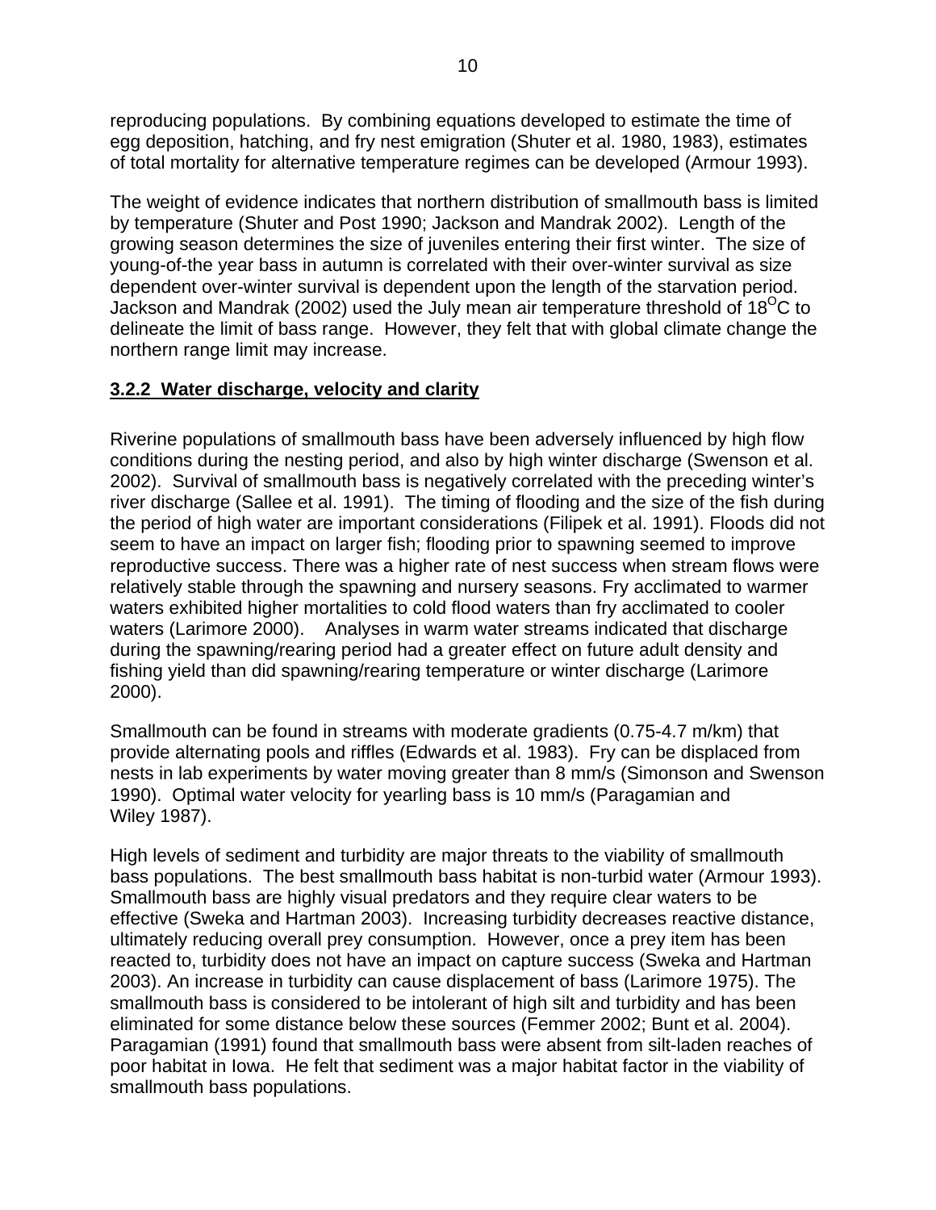reproducing populations. By combining equations developed to estimate the time of egg deposition, hatching, and fry nest emigration (Shuter et al. 1980, 1983), estimates of total mortality for alternative temperature regimes can be developed (Armour 1993).

The weight of evidence indicates that northern distribution of smallmouth bass is limited by temperature (Shuter and Post 1990; Jackson and Mandrak 2002). Length of the growing season determines the size of juveniles entering their first winter. The size of young-of-the year bass in autumn is correlated with their over-winter survival as size dependent over-winter survival is dependent upon the length of the starvation period. Jackson and Mandrak (2002) used the July mean air temperature threshold of $18^{O}C$ to delineate the limit of bass range. However, they felt that with global climate change the northern range limit may increase.

### **3.2.2 Water discharge, velocity and clarity**

Riverine populations of smallmouth bass have been adversely influenced by high flow conditions during the nesting period, and also by high winter discharge (Swenson et al. 2002). Survival of smallmouth bass is negatively correlated with the preceding winter's river discharge (Sallee et al. 1991). The timing of flooding and the size of the fish during the period of high water are important considerations (Filipek et al. 1991). Floods did not seem to have an impact on larger fish; flooding prior to spawning seemed to improve reproductive success. There was a higher rate of nest success when stream flows were relatively stable through the spawning and nursery seasons. Fry acclimated to warmer waters exhibited higher mortalities to cold flood waters than fry acclimated to cooler waters (Larimore 2000). Analyses in warm water streams indicated that discharge during the spawning/rearing period had a greater effect on future adult density and fishing yield than did spawning/rearing temperature or winter discharge (Larimore 2000).

Smallmouth can be found in streams with moderate gradients (0.75-4.7 m/km) that provide alternating pools and riffles (Edwards et al. 1983). Fry can be displaced from nests in lab experiments by water moving greater than 8 mm/s (Simonson and Swenson 1990). Optimal water velocity for yearling bass is 10 mm/s (Paragamian and Wiley 1987).

High levels of sediment and turbidity are major threats to the viability of smallmouth bass populations. The best smallmouth bass habitat is non-turbid water (Armour 1993). Smallmouth bass are highly visual predators and they require clear waters to be effective (Sweka and Hartman 2003). Increasing turbidity decreases reactive distance, ultimately reducing overall prey consumption. However, once a prey item has been reacted to, turbidity does not have an impact on capture success (Sweka and Hartman 2003). An increase in turbidity can cause displacement of bass (Larimore 1975). The smallmouth bass is considered to be intolerant of high silt and turbidity and has been eliminated for some distance below these sources (Femmer 2002; Bunt et al. 2004). Paragamian (1991) found that smallmouth bass were absent from silt-laden reaches of poor habitat in Iowa. He felt that sediment was a major habitat factor in the viability of smallmouth bass populations.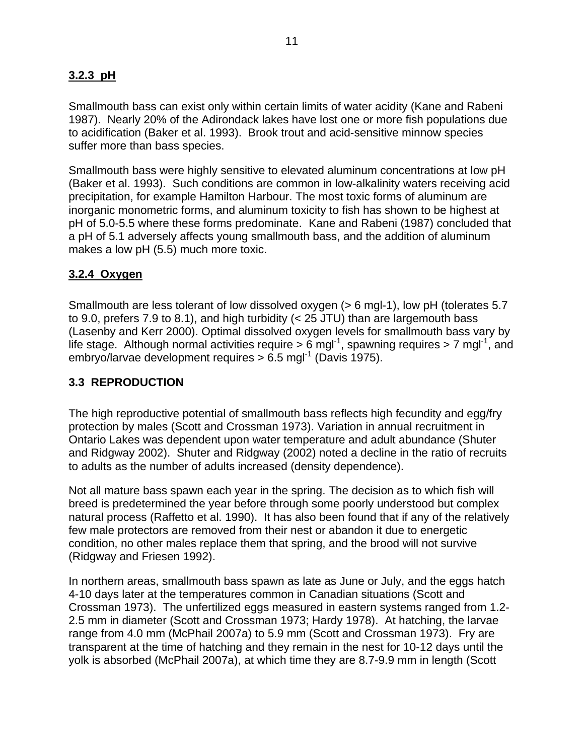### 3.2.3 pH

Smallmouth bass can exist only within certain limits of water acidity (Kane and Rabeni 1987). Nearly 20% of the Adirondack lakes have lost one or more fish populations due to acidification (Baker et al. 1993). Brook trout and acid-sensitive minnow species suffer more than bass species.

Smallmouth bass were highly sensitive to elevated aluminum concentrations at low pH (Baker et al. 1993). Such conditions are common in low-alkalinity waters receiving acid precipitation, for example Hamilton Harbour. The most toxic forms of aluminum are inorganic monometric forms, and aluminum toxicity to fish has shown to be highest at pH of 5.0-5.5 where these forms predominate. Kane and Rabeni (1987) concluded that a pH of 5.1 adversely affects young smallmouth bass, and the addition of aluminum makes a low pH (5.5) much more toxic.

### 3.2.4 Oxygen

Smallmouth are less tolerant of low dissolved oxygen (> 6 mgl-1), low pH (tolerates 5.7 to 9.0, prefers 7.9 to 8.1), and high turbidity (< 25 JTU) than are largemouth bass (Lasenby and Kerr 2000). Optimal dissolved oxygen levels for smallmouth bass vary by life stage. Although normal activities require > 6 $mgl^{-1}$, spawning requires > 7 $mgl^{-1}$, and embryo/larvae development requires > 6.5 $mgl^{-1}$ (Davis 1975).

## 3.3 REPRODUCTION

The high reproductive potential of smallmouth bass reflects high fecundity and egg/fry protection by males (Scott and Crossman 1973). Variation in annual recruitment in Ontario Lakes was dependent upon water temperature and adult abundance (Shuter and Ridgway 2002). Shuter and Ridgway (2002) noted a decline in the ratio of recruits to adults as the number of adults increased (density dependence).

Not all mature bass spawn each year in the spring. The decision as to which fish will breed is predetermined the year before through some poorly understood but complex natural process (Raffetto et al. 1990). It has also been found that if any of the relatively few male protectors are removed from their nest or abandon it due to energetic condition, no other males replace them that spring, and the brood will not survive (Ridgway and Friesen 1992).

In northern areas, smallmouth bass spawn as late as June or July, and the eggs hatch 4-10 days later at the temperatures common in Canadian situations (Scott and Crossman 1973). The unfertilized eggs measured in eastern systems ranged from 1.2-2.5 mm in diameter (Scott and Crossman 1973; Hardy 1978). At hatching, the larvae range from 4.0 mm (McPhail 2007a) to 5.9 mm (Scott and Crossman 1973). Fry are transparent at the time of hatching and they remain in the nest for 10-12 days until the yolk is absorbed (McPhail 2007a), at which time they are 8.7-9.9 mm in length (Scott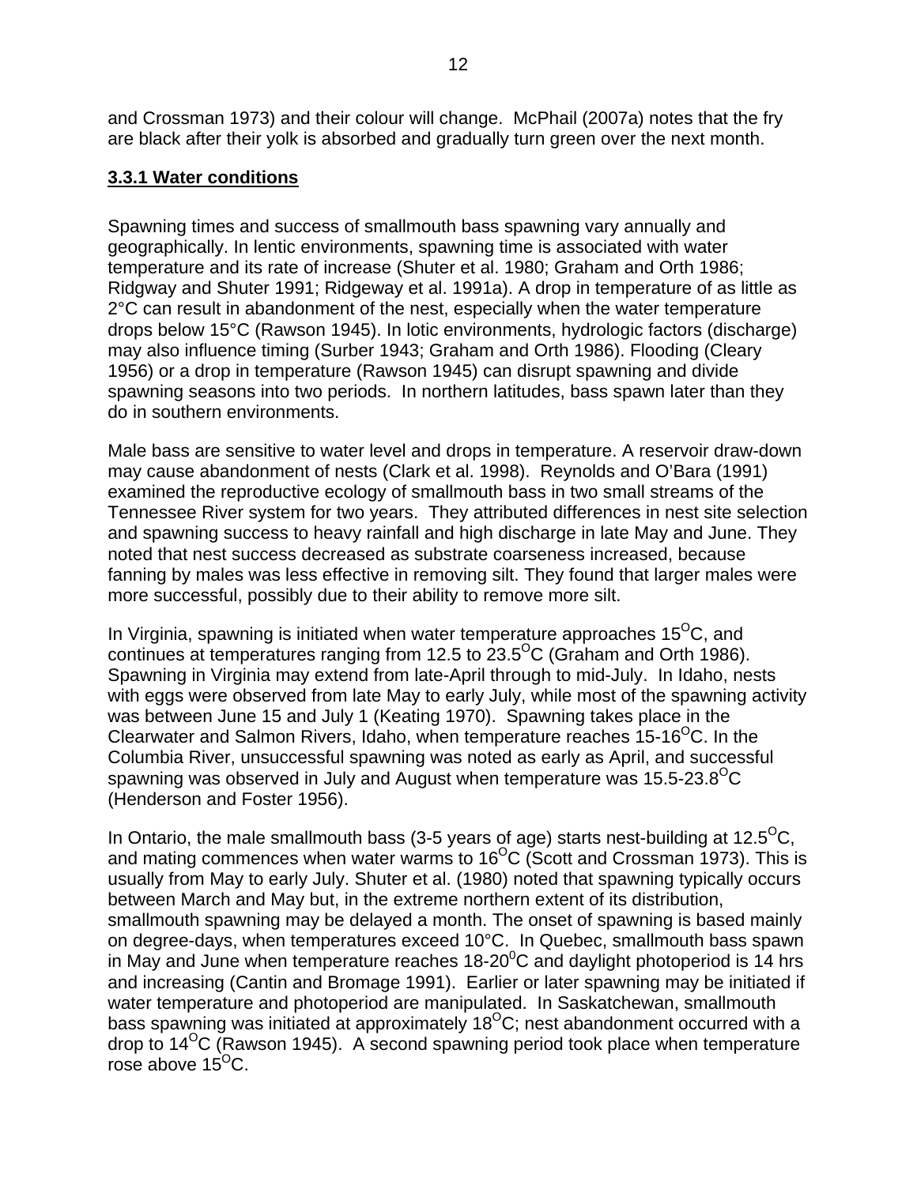and Crossman 1973) and their colour will change. McPhail (2007a) notes that the fry are black after their yolk is absorbed and gradually turn green over the next month.

### 3.3.1 Water conditions

Spawning times and success of smallmouth bass spawning vary annually and geographically. In lentic environments, spawning time is associated with water temperature and its rate of increase (Shuter et al. 1980; Graham and Orth 1986; Ridgway and Shuter 1991; Ridgeway et al. 1991a). A drop in temperature of as little as 2°C can result in abandonment of the nest, especially when the water temperature drops below 15°C (Rawson 1945). In lotic environments, hydrologic factors (discharge) may also influence timing (Surber 1943; Graham and Orth 1986). Flooding (Cleary 1956) or a drop in temperature (Rawson 1945) can disrupt spawning and divide spawning seasons into two periods. In northern latitudes, bass spawn later than they do in southern environments.

Male bass are sensitive to water level and drops in temperature. A reservoir draw-down may cause abandonment of nests (Clark et al. 1998). Reynolds and O'Bara (1991) examined the reproductive ecology of smallmouth bass in two small streams of the Tennessee River system for two years. They attributed differences in nest site selection and spawning success to heavy rainfall and high discharge in late May and June. They noted that nest success decreased as substrate coarseness increased, because fanning by males was less effective in removing silt. They found that larger males were more successful, possibly due to their ability to remove more silt.

In Virginia, spawning is initiated when water temperature approaches 15°C, and continues at temperatures ranging from 12.5 to 23.5°C (Graham and Orth 1986). Spawning in Virginia may extend from late-April through to mid-July. In Idaho, nests with eggs were observed from late May to early July, while most of the spawning activity was between June 15 and July 1 (Keating 1970). Spawning takes place in the Clearwater and Salmon Rivers, Idaho, when temperature reaches 15-16°C. In the Columbia River, unsuccessful spawning was noted as early as April, and successful spawning was observed in July and August when temperature was 15.5-23.8°C (Henderson and Foster 1956).

In Ontario, the male smallmouth bass (3-5 years of age) starts nest-building at 12.5°C, and mating commences when water warms to 16°C (Scott and Crossman 1973). This is usually from May to early July. Shuter et al. (1980) noted that spawning typically occurs between March and May but, in the extreme northern extent of its distribution, smallmouth spawning may be delayed a month. The onset of spawning is based mainly on degree-days, when temperatures exceed 10°C. In Quebec, smallmouth bass spawn in May and June when temperature reaches 18-20°C and daylight photoperiod is 14 hrs and increasing (Cantin and Bromage 1991). Earlier or later spawning may be initiated if water temperature and photoperiod are manipulated. In Saskatchewan, smallmouth bass spawning was initiated at approximately 18°C; nest abandonment occurred with a drop to 14°C (Rawson 1945). A second spawning period took place when temperature rose above 15°C.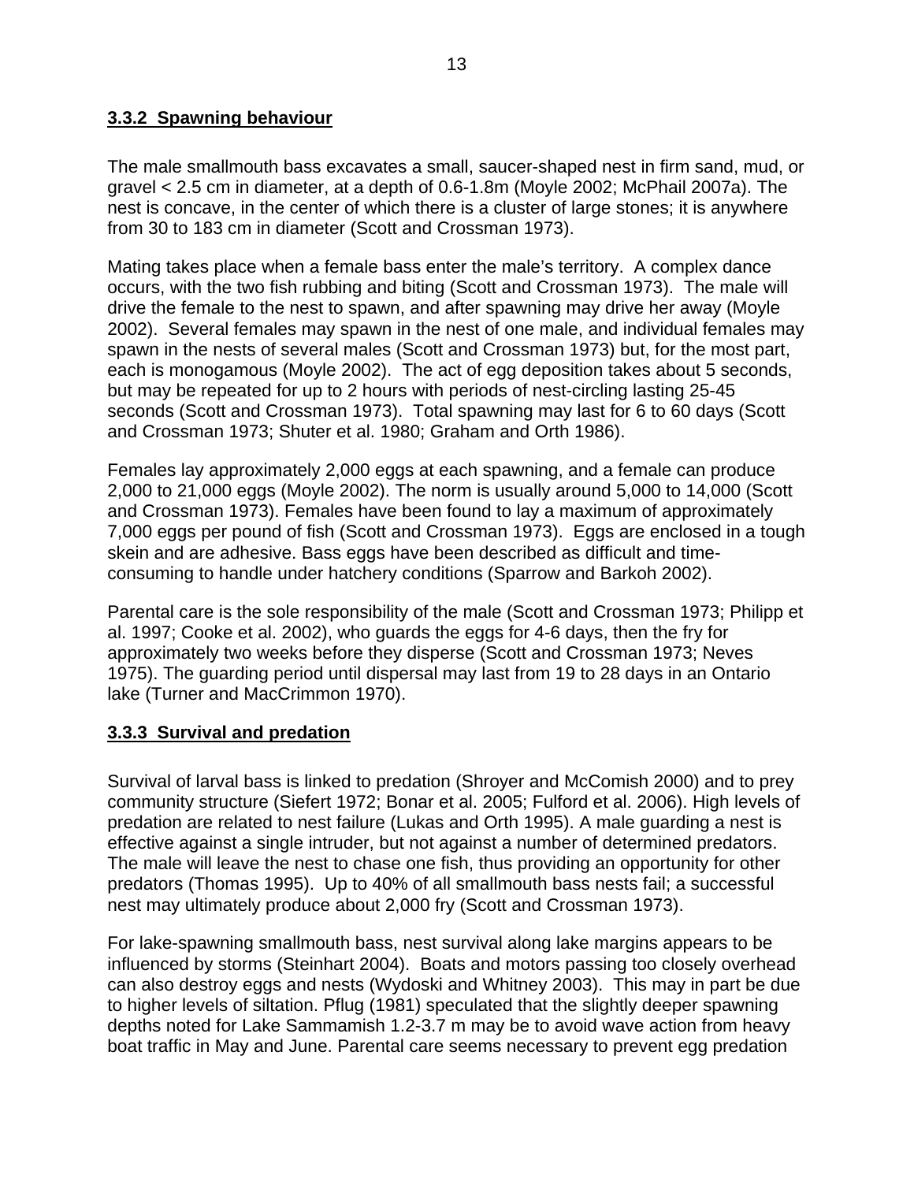### 3.3.2 Spawning behaviour

The male smallmouth bass excavates a small, saucer-shaped nest in firm sand, mud, or gravel < 2.5 cm in diameter, at a depth of 0.6-1.8m (Moyle 2002; McPhail 2007a). The nest is concave, in the center of which there is a cluster of large stones; it is anywhere from 30 to 183 cm in diameter (Scott and Crossman 1973).

Mating takes place when a female bass enter the male's territory. A complex dance occurs, with the two fish rubbing and biting (Scott and Crossman 1973). The male will drive the female to the nest to spawn, and after spawning may drive her away (Moyle 2002). Several females may spawn in the nest of one male, and individual females may spawn in the nests of several males (Scott and Crossman 1973) but, for the most part, each is monogamous (Moyle 2002). The act of egg deposition takes about 5 seconds, but may be repeated for up to 2 hours with periods of nest-circling lasting 25-45 seconds (Scott and Crossman 1973). Total spawning may last for 6 to 60 days (Scott and Crossman 1973; Shuter et al. 1980; Graham and Orth 1986).

Females lay approximately 2,000 eggs at each spawning, and a female can produce 2,000 to 21,000 eggs (Moyle 2002). The norm is usually around 5,000 to 14,000 (Scott and Crossman 1973). Females have been found to lay a maximum of approximately 7,000 eggs per pound of fish (Scott and Crossman 1973). Eggs are enclosed in a tough skein and are adhesive. Bass eggs have been described as difficult and time-consuming to handle under hatchery conditions (Sparrow and Barkoh 2002).

Parental care is the sole responsibility of the male (Scott and Crossman 1973; Philipp et al. 1997; Cooke et al. 2002), who guards the eggs for 4-6 days, then the fry for approximately two weeks before they disperse (Scott and Crossman 1973; Neves 1975). The guarding period until dispersal may last from 19 to 28 days in an Ontario lake (Turner and MacCrimmon 1970).

### 3.3.3 Survival and predation

Survival of larval bass is linked to predation (Shroyer and McComish 2000) and to prey community structure (Siefert 1972; Bonar et al. 2005; Fulford et al. 2006). High levels of predation are related to nest failure (Lukas and Orth 1995). A male guarding a nest is effective against a single intruder, but not against a number of determined predators. The male will leave the nest to chase one fish, thus providing an opportunity for other predators (Thomas 1995). Up to 40% of all smallmouth bass nests fail; a successful nest may ultimately produce about 2,000 fry (Scott and Crossman 1973).

For lake-spawning smallmouth bass, nest survival along lake margins appears to be influenced by storms (Steinhart 2004). Boats and motors passing too closely overhead can also destroy eggs and nests (Wydoski and Whitney 2003). This may in part be due to higher levels of siltation. Pflug (1981) speculated that the slightly deeper spawning depths noted for Lake Sammamish 1.2-3.7 m may be to avoid wave action from heavy boat traffic in May and June. Parental care seems necessary to prevent egg predation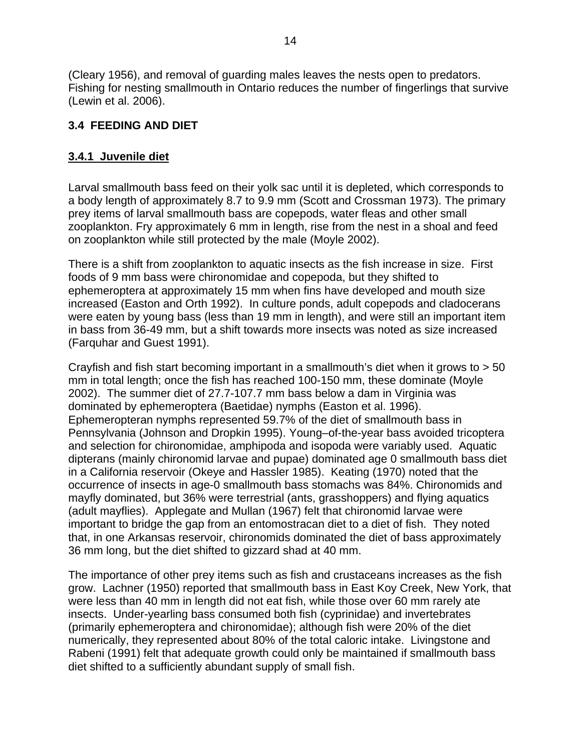(Cleary 1956), and removal of guarding males leaves the nests open to predators. Fishing for nesting smallmouth in Ontario reduces the number of fingerlings that survive (Lewin et al. 2006).

## 3.4 FEEDING AND DIET

### 3.4.1 Juvenile diet

Larval smallmouth bass feed on their yolk sac until it is depleted, which corresponds to a body length of approximately 8.7 to 9.9 mm (Scott and Crossman 1973). The primary prey items of larval smallmouth bass are copepods, water fleas and other small zooplankton. Fry approximately 6 mm in length, rise from the nest in a shoal and feed on zooplankton while still protected by the male (Moyle 2002).

There is a shift from zooplankton to aquatic insects as the fish increase in size. First foods of 9 mm bass were chironomidae and copepoda, but they shifted to ephemeroptera at approximately 15 mm when fins have developed and mouth size increased (Easton and Orth 1992). In culture ponds, adult copepods and cladocerans were eaten by young bass (less than 19 mm in length), and were still an important item in bass from 36-49 mm, but a shift towards more insects was noted as size increased (Farquhar and Guest 1991).

Crayfish and fish start becoming important in a smallmouth's diet when it grows to > 50 mm in total length; once the fish has reached 100-150 mm, these dominate (Moyle 2002). The summer diet of 27.7-107.7 mm bass below a dam in Virginia was dominated by ephemeroptera (Baetidae) nymphs (Easton et al. 1996). Ephemeropteran nymphs represented 59.7% of the diet of smallmouth bass in Pennsylvania (Johnson and Dropkin 1995). Young–of-the-year bass avoided tricoptera and selection for chironomidae, amphipoda and isopoda were variably used. Aquatic dipterans (mainly chironomid larvae and pupae) dominated age 0 smallmouth bass diet in a California reservoir (Okeye and Hassler 1985). Keating (1970) noted that the occurrence of insects in age-0 smallmouth bass stomachs was 84%. Chironomids and mayfly dominated, but 36% were terrestrial (ants, grasshoppers) and flying aquatics (adult mayflies). Applegate and Mullan (1967) felt that chironomid larvae were important to bridge the gap from an entomostracan diet to a diet of fish. They noted that, in one Arkansas reservoir, chironomids dominated the diet of bass approximately 36 mm long, but the diet shifted to gizzard shad at 40 mm.

The importance of other prey items such as fish and crustaceans increases as the fish grow. Lachner (1950) reported that smallmouth bass in East Koy Creek, New York, that were less than 40 mm in length did not eat fish, while those over 60 mm rarely ate insects. Under-yearling bass consumed both fish (cyprinidae) and invertebrates (primarily ephemeroptera and chironomidae); although fish were 20% of the diet numerically, they represented about 80% of the total caloric intake. Livingstone and Rabeni (1991) felt that adequate growth could only be maintained if smallmouth bass diet shifted to a sufficiently abundant supply of small fish.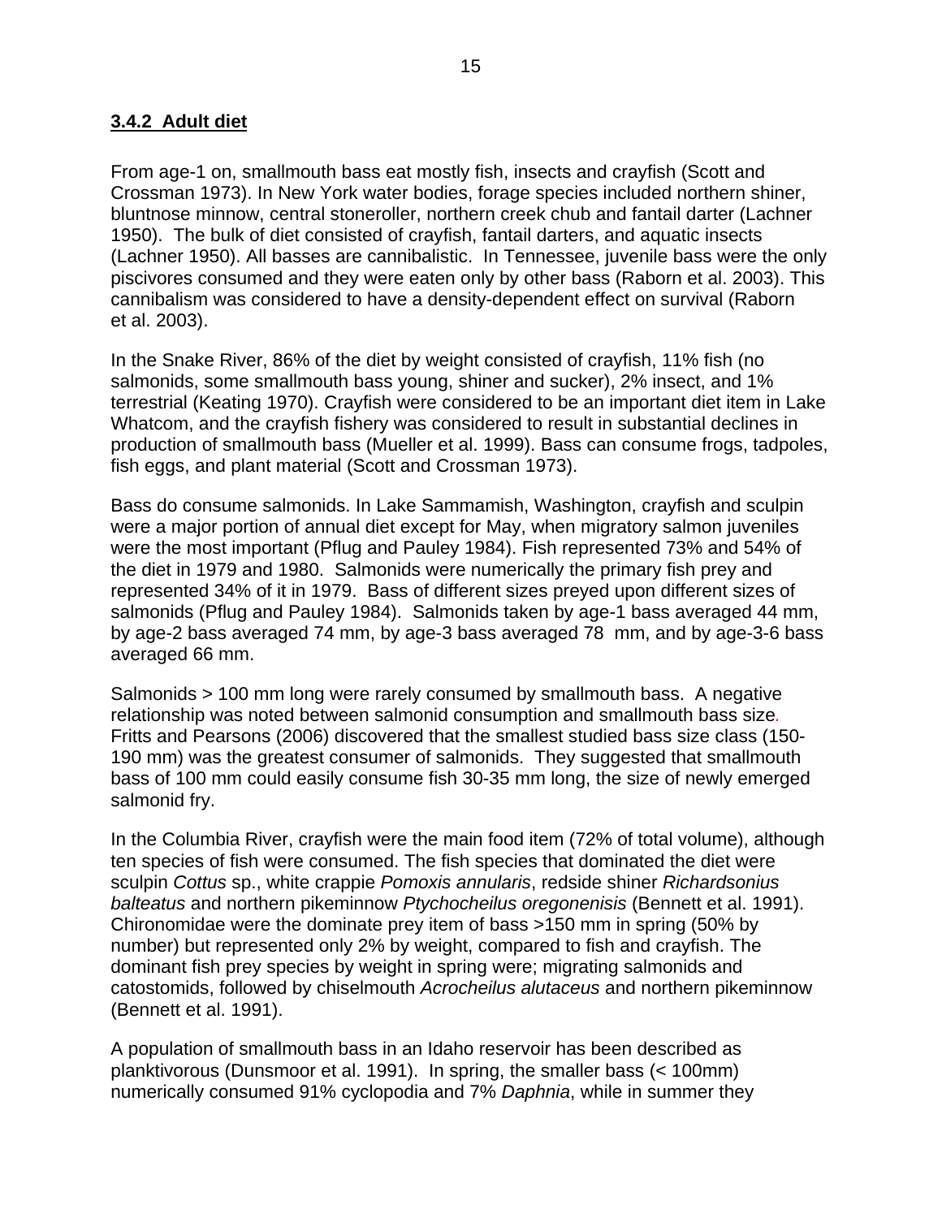### 3.4.2 Adult diet

From age-1 on, smallmouth bass eat mostly fish, insects and crayfish (Scott and Crossman 1973). In New York water bodies, forage species included northern shiner, bluntnose minnow, central stoneroller, northern creek chub and fantail darter (Lachner 1950). The bulk of diet consisted of crayfish, fantail darters, and aquatic insects (Lachner 1950). All basses are cannibalistic. In Tennessee, juvenile bass were the only piscivores consumed and they were eaten only by other bass (Raborn et al. 2003). This cannibalism was considered to have a density-dependent effect on survival (Raborn et al. 2003).

In the Snake River, 86% of the diet by weight consisted of crayfish, 11% fish (no salmonids, some smallmouth bass young, shiner and sucker), 2% insect, and 1% terrestrial (Keating 1970). Crayfish were considered to be an important diet item in Lake Whatcom, and the crayfish fishery was considered to result in substantial declines in production of smallmouth bass (Mueller et al. 1999). Bass can consume frogs, tadpoles, fish eggs, and plant material (Scott and Crossman 1973).

Bass do consume salmonids. In Lake Sammamish, Washington, crayfish and sculpin were a major portion of annual diet except for May, when migratory salmon juveniles were the most important (Pflug and Pauley 1984). Fish represented 73% and 54% of the diet in 1979 and 1980. Salmonids were numerically the primary fish prey and represented 34% of it in 1979. Bass of different sizes preyed upon different sizes of salmonids (Pflug and Pauley 1984). Salmonids taken by age-1 bass averaged 44 mm, by age-2 bass averaged 74 mm, by age-3 bass averaged 78 mm, and by age-3-6 bass averaged 66 mm.

Salmonids > 100 mm long were rarely consumed by smallmouth bass. A negative relationship was noted between salmonid consumption and smallmouth bass size. Fritts and Pearsons (2006) discovered that the smallest studied bass size class (150-190 mm) was the greatest consumer of salmonids. They suggested that smallmouth bass of 100 mm could easily consume fish 30-35 mm long, the size of newly emerged salmonid fry.

In the Columbia River, crayfish were the main food item (72% of total volume), although ten species of fish were consumed. The fish species that dominated the diet were sculpin *Cottus* sp., white crappie *Pomoxis annularis*, redside shiner *Richardsonius balteatus* and northern pikeminnow *Ptychocheilus oregonenisis* (Bennett et al. 1991). Chironomidae were the dominate prey item of bass >150 mm in spring (50% by number) but represented only 2% by weight, compared to fish and crayfish. The dominant fish prey species by weight in spring were; migrating salmonids and catostomids, followed by chiselmouth *Acrocheilus alutaceus* and northern pikeminnow (Bennett et al. 1991).

A population of smallmouth bass in an Idaho reservoir has been described as planktivorous (Dunsmoor et al. 1991). In spring, the smaller bass (< 100mm) numerically consumed 91% cyclopodia and 7% *Daphnia*, while in summer they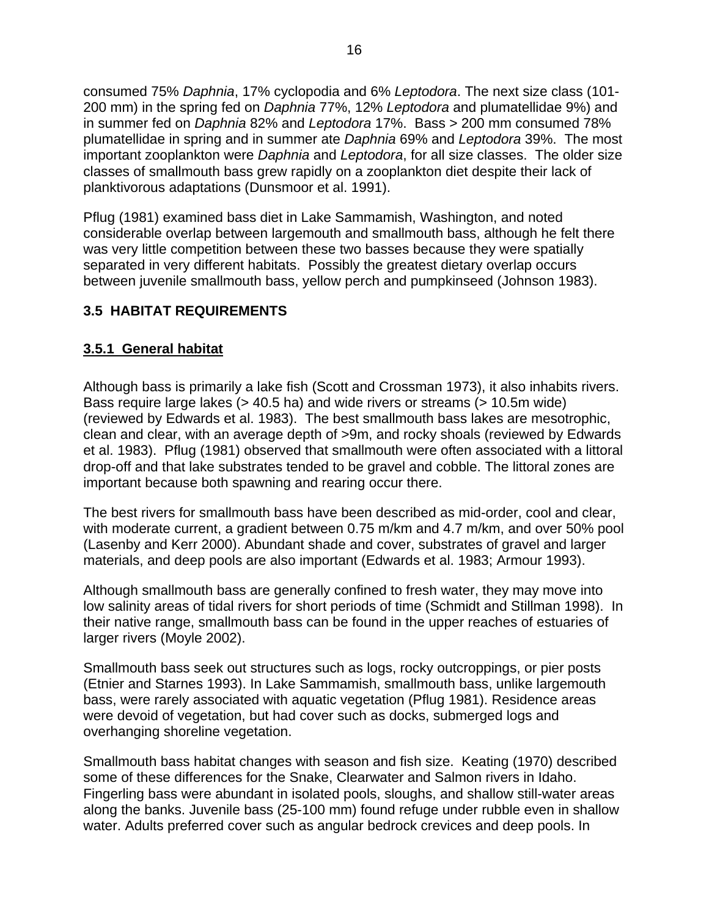consumed 75% *Daphnia*, 17% cyclopodia and 6% *Leptodora*. The next size class (101-200 mm) in the spring fed on *Daphnia* 77%, 12% *Leptodora* and plumatellidae 9%) and in summer fed on *Daphnia* 82% and *Leptodora* 17%. Bass > 200 mm consumed 78% plumatellidae in spring and in summer ate *Daphnia* 69% and *Leptodora* 39%. The most important zooplankton were *Daphnia* and *Leptodora*, for all size classes. The older size classes of smallmouth bass grew rapidly on a zooplankton diet despite their lack of planktivorous adaptations (Dunsmoor et al. 1991).

Pflug (1981) examined bass diet in Lake Sammamish, Washington, and noted considerable overlap between largemouth and smallmouth bass, although he felt there was very little competition between these two basses because they were spatially separated in very different habitats. Possibly the greatest dietary overlap occurs between juvenile smallmouth bass, yellow perch and pumpkinseed (Johnson 1983).

## 3.5 HABITAT REQUIREMENTS

### 3.5.1 General habitat

Although bass is primarily a lake fish (Scott and Crossman 1973), it also inhabits rivers. Bass require large lakes (> 40.5 ha) and wide rivers or streams (> 10.5m wide) (reviewed by Edwards et al. 1983). The best smallmouth bass lakes are mesotrophic, clean and clear, with an average depth of >9m, and rocky shoals (reviewed by Edwards et al. 1983). Pflug (1981) observed that smallmouth were often associated with a littoral drop-off and that lake substrates tended to be gravel and cobble. The littoral zones are important because both spawning and rearing occur there.

The best rivers for smallmouth bass have been described as mid-order, cool and clear, with moderate current, a gradient between 0.75 m/km and 4.7 m/km, and over 50% pool (Lasenby and Kerr 2000). Abundant shade and cover, substrates of gravel and larger materials, and deep pools are also important (Edwards et al. 1983; Armour 1993).

Although smallmouth bass are generally confined to fresh water, they may move into low salinity areas of tidal rivers for short periods of time (Schmidt and Stillman 1998). In their native range, smallmouth bass can be found in the upper reaches of estuaries of larger rivers (Moyle 2002).

Smallmouth bass seek out structures such as logs, rocky outcroppings, or pier posts (Etnier and Starnes 1993). In Lake Sammamish, smallmouth bass, unlike largemouth bass, were rarely associated with aquatic vegetation (Pflug 1981). Residence areas were devoid of vegetation, but had cover such as docks, submerged logs and overhanging shoreline vegetation.

Smallmouth bass habitat changes with season and fish size. Keating (1970) described some of these differences for the Snake, Clearwater and Salmon rivers in Idaho. Fingerling bass were abundant in isolated pools, sloughs, and shallow still-water areas along the banks. Juvenile bass (25-100 mm) found refuge under rubble even in shallow water. Adults preferred cover such as angular bedrock crevices and deep pools. In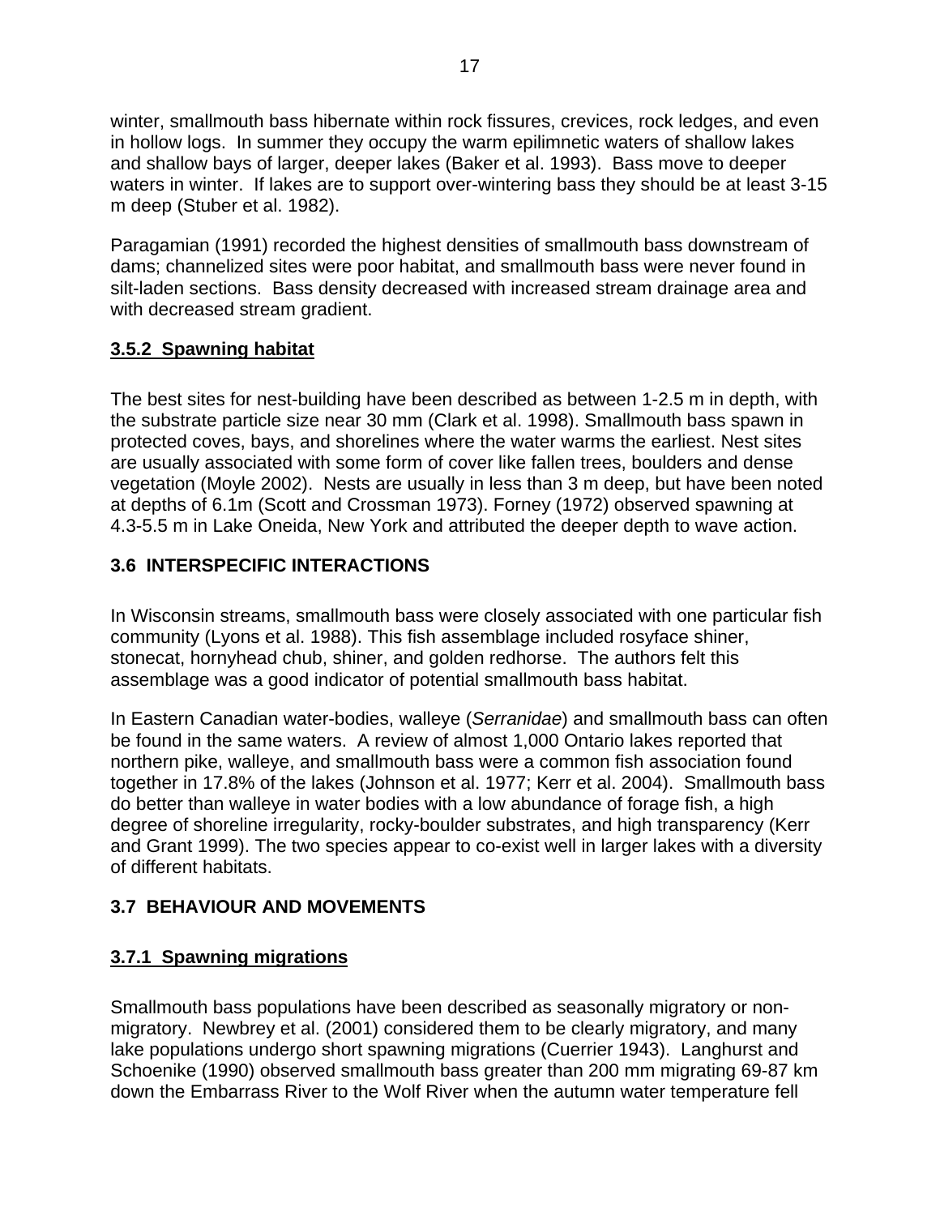winter, smallmouth bass hibernate within rock fissures, crevices, rock ledges, and even in hollow logs. In summer they occupy the warm epilimnetic waters of shallow lakes and shallow bays of larger, deeper lakes (Baker et al. 1993). Bass move to deeper waters in winter. If lakes are to support over-wintering bass they should be at least 3-15 m deep (Stuber et al. 1982).

Paragamian (1991) recorded the highest densities of smallmouth bass downstream of dams; channelized sites were poor habitat, and smallmouth bass were never found in silt-laden sections. Bass density decreased with increased stream drainage area and with decreased stream gradient.

### 3.5.2 Spawning habitat

The best sites for nest-building have been described as between 1-2.5 m in depth, with the substrate particle size near 30 mm (Clark et al. 1998). Smallmouth bass spawn in protected coves, bays, and shorelines where the water warms the earliest. Nest sites are usually associated with some form of cover like fallen trees, boulders and dense vegetation (Moyle 2002). Nests are usually in less than 3 m deep, but have been noted at depths of 6.1m (Scott and Crossman 1973). Forney (1972) observed spawning at 4.3-5.5 m in Lake Oneida, New York and attributed the deeper depth to wave action.

## 3.6 INTERSPECIFIC INTERACTIONS

In Wisconsin streams, smallmouth bass were closely associated with one particular fish community (Lyons et al. 1988). This fish assemblage included rosyface shiner, stonecat, hornyhead chub, shiner, and golden redhorse. The authors felt this assemblage was a good indicator of potential smallmouth bass habitat.

In Eastern Canadian water-bodies, walleye (*Serranidae*) and smallmouth bass can often be found in the same waters. A review of almost 1,000 Ontario lakes reported that northern pike, walleye, and smallmouth bass were a common fish association found together in 17.8% of the lakes (Johnson et al. 1977; Kerr et al. 2004). Smallmouth bass do better than walleye in water bodies with a low abundance of forage fish, a high degree of shoreline irregularity, rocky-boulder substrates, and high transparency (Kerr and Grant 1999). The two species appear to co-exist well in larger lakes with a diversity of different habitats.

## 3.7 BEHAVIOUR AND MOVEMENTS

### 3.7.1 Spawning migrations

Smallmouth bass populations have been described as seasonally migratory or non-migratory. Newbrey et al. (2001) considered them to be clearly migratory, and many lake populations undergo short spawning migrations (Cuerrier 1943). Langhurst and Schoenike (1990) observed smallmouth bass greater than 200 mm migrating 69-87 km down the Embarrass River to the Wolf River when the autumn water temperature fell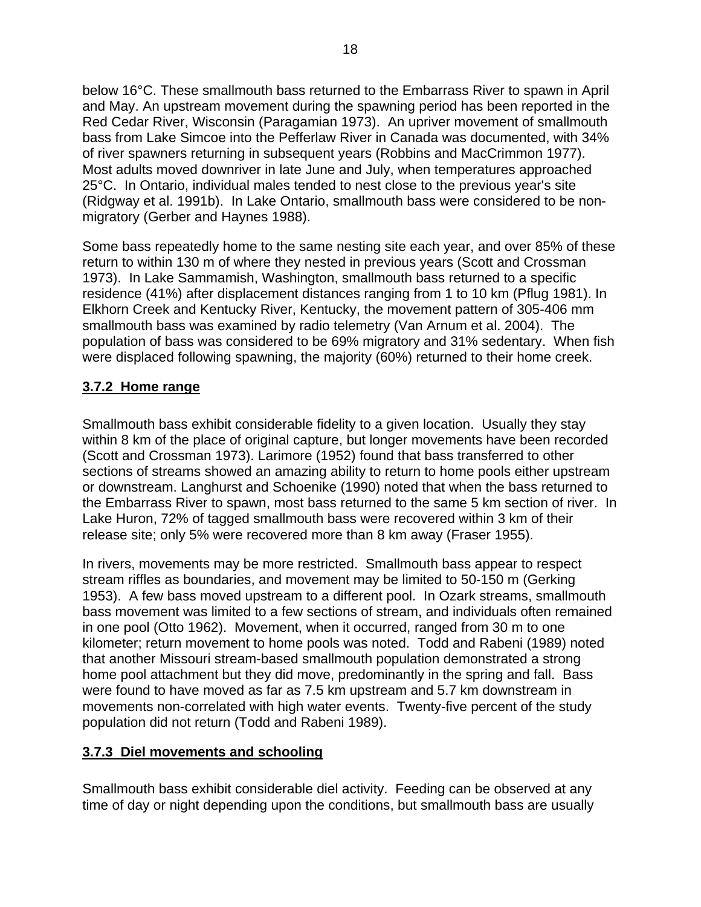below 16°C. These smallmouth bass returned to the Embarrass River to spawn in April and May. An upstream movement during the spawning period has been reported in the Red Cedar River, Wisconsin (Paragamian 1973). An upriver movement of smallmouth bass from Lake Simcoe into the Pefferlaw River in Canada was documented, with 34% of river spawners returning in subsequent years (Robbins and MacCrimmon 1977). Most adults moved downriver in late June and July, when temperatures approached 25°C. In Ontario, individual males tended to nest close to the previous year's site (Ridgway et al. 1991b). In Lake Ontario, smallmouth bass were considered to be non-migratory (Gerber and Haynes 1988).

Some bass repeatedly home to the same nesting site each year, and over 85% of these return to within 130 m of where they nested in previous years (Scott and Crossman 1973). In Lake Sammamish, Washington, smallmouth bass returned to a specific residence (41%) after displacement distances ranging from 1 to 10 km (Pflug 1981). In Elkhorn Creek and Kentucky River, Kentucky, the movement pattern of 305-406 mm smallmouth bass was examined by radio telemetry (Van Arnum et al. 2004). The population of bass was considered to be 69% migratory and 31% sedentary. When fish were displaced following spawning, the majority (60%) returned to their home creek.

### 3.7.2 Home range

Smallmouth bass exhibit considerable fidelity to a given location. Usually they stay within 8 km of the place of original capture, but longer movements have been recorded (Scott and Crossman 1973). Larimore (1952) found that bass transferred to other sections of streams showed an amazing ability to return to home pools either upstream or downstream. Langhurst and Schoenike (1990) noted that when the bass returned to the Embarrass River to spawn, most bass returned to the same 5 km section of river. In Lake Huron, 72% of tagged smallmouth bass were recovered within 3 km of their release site; only 5% were recovered more than 8 km away (Fraser 1955).

In rivers, movements may be more restricted. Smallmouth bass appear to respect stream riffles as boundaries, and movement may be limited to 50-150 m (Gerking 1953). A few bass moved upstream to a different pool. In Ozark streams, smallmouth bass movement was limited to a few sections of stream, and individuals often remained in one pool (Otto 1962). Movement, when it occurred, ranged from 30 m to one kilometer; return movement to home pools was noted. Todd and Rabeni (1989) noted that another Missouri stream-based smallmouth population demonstrated a strong home pool attachment but they did move, predominantly in the spring and fall. Bass were found to have moved as far as 7.5 km upstream and 5.7 km downstream in movements non-correlated with high water events. Twenty-five percent of the study population did not return (Todd and Rabeni 1989).

### 3.7.3 Diel movements and schooling

Smallmouth bass exhibit considerable diel activity. Feeding can be observed at any time of day or night depending upon the conditions, but smallmouth bass are usually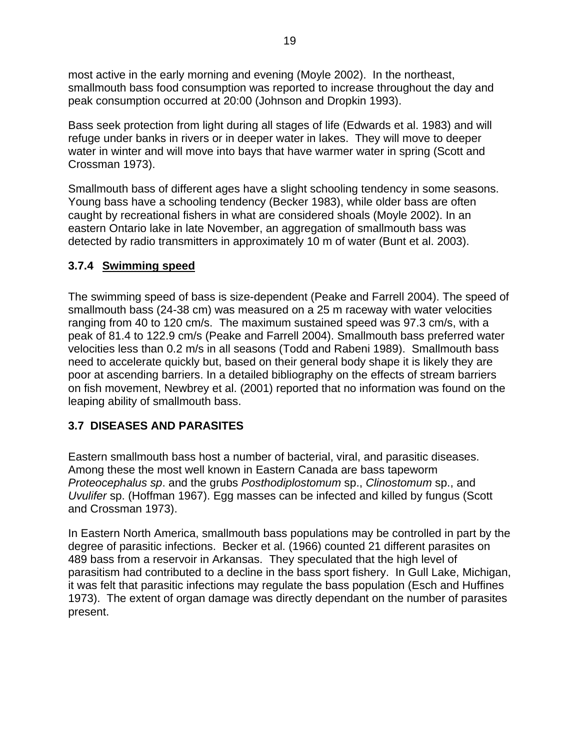most active in the early morning and evening (Moyle 2002). In the northeast, smallmouth bass food consumption was reported to increase throughout the day and peak consumption occurred at 20:00 (Johnson and Dropkin 1993).

Bass seek protection from light during all stages of life (Edwards et al. 1983) and will refuge under banks in rivers or in deeper water in lakes. They will move to deeper water in winter and will move into bays that have warmer water in spring (Scott and Crossman 1973).

Smallmouth bass of different ages have a slight schooling tendency in some seasons. Young bass have a schooling tendency (Becker 1983), while older bass are often caught by recreational fishers in what are considered shoals (Moyle 2002). In an eastern Ontario lake in late November, an aggregation of smallmouth bass was detected by radio transmitters in approximately 10 m of water (Bunt et al. 2003).

### 3.7.4 <u>Swimming speed</u>

The swimming speed of bass is size-dependent (Peake and Farrell 2004). The speed of smallmouth bass (24-38 cm) was measured on a 25 m raceway with water velocities ranging from 40 to 120 cm/s. The maximum sustained speed was 97.3 cm/s, with a peak of 81.4 to 122.9 cm/s (Peake and Farrell 2004). Smallmouth bass preferred water velocities less than 0.2 m/s in all seasons (Todd and Rabeni 1989). Smallmouth bass need to accelerate quickly but, based on their general body shape it is likely they are poor at ascending barriers. In a detailed bibliography on the effects of stream barriers on fish movement, Newbrey et al. (2001) reported that no information was found on the leaping ability of smallmouth bass.

## 3.7 DISEASES AND PARASITES

Eastern smallmouth bass host a number of bacterial, viral, and parasitic diseases. Among these the most well known in Eastern Canada are bass tapeworm *Proteocephalus sp*. and the grubs *Posthodiplostomum* sp., *Clinostomum* sp., and *Uvulifer* sp. (Hoffman 1967). Egg masses can be infected and killed by fungus (Scott and Crossman 1973).

In Eastern North America, smallmouth bass populations may be controlled in part by the degree of parasitic infections. Becker et al. (1966) counted 21 different parasites on 489 bass from a reservoir in Arkansas. They speculated that the high level of parasitism had contributed to a decline in the bass sport fishery. In Gull Lake, Michigan, it was felt that parasitic infections may regulate the bass population (Esch and Huffines 1973). The extent of organ damage was directly dependant on the number of parasites present.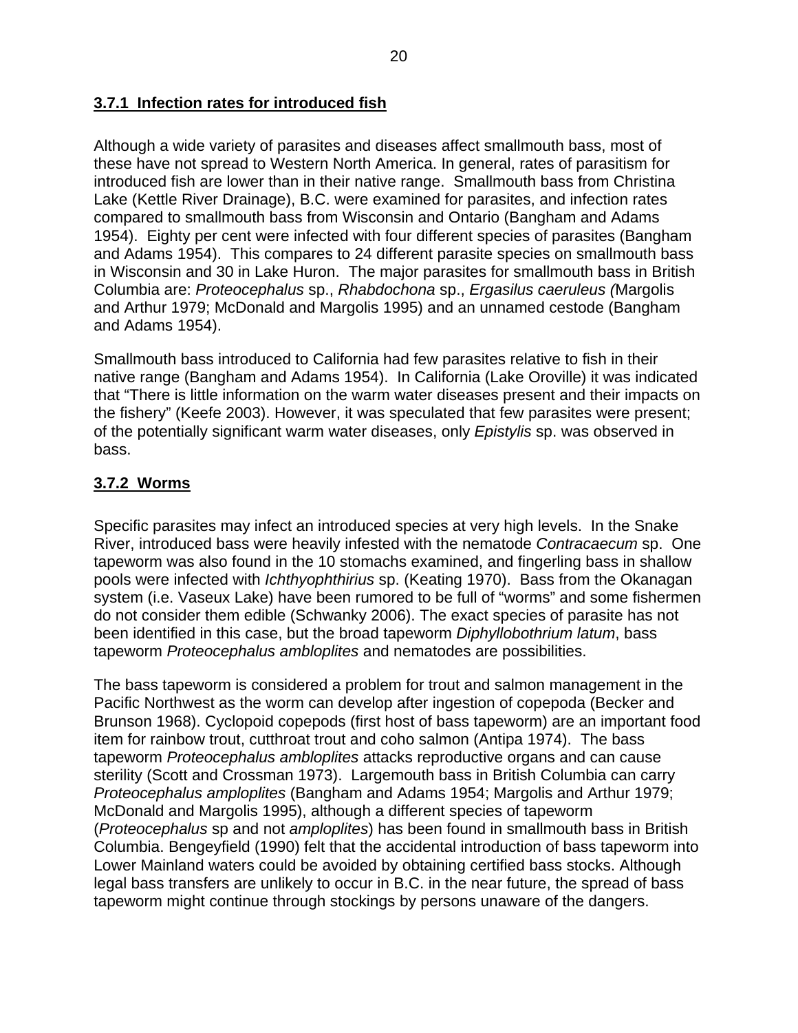### 3.7.1 Infection rates for introduced fish

Although a wide variety of parasites and diseases affect smallmouth bass, most of these have not spread to Western North America. In general, rates of parasitism for introduced fish are lower than in their native range. Smallmouth bass from Christina Lake (Kettle River Drainage), B.C. were examined for parasites, and infection rates compared to smallmouth bass from Wisconsin and Ontario (Bangham and Adams 1954). Eighty per cent were infected with four different species of parasites (Bangham and Adams 1954). This compares to 24 different parasite species on smallmouth bass in Wisconsin and 30 in Lake Huron. The major parasites for smallmouth bass in British Columbia are: *Proteocephalus* sp., *Rhabdochona* sp., *Ergasilus caeruleus (*Margolis and Arthur 1979; McDonald and Margolis 1995) and an unnamed cestode (Bangham and Adams 1954).

Smallmouth bass introduced to California had few parasites relative to fish in their native range (Bangham and Adams 1954). In California (Lake Oroville) it was indicated that "There is little information on the warm water diseases present and their impacts on the fishery" (Keefe 2003). However, it was speculated that few parasites were present; of the potentially significant warm water diseases, only *Epistylis* sp. was observed in bass.

### 3.7.2 Worms

Specific parasites may infect an introduced species at very high levels. In the Snake River, introduced bass were heavily infested with the nematode *Contracaecum* sp. One tapeworm was also found in the 10 stomachs examined, and fingerling bass in shallow pools were infected with *Ichthyophthirius* sp. (Keating 1970). Bass from the Okanagan system (i.e. Vaseux Lake) have been rumored to be full of "worms" and some fishermen do not consider them edible (Schwanky 2006). The exact species of parasite has not been identified in this case, but the broad tapeworm *Diphyllobothrium latum*, bass tapeworm *Proteocephalus ambloplites* and nematodes are possibilities.

The bass tapeworm is considered a problem for trout and salmon management in the Pacific Northwest as the worm can develop after ingestion of copepoda (Becker and Brunson 1968). Cyclopoid copepods (first host of bass tapeworm) are an important food item for rainbow trout, cutthroat trout and coho salmon (Antipa 1974). The bass tapeworm *Proteocephalus ambloplites* attacks reproductive organs and can cause sterility (Scott and Crossman 1973). Largemouth bass in British Columbia can carry *Proteocephalus amploplites* (Bangham and Adams 1954; Margolis and Arthur 1979; McDonald and Margolis 1995), although a different species of tapeworm (*Proteocephalus* sp and not *amploplites*) has been found in smallmouth bass in British Columbia. Bengeyfield (1990) felt that the accidental introduction of bass tapeworm into Lower Mainland waters could be avoided by obtaining certified bass stocks. Although legal bass transfers are unlikely to occur in B.C. in the near future, the spread of bass tapeworm might continue through stockings by persons unaware of the dangers.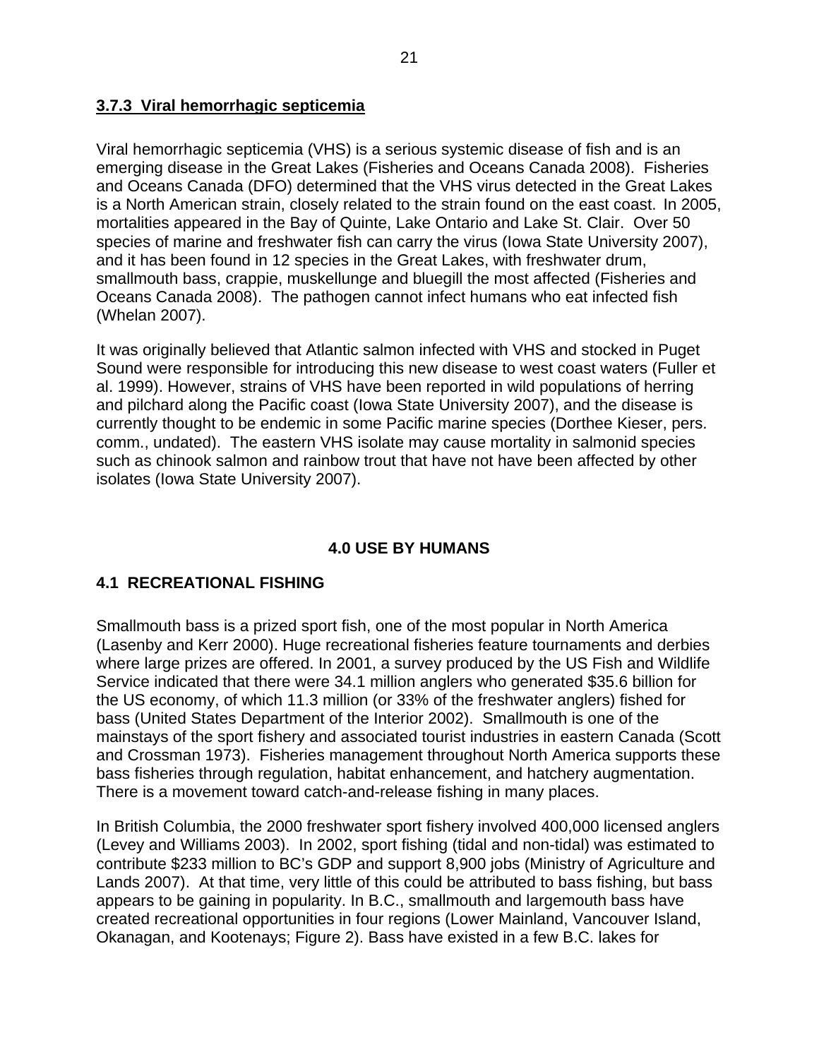### 3.7.3 Viral hemorrhagic septicemia

Viral hemorrhagic septicemia (VHS) is a serious systemic disease of fish and is an emerging disease in the Great Lakes (Fisheries and Oceans Canada 2008). Fisheries and Oceans Canada (DFO) determined that the VHS virus detected in the Great Lakes is a North American strain, closely related to the strain found on the east coast. In 2005, mortalities appeared in the Bay of Quinte, Lake Ontario and Lake St. Clair. Over 50 species of marine and freshwater fish can carry the virus (Iowa State University 2007), and it has been found in 12 species in the Great Lakes, with freshwater drum, smallmouth bass, crappie, muskellunge and bluegill the most affected (Fisheries and Oceans Canada 2008). The pathogen cannot infect humans who eat infected fish (Whelan 2007).

It was originally believed that Atlantic salmon infected with VHS and stocked in Puget Sound were responsible for introducing this new disease to west coast waters (Fuller et al. 1999). However, strains of VHS have been reported in wild populations of herring and pilchard along the Pacific coast (Iowa State University 2007), and the disease is currently thought to be endemic in some Pacific marine species (Dorthee Kieser, pers. comm., undated). The eastern VHS isolate may cause mortality in salmonid species such as chinook salmon and rainbow trout that have not have been affected by other isolates (Iowa State University 2007).

# 4.0 USE BY HUMANS

## 4.1 RECREATIONAL FISHING

Smallmouth bass is a prized sport fish, one of the most popular in North America (Lasenby and Kerr 2000). Huge recreational fisheries feature tournaments and derbies where large prizes are offered. In 2001, a survey produced by the US Fish and Wildlife Service indicated that there were 34.1 million anglers who generated $35.6 billion for the US economy, of which 11.3 million (or 33% of the freshwater anglers) fished for bass (United States Department of the Interior 2002). Smallmouth is one of the mainstays of the sport fishery and associated tourist industries in eastern Canada (Scott and Crossman 1973). Fisheries management throughout North America supports these bass fisheries through regulation, habitat enhancement, and hatchery augmentation. There is a movement toward catch-and-release fishing in many places.

In British Columbia, the 2000 freshwater sport fishery involved 400,000 licensed anglers (Levey and Williams 2003). In 2002, sport fishing (tidal and non-tidal) was estimated to contribute $233 million to BC's GDP and support 8,900 jobs (Ministry of Agriculture and Lands 2007). At that time, very little of this could be attributed to bass fishing, but bass appears to be gaining in popularity. In B.C., smallmouth and largemouth bass have created recreational opportunities in four regions (Lower Mainland, Vancouver Island, Okanagan, and Kootenays; Figure 2). Bass have existed in a few B.C. lakes for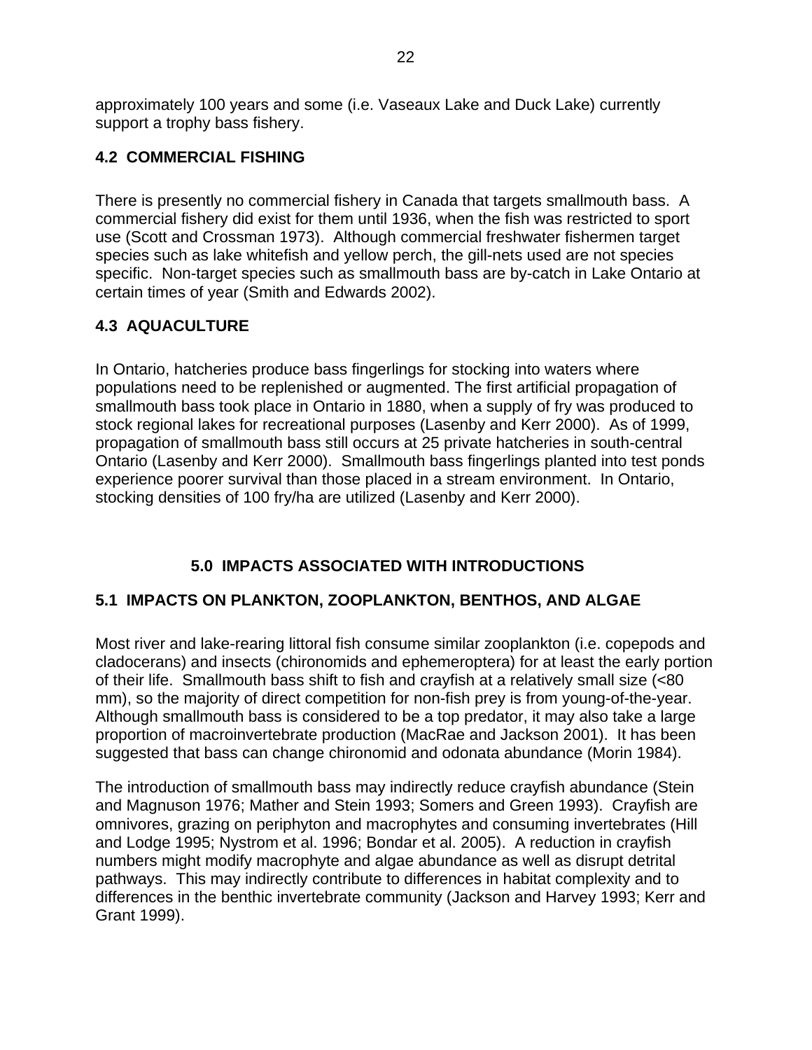approximately 100 years and some (i.e. Vaseaux Lake and Duck Lake) currently support a trophy bass fishery.

## 4.2 COMMERCIAL FISHING

There is presently no commercial fishery in Canada that targets smallmouth bass. A commercial fishery did exist for them until 1936, when the fish was restricted to sport use (Scott and Crossman 1973). Although commercial freshwater fishermen target species such as lake whitefish and yellow perch, the gill-nets used are not species specific. Non-target species such as smallmouth bass are by-catch in Lake Ontario at certain times of year (Smith and Edwards 2002).

## 4.3 AQUACULTURE

In Ontario, hatcheries produce bass fingerlings for stocking into waters where populations need to be replenished or augmented. The first artificial propagation of smallmouth bass took place in Ontario in 1880, when a supply of fry was produced to stock regional lakes for recreational purposes (Lasenby and Kerr 2000). As of 1999, propagation of smallmouth bass still occurs at 25 private hatcheries in south-central Ontario (Lasenby and Kerr 2000). Smallmouth bass fingerlings planted into test ponds experience poorer survival than those placed in a stream environment. In Ontario, stocking densities of 100 fry/ha are utilized (Lasenby and Kerr 2000).

# 5.0 IMPACTS ASSOCIATED WITH INTRODUCTIONS

## 5.1 IMPACTS ON PLANKTON, ZOOPLANKTON, BENTHOS, AND ALGAE

Most river and lake-rearing littoral fish consume similar zooplankton (i.e. copepods and cladocerans) and insects (chironomids and ephemeroptera) for at least the early portion of their life. Smallmouth bass shift to fish and crayfish at a relatively small size (<80 mm), so the majority of direct competition for non-fish prey is from young-of-the-year. Although smallmouth bass is considered to be a top predator, it may also take a large proportion of macroinvertebrate production (MacRae and Jackson 2001). It has been suggested that bass can change chironomid and odonata abundance (Morin 1984).

The introduction of smallmouth bass may indirectly reduce crayfish abundance (Stein and Magnuson 1976; Mather and Stein 1993; Somers and Green 1993). Crayfish are omnivores, grazing on periphyton and macrophytes and consuming invertebrates (Hill and Lodge 1995; Nystrom et al. 1996; Bondar et al. 2005). A reduction in crayfish numbers might modify macrophyte and algae abundance as well as disrupt detrital pathways. This may indirectly contribute to differences in habitat complexity and to differences in the benthic invertebrate community (Jackson and Harvey 1993; Kerr and Grant 1999).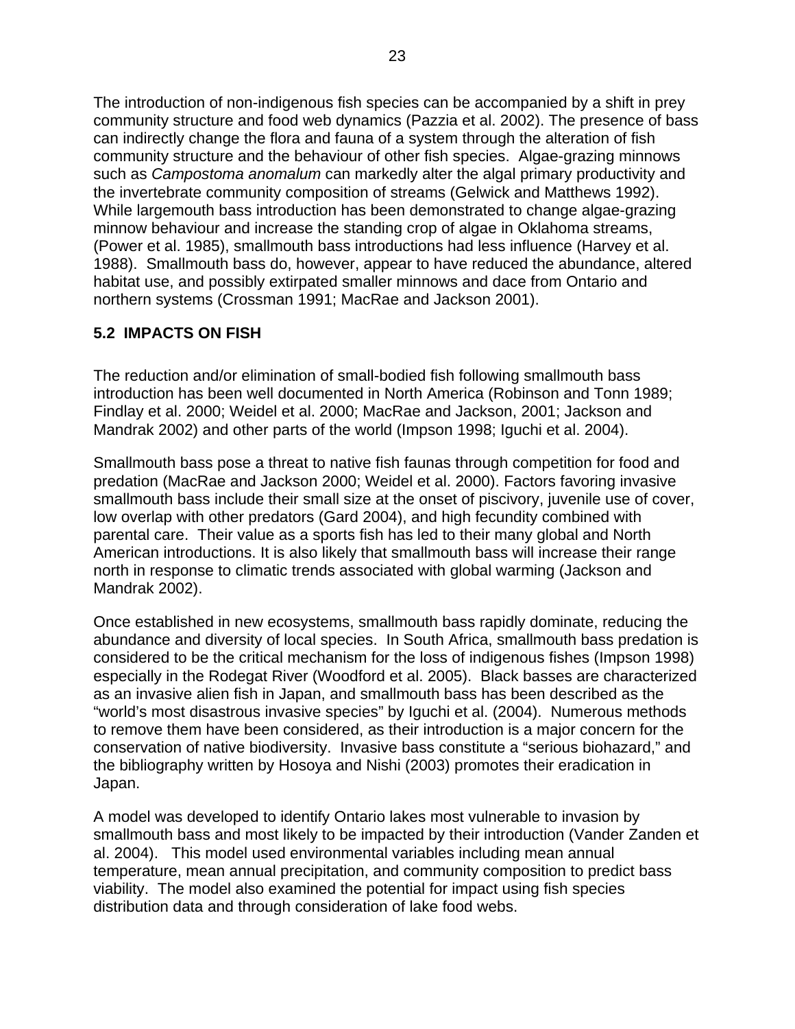The introduction of non-indigenous fish species can be accompanied by a shift in prey community structure and food web dynamics (Pazzia et al. 2002). The presence of bass can indirectly change the flora and fauna of a system through the alteration of fish community structure and the behaviour of other fish species. Algae-grazing minnows such as *Campostoma anomalum* can markedly alter the algal primary productivity and the invertebrate community composition of streams (Gelwick and Matthews 1992). While largemouth bass introduction has been demonstrated to change algae-grazing minnow behaviour and increase the standing crop of algae in Oklahoma streams, (Power et al. 1985), smallmouth bass introductions had less influence (Harvey et al. 1988). Smallmouth bass do, however, appear to have reduced the abundance, altered habitat use, and possibly extirpated smaller minnows and dace from Ontario and northern systems (Crossman 1991; MacRae and Jackson 2001).

## 5.2 IMPACTS ON FISH

The reduction and/or elimination of small-bodied fish following smallmouth bass introduction has been well documented in North America (Robinson and Tonn 1989; Findlay et al. 2000; Weidel et al. 2000; MacRae and Jackson, 2001; Jackson and Mandrak 2002) and other parts of the world (Impson 1998; Iguchi et al. 2004).

Smallmouth bass pose a threat to native fish faunas through competition for food and predation (MacRae and Jackson 2000; Weidel et al. 2000). Factors favoring invasive smallmouth bass include their small size at the onset of piscivory, juvenile use of cover, low overlap with other predators (Gard 2004), and high fecundity combined with parental care. Their value as a sports fish has led to their many global and North American introductions. It is also likely that smallmouth bass will increase their range north in response to climatic trends associated with global warming (Jackson and Mandrak 2002).

Once established in new ecosystems, smallmouth bass rapidly dominate, reducing the abundance and diversity of local species. In South Africa, smallmouth bass predation is considered to be the critical mechanism for the loss of indigenous fishes (Impson 1998) especially in the Rodegat River (Woodford et al. 2005). Black basses are characterized as an invasive alien fish in Japan, and smallmouth bass has been described as the "world's most disastrous invasive species" by Iguchi et al. (2004). Numerous methods to remove them have been considered, as their introduction is a major concern for the conservation of native biodiversity. Invasive bass constitute a "serious biohazard," and the bibliography written by Hosoya and Nishi (2003) promotes their eradication in Japan.

A model was developed to identify Ontario lakes most vulnerable to invasion by smallmouth bass and most likely to be impacted by their introduction (Vander Zanden et al. 2004). This model used environmental variables including mean annual temperature, mean annual precipitation, and community composition to predict bass viability. The model also examined the potential for impact using fish species distribution data and through consideration of lake food webs.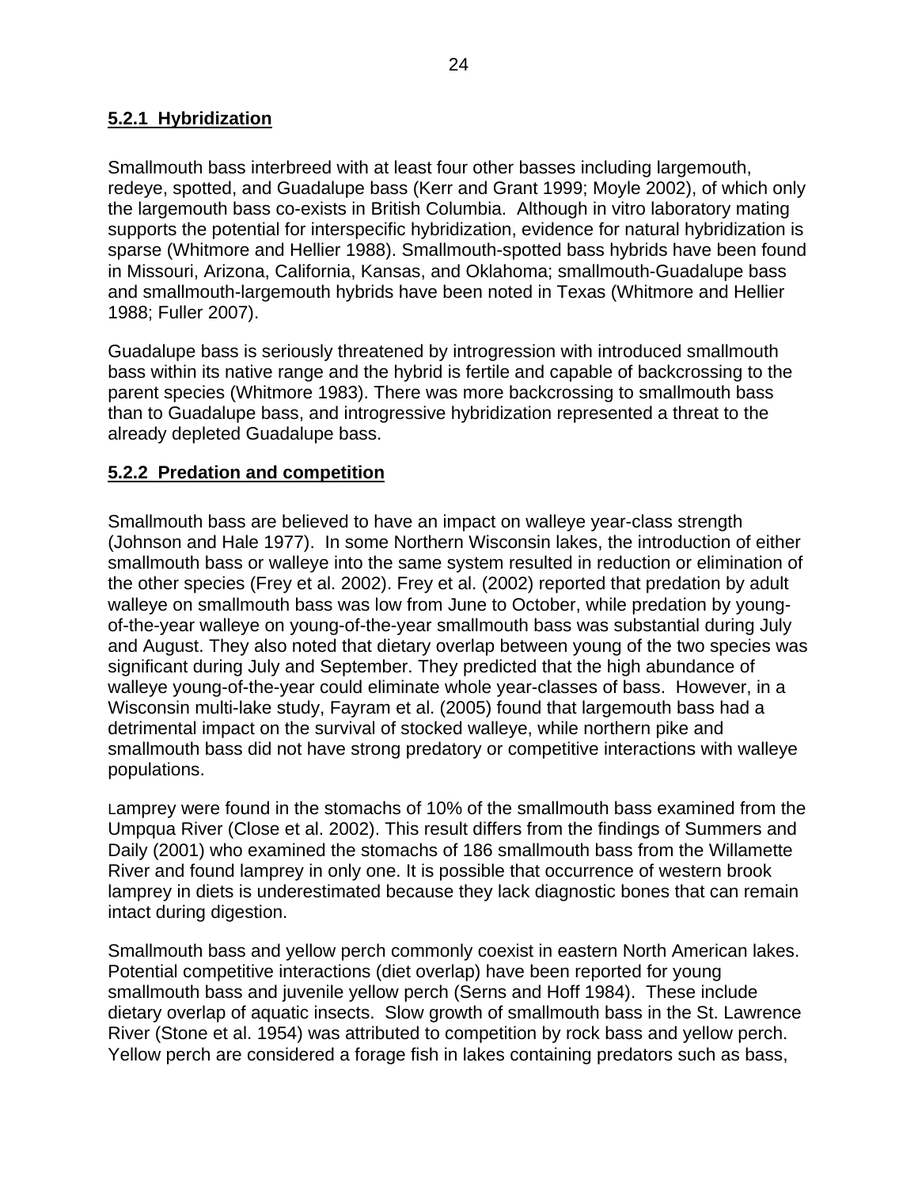### 5.2.1 Hybridization

Smallmouth bass interbreed with at least four other basses including largemouth, redeye, spotted, and Guadalupe bass (Kerr and Grant 1999; Moyle 2002), of which only the largemouth bass co-exists in British Columbia. Although in vitro laboratory mating supports the potential for interspecific hybridization, evidence for natural hybridization is sparse (Whitmore and Hellier 1988). Smallmouth-spotted bass hybrids have been found in Missouri, Arizona, California, Kansas, and Oklahoma; smallmouth-Guadalupe bass and smallmouth-largemouth hybrids have been noted in Texas (Whitmore and Hellier 1988; Fuller 2007).

Guadalupe bass is seriously threatened by introgression with introduced smallmouth bass within its native range and the hybrid is fertile and capable of backcrossing to the parent species (Whitmore 1983). There was more backcrossing to smallmouth bass than to Guadalupe bass, and introgressive hybridization represented a threat to the already depleted Guadalupe bass.

### 5.2.2 Predation and competition

Smallmouth bass are believed to have an impact on walleye year-class strength (Johnson and Hale 1977). In some Northern Wisconsin lakes, the introduction of either smallmouth bass or walleye into the same system resulted in reduction or elimination of the other species (Frey et al. 2002). Frey et al. (2002) reported that predation by adult walleye on smallmouth bass was low from June to October, while predation by young-of-the-year walleye on young-of-the-year smallmouth bass was substantial during July and August. They also noted that dietary overlap between young of the two species was significant during July and September. They predicted that the high abundance of walleye young-of-the-year could eliminate whole year-classes of bass. However, in a Wisconsin multi-lake study, Fayram et al. (2005) found that largemouth bass had a detrimental impact on the survival of stocked walleye, while northern pike and smallmouth bass did not have strong predatory or competitive interactions with walleye populations.

Lamprey were found in the stomachs of 10% of the smallmouth bass examined from the Umpqua River (Close et al. 2002). This result differs from the findings of Summers and Daily (2001) who examined the stomachs of 186 smallmouth bass from the Willamette River and found lamprey in only one. It is possible that occurrence of western brook lamprey in diets is underestimated because they lack diagnostic bones that can remain intact during digestion.

Smallmouth bass and yellow perch commonly coexist in eastern North American lakes. Potential competitive interactions (diet overlap) have been reported for young smallmouth bass and juvenile yellow perch (Serns and Hoff 1984). These include dietary overlap of aquatic insects. Slow growth of smallmouth bass in the St. Lawrence River (Stone et al. 1954) was attributed to competition by rock bass and yellow perch. Yellow perch are considered a forage fish in lakes containing predators such as bass,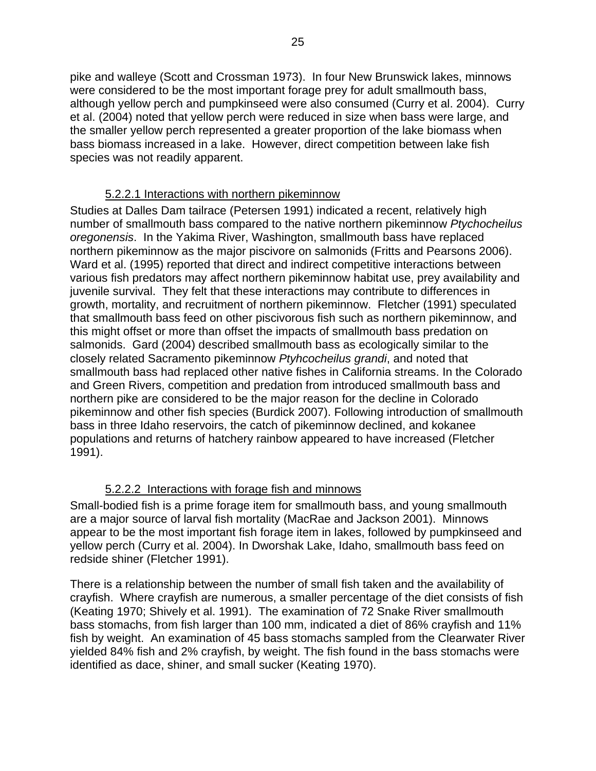pike and walleye (Scott and Crossman 1973). In four New Brunswick lakes, minnows were considered to be the most important forage prey for adult smallmouth bass, although yellow perch and pumpkinseed were also consumed (Curry et al. 2004). Curry et al. (2004) noted that yellow perch were reduced in size when bass were large, and the smaller yellow perch represented a greater proportion of the lake biomass when bass biomass increased in a lake. However, direct competition between lake fish species was not readily apparent.

#### 5.2.2.1 Interactions with northern pikeminnow

Studies at Dalles Dam tailrace (Petersen 1991) indicated a recent, relatively high number of smallmouth bass compared to the native northern pikeminnow *Ptychocheilus oregonensis*. In the Yakima River, Washington, smallmouth bass have replaced northern pikeminnow as the major piscivore on salmonids (Fritts and Pearsons 2006). Ward et al. (1995) reported that direct and indirect competitive interactions between various fish predators may affect northern pikeminnow habitat use, prey availability and juvenile survival. They felt that these interactions may contribute to differences in growth, mortality, and recruitment of northern pikeminnow. Fletcher (1991) speculated that smallmouth bass feed on other piscivorous fish such as northern pikeminnow, and this might offset or more than offset the impacts of smallmouth bass predation on salmonids. Gard (2004) described smallmouth bass as ecologically similar to the closely related Sacramento pikeminnow *Ptyhcocheilus grandi*, and noted that smallmouth bass had replaced other native fishes in California streams. In the Colorado and Green Rivers, competition and predation from introduced smallmouth bass and northern pike are considered to be the major reason for the decline in Colorado pikeminnow and other fish species (Burdick 2007). Following introduction of smallmouth bass in three Idaho reservoirs, the catch of pikeminnow declined, and kokanee populations and returns of hatchery rainbow appeared to have increased (Fletcher 1991).

#### 5.2.2.2 Interactions with forage fish and minnows

Small-bodied fish is a prime forage item for smallmouth bass, and young smallmouth are a major source of larval fish mortality (MacRae and Jackson 2001). Minnows appear to be the most important fish forage item in lakes, followed by pumpkinseed and yellow perch (Curry et al. 2004). In Dworshak Lake, Idaho, smallmouth bass feed on redside shiner (Fletcher 1991).

There is a relationship between the number of small fish taken and the availability of crayfish. Where crayfish are numerous, a smaller percentage of the diet consists of fish (Keating 1970; Shively et al. 1991). The examination of 72 Snake River smallmouth bass stomachs, from fish larger than 100 mm, indicated a diet of 86% crayfish and 11% fish by weight. An examination of 45 bass stomachs sampled from the Clearwater River yielded 84% fish and 2% crayfish, by weight. The fish found in the bass stomachs were identified as dace, shiner, and small sucker (Keating 1970).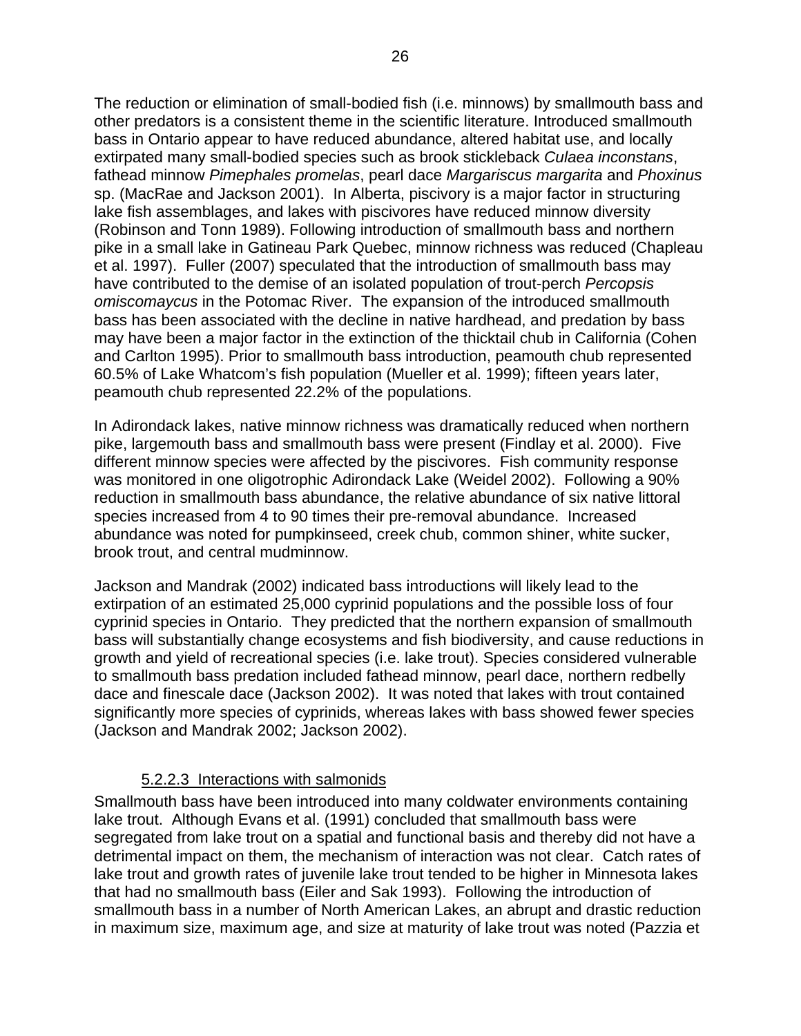The reduction or elimination of small-bodied fish (i.e. minnows) by smallmouth bass and other predators is a consistent theme in the scientific literature. Introduced smallmouth bass in Ontario appear to have reduced abundance, altered habitat use, and locally extirpated many small-bodied species such as brook stickleback *Culaea inconstans*, fathead minnow *Pimephales promelas*, pearl dace *Margariscus margarita* and *Phoxinus* sp. (MacRae and Jackson 2001). In Alberta, piscivory is a major factor in structuring lake fish assemblages, and lakes with piscivores have reduced minnow diversity (Robinson and Tonn 1989). Following introduction of smallmouth bass and northern pike in a small lake in Gatineau Park Quebec, minnow richness was reduced (Chapleau et al. 1997). Fuller (2007) speculated that the introduction of smallmouth bass may have contributed to the demise of an isolated population of trout-perch *Percopsis omiscomaycus* in the Potomac River. The expansion of the introduced smallmouth bass has been associated with the decline in native hardhead, and predation by bass may have been a major factor in the extinction of the thicktail chub in California (Cohen and Carlton 1995). Prior to smallmouth bass introduction, peamouth chub represented 60.5% of Lake Whatcom's fish population (Mueller et al. 1999); fifteen years later, peamouth chub represented 22.2% of the populations.

In Adirondack lakes, native minnow richness was dramatically reduced when northern pike, largemouth bass and smallmouth bass were present (Findlay et al. 2000). Five different minnow species were affected by the piscivores. Fish community response was monitored in one oligotrophic Adirondack Lake (Weidel 2002). Following a 90% reduction in smallmouth bass abundance, the relative abundance of six native littoral species increased from 4 to 90 times their pre-removal abundance. Increased abundance was noted for pumpkinseed, creek chub, common shiner, white sucker, brook trout, and central mudminnow.

Jackson and Mandrak (2002) indicated bass introductions will likely lead to the extirpation of an estimated 25,000 cyprinid populations and the possible loss of four cyprinid species in Ontario. They predicted that the northern expansion of smallmouth bass will substantially change ecosystems and fish biodiversity, and cause reductions in growth and yield of recreational species (i.e. lake trout). Species considered vulnerable to smallmouth bass predation included fathead minnow, pearl dace, northern redbelly dace and finescale dace (Jackson 2002). It was noted that lakes with trout contained significantly more species of cyprinids, whereas lakes with bass showed fewer species (Jackson and Mandrak 2002; Jackson 2002).

#### 5.2.2.3 Interactions with salmonids

Smallmouth bass have been introduced into many coldwater environments containing lake trout. Although Evans et al. (1991) concluded that smallmouth bass were segregated from lake trout on a spatial and functional basis and thereby did not have a detrimental impact on them, the mechanism of interaction was not clear. Catch rates of lake trout and growth rates of juvenile lake trout tended to be higher in Minnesota lakes that had no smallmouth bass (Eiler and Sak 1993). Following the introduction of smallmouth bass in a number of North American Lakes, an abrupt and drastic reduction in maximum size, maximum age, and size at maturity of lake trout was noted (Pazzia et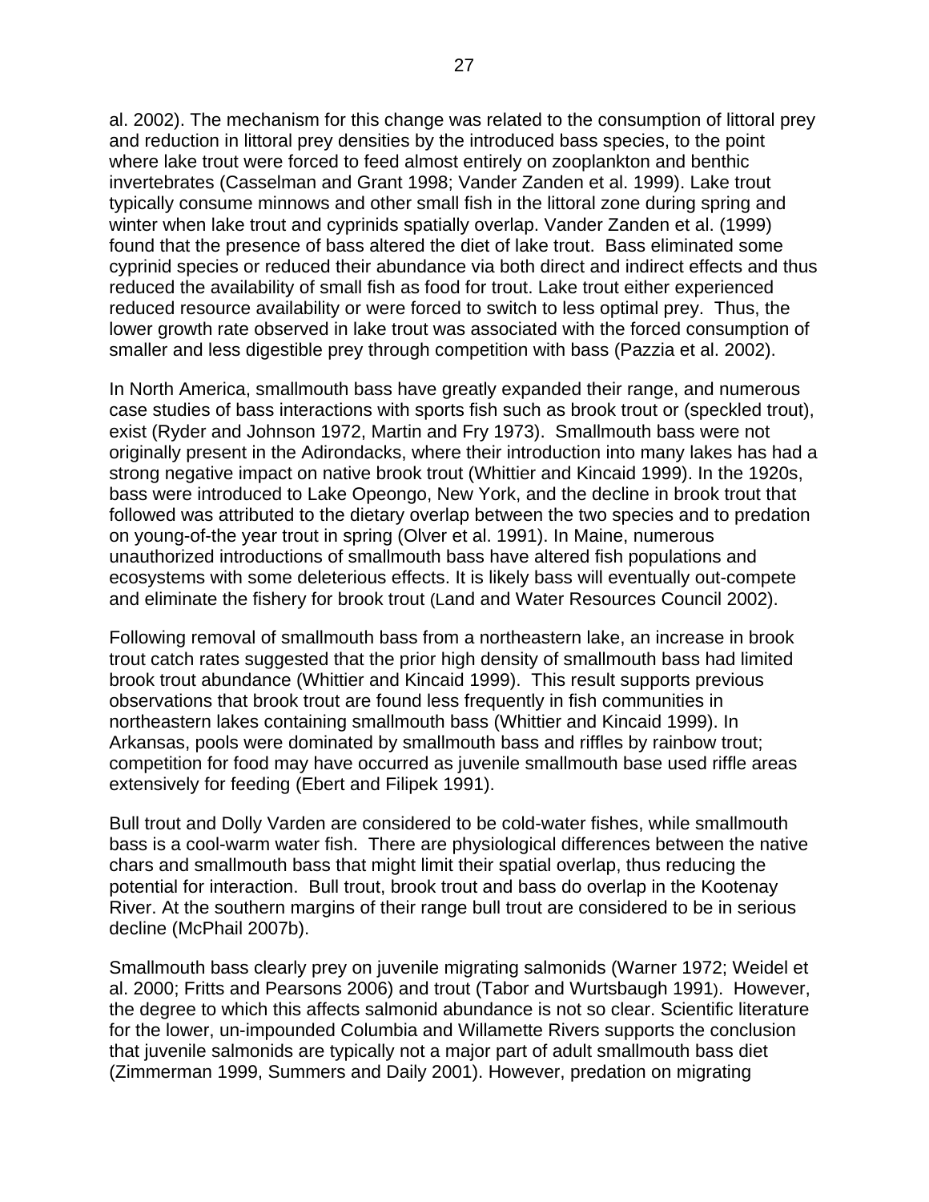al. 2002). The mechanism for this change was related to the consumption of littoral prey and reduction in littoral prey densities by the introduced bass species, to the point where lake trout were forced to feed almost entirely on zooplankton and benthic invertebrates (Casselman and Grant 1998; Vander Zanden et al. 1999). Lake trout typically consume minnows and other small fish in the littoral zone during spring and winter when lake trout and cyprinids spatially overlap. Vander Zanden et al. (1999) found that the presence of bass altered the diet of lake trout. Bass eliminated some cyprinid species or reduced their abundance via both direct and indirect effects and thus reduced the availability of small fish as food for trout. Lake trout either experienced reduced resource availability or were forced to switch to less optimal prey. Thus, the lower growth rate observed in lake trout was associated with the forced consumption of smaller and less digestible prey through competition with bass (Pazzia et al. 2002).

In North America, smallmouth bass have greatly expanded their range, and numerous case studies of bass interactions with sports fish such as brook trout or (speckled trout), exist (Ryder and Johnson 1972, Martin and Fry 1973). Smallmouth bass were not originally present in the Adirondacks, where their introduction into many lakes has had a strong negative impact on native brook trout (Whittier and Kincaid 1999). In the 1920s, bass were introduced to Lake Opeongo, New York, and the decline in brook trout that followed was attributed to the dietary overlap between the two species and to predation on young-of-the year trout in spring (Olver et al. 1991). In Maine, numerous unauthorized introductions of smallmouth bass have altered fish populations and ecosystems with some deleterious effects. It is likely bass will eventually out-compete and eliminate the fishery for brook trout (Land and Water Resources Council 2002).

Following removal of smallmouth bass from a northeastern lake, an increase in brook trout catch rates suggested that the prior high density of smallmouth bass had limited brook trout abundance (Whittier and Kincaid 1999). This result supports previous observations that brook trout are found less frequently in fish communities in northeastern lakes containing smallmouth bass (Whittier and Kincaid 1999). In Arkansas, pools were dominated by smallmouth bass and riffles by rainbow trout; competition for food may have occurred as juvenile smallmouth base used riffle areas extensively for feeding (Ebert and Filipek 1991).

Bull trout and Dolly Varden are considered to be cold-water fishes, while smallmouth bass is a cool-warm water fish. There are physiological differences between the native chars and smallmouth bass that might limit their spatial overlap, thus reducing the potential for interaction. Bull trout, brook trout and bass do overlap in the Kootenay River. At the southern margins of their range bull trout are considered to be in serious decline (McPhail 2007b).

Smallmouth bass clearly prey on juvenile migrating salmonids (Warner 1972; Weidel et al. 2000; Fritts and Pearsons 2006) and trout (Tabor and Wurtsbaugh 1991). However, the degree to which this affects salmonid abundance is not so clear. Scientific literature for the lower, un-impounded Columbia and Willamette Rivers supports the conclusion that juvenile salmonids are typically not a major part of adult smallmouth bass diet (Zimmerman 1999, Summers and Daily 2001). However, predation on migrating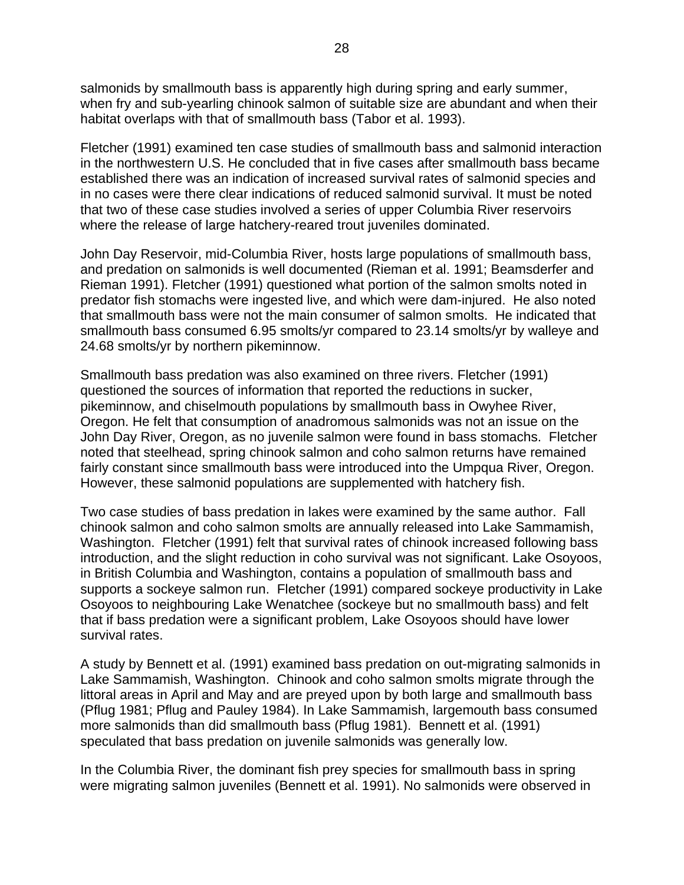salmonids by smallmouth bass is apparently high during spring and early summer, when fry and sub-yearling chinook salmon of suitable size are abundant and when their habitat overlaps with that of smallmouth bass (Tabor et al. 1993).

Fletcher (1991) examined ten case studies of smallmouth bass and salmonid interaction in the northwestern U.S. He concluded that in five cases after smallmouth bass became established there was an indication of increased survival rates of salmonid species and in no cases were there clear indications of reduced salmonid survival. It must be noted that two of these case studies involved a series of upper Columbia River reservoirs where the release of large hatchery-reared trout juveniles dominated.

John Day Reservoir, mid-Columbia River, hosts large populations of smallmouth bass, and predation on salmonids is well documented (Rieman et al. 1991; Beamsderfer and Rieman 1991). Fletcher (1991) questioned what portion of the salmon smolts noted in predator fish stomachs were ingested live, and which were dam-injured. He also noted that smallmouth bass were not the main consumer of salmon smolts. He indicated that smallmouth bass consumed 6.95 smolts/yr compared to 23.14 smolts/yr by walleye and 24.68 smolts/yr by northern pikeminnow.

Smallmouth bass predation was also examined on three rivers. Fletcher (1991) questioned the sources of information that reported the reductions in sucker, pikeminnow, and chiselmouth populations by smallmouth bass in Owyhee River, Oregon. He felt that consumption of anadromous salmonids was not an issue on the John Day River, Oregon, as no juvenile salmon were found in bass stomachs. Fletcher noted that steelhead, spring chinook salmon and coho salmon returns have remained fairly constant since smallmouth bass were introduced into the Umpqua River, Oregon. However, these salmonid populations are supplemented with hatchery fish.

Two case studies of bass predation in lakes were examined by the same author. Fall chinook salmon and coho salmon smolts are annually released into Lake Sammamish, Washington. Fletcher (1991) felt that survival rates of chinook increased following bass introduction, and the slight reduction in coho survival was not significant. Lake Osoyoos, in British Columbia and Washington, contains a population of smallmouth bass and supports a sockeye salmon run. Fletcher (1991) compared sockeye productivity in Lake Osoyoos to neighbouring Lake Wenatchee (sockeye but no smallmouth bass) and felt that if bass predation were a significant problem, Lake Osoyoos should have lower survival rates.

A study by Bennett et al. (1991) examined bass predation on out-migrating salmonids in Lake Sammamish, Washington. Chinook and coho salmon smolts migrate through the littoral areas in April and May and are preyed upon by both large and smallmouth bass (Pflug 1981; Pflug and Pauley 1984). In Lake Sammamish, largemouth bass consumed more salmonids than did smallmouth bass (Pflug 1981). Bennett et al. (1991) speculated that bass predation on juvenile salmonids was generally low.

In the Columbia River, the dominant fish prey species for smallmouth bass in spring were migrating salmon juveniles (Bennett et al. 1991). No salmonids were observed in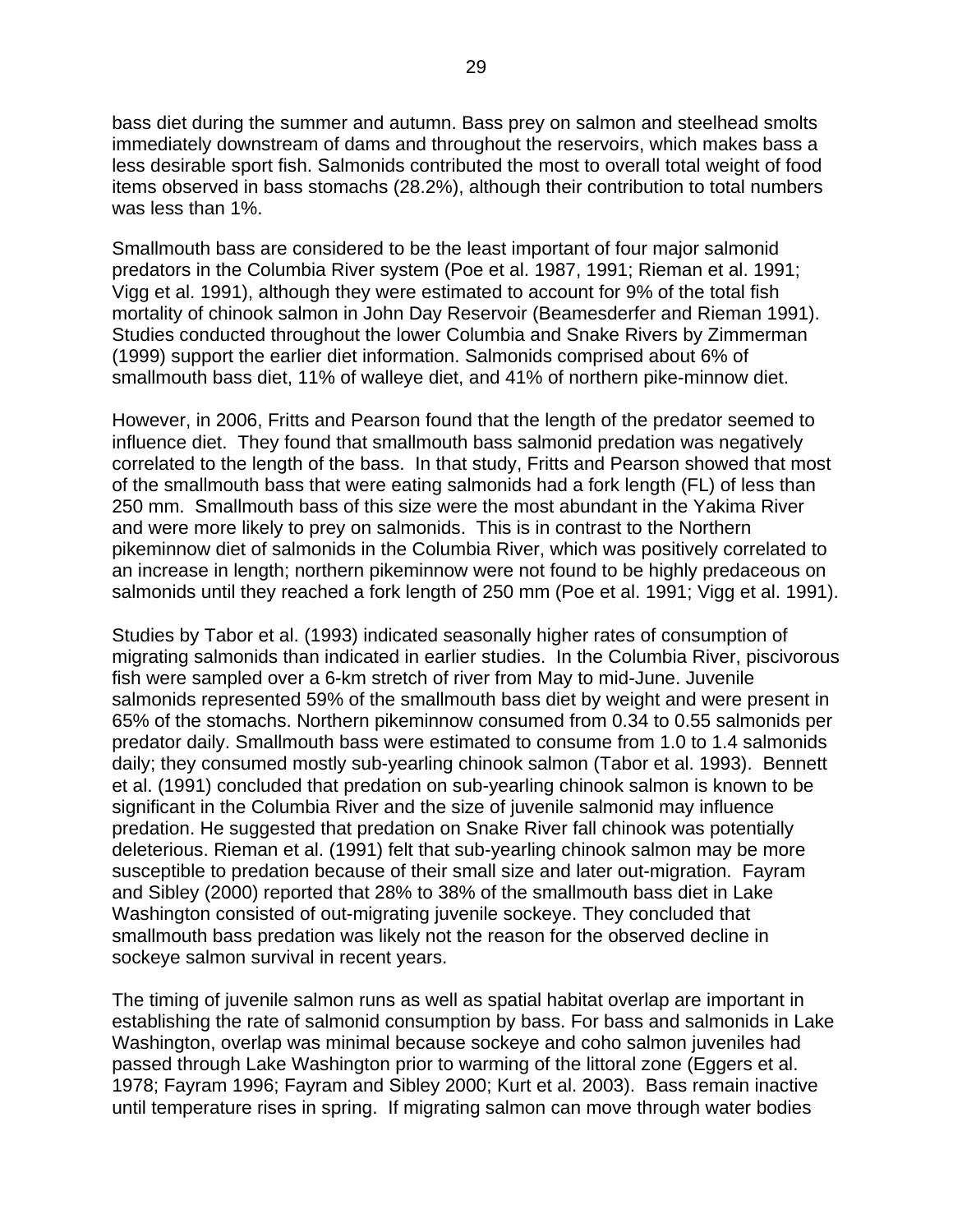bass diet during the summer and autumn. Bass prey on salmon and steelhead smolts immediately downstream of dams and throughout the reservoirs, which makes bass a less desirable sport fish. Salmonids contributed the most to overall total weight of food items observed in bass stomachs (28.2%), although their contribution to total numbers was less than 1%.

Smallmouth bass are considered to be the least important of four major salmonid predators in the Columbia River system (Poe et al. 1987, 1991; Rieman et al. 1991; Vigg et al. 1991), although they were estimated to account for 9% of the total fish mortality of chinook salmon in John Day Reservoir (Beamesderfer and Rieman 1991). Studies conducted throughout the lower Columbia and Snake Rivers by Zimmerman (1999) support the earlier diet information. Salmonids comprised about 6% of smallmouth bass diet, 11% of walleye diet, and 41% of northern pike-minnow diet.

However, in 2006, Fritts and Pearson found that the length of the predator seemed to influence diet. They found that smallmouth bass salmonid predation was negatively correlated to the length of the bass. In that study, Fritts and Pearson showed that most of the smallmouth bass that were eating salmonids had a fork length (FL) of less than 250 mm. Smallmouth bass of this size were the most abundant in the Yakima River and were more likely to prey on salmonids. This is in contrast to the Northern pikeminnow diet of salmonids in the Columbia River, which was positively correlated to an increase in length; northern pikeminnow were not found to be highly predaceous on salmonids until they reached a fork length of 250 mm (Poe et al. 1991; Vigg et al. 1991).

Studies by Tabor et al. (1993) indicated seasonally higher rates of consumption of migrating salmonids than indicated in earlier studies. In the Columbia River, piscivorous fish were sampled over a 6-km stretch of river from May to mid-June. Juvenile salmonids represented 59% of the smallmouth bass diet by weight and were present in 65% of the stomachs. Northern pikeminnow consumed from 0.34 to 0.55 salmonids per predator daily. Smallmouth bass were estimated to consume from 1.0 to 1.4 salmonids daily; they consumed mostly sub-yearling chinook salmon (Tabor et al. 1993). Bennett et al. (1991) concluded that predation on sub-yearling chinook salmon is known to be significant in the Columbia River and the size of juvenile salmonid may influence predation. He suggested that predation on Snake River fall chinook was potentially deleterious. Rieman et al. (1991) felt that sub-yearling chinook salmon may be more susceptible to predation because of their small size and later out-migration. Fayram and Sibley (2000) reported that 28% to 38% of the smallmouth bass diet in Lake Washington consisted of out-migrating juvenile sockeye. They concluded that smallmouth bass predation was likely not the reason for the observed decline in sockeye salmon survival in recent years.

The timing of juvenile salmon runs as well as spatial habitat overlap are important in establishing the rate of salmonid consumption by bass. For bass and salmonids in Lake Washington, overlap was minimal because sockeye and coho salmon juveniles had passed through Lake Washington prior to warming of the littoral zone (Eggers et al. 1978; Fayram 1996; Fayram and Sibley 2000; Kurt et al. 2003). Bass remain inactive until temperature rises in spring. If migrating salmon can move through water bodies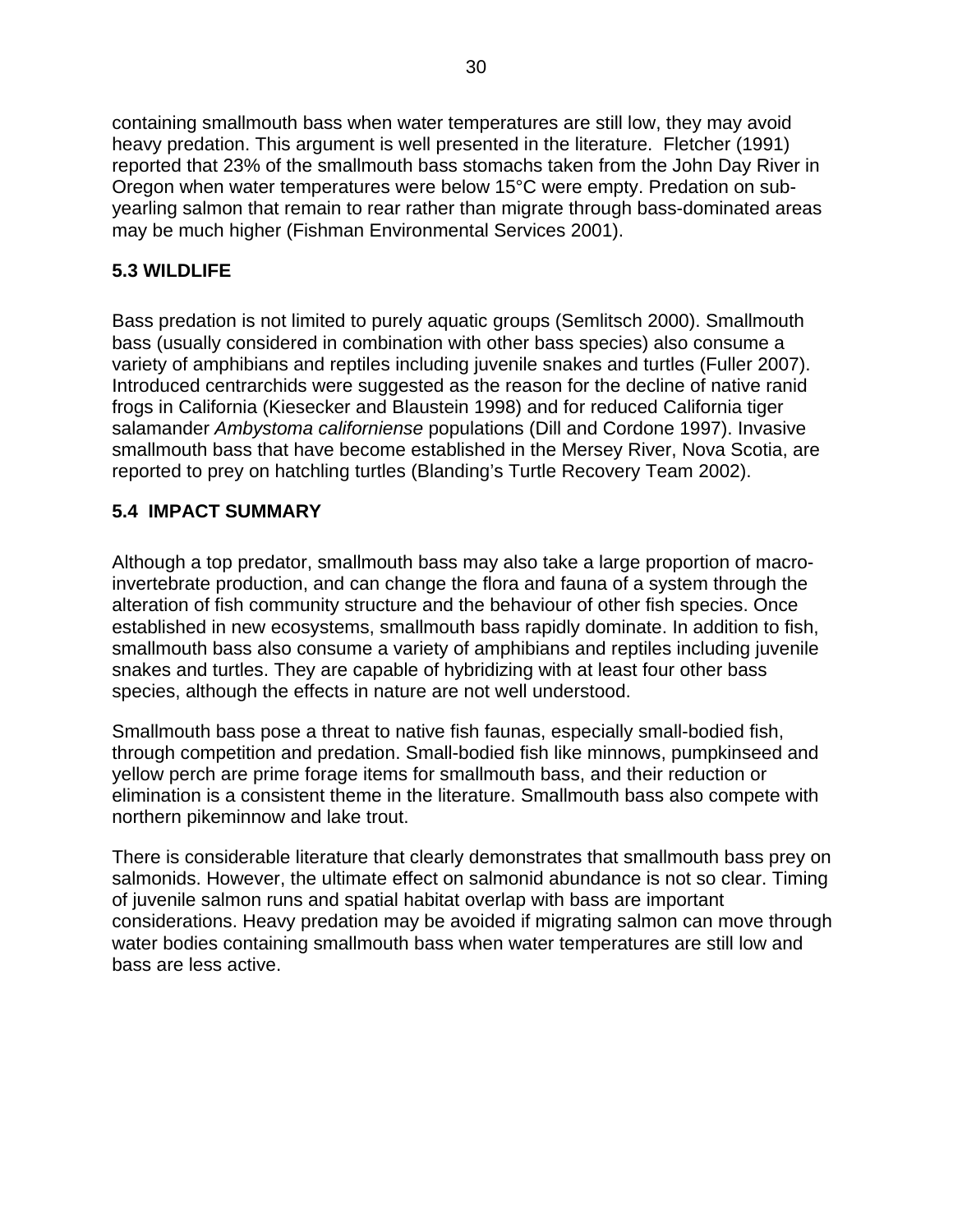containing smallmouth bass when water temperatures are still low, they may avoid heavy predation. This argument is well presented in the literature. Fletcher (1991) reported that 23% of the smallmouth bass stomachs taken from the John Day River in Oregon when water temperatures were below 15°C were empty. Predation on sub-yearling salmon that remain to rear rather than migrate through bass-dominated areas may be much higher (Fishman Environmental Services 2001).

## 5.3 WILDLIFE

Bass predation is not limited to purely aquatic groups (Semlitsch 2000). Smallmouth bass (usually considered in combination with other bass species) also consume a variety of amphibians and reptiles including juvenile snakes and turtles (Fuller 2007). Introduced centrarchids were suggested as the reason for the decline of native ranid frogs in California (Kiesecker and Blaustein 1998) and for reduced California tiger salamander *Ambystoma californiense* populations (Dill and Cordone 1997). Invasive smallmouth bass that have become established in the Mersey River, Nova Scotia, are reported to prey on hatchling turtles (Blanding's Turtle Recovery Team 2002).

## 5.4 IMPACT SUMMARY

Although a top predator, smallmouth bass may also take a large proportion of macro-invertebrate production, and can change the flora and fauna of a system through the alteration of fish community structure and the behaviour of other fish species. Once established in new ecosystems, smallmouth bass rapidly dominate. In addition to fish, smallmouth bass also consume a variety of amphibians and reptiles including juvenile snakes and turtles. They are capable of hybridizing with at least four other bass species, although the effects in nature are not well understood.

Smallmouth bass pose a threat to native fish faunas, especially small-bodied fish, through competition and predation. Small-bodied fish like minnows, pumpkinseed and yellow perch are prime forage items for smallmouth bass, and their reduction or elimination is a consistent theme in the literature. Smallmouth bass also compete with northern pikeminnow and lake trout.

There is considerable literature that clearly demonstrates that smallmouth bass prey on salmonids. However, the ultimate effect on salmonid abundance is not so clear. Timing of juvenile salmon runs and spatial habitat overlap with bass are important considerations. Heavy predation may be avoided if migrating salmon can move through water bodies containing smallmouth bass when water temperatures are still low and bass are less active.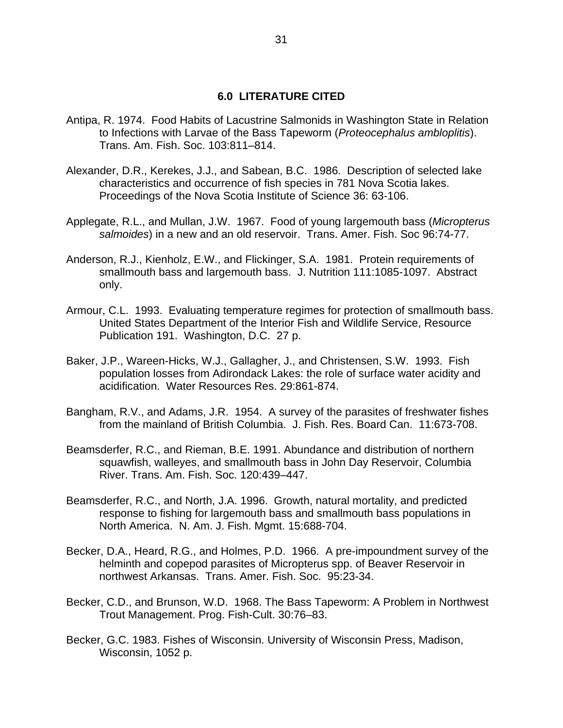## 6.0 LITERATURE CITED

Antipa, R. 1974. Food Habits of Lacustrine Salmonids in Washington State in Relation to Infections with Larvae of the Bass Tapeworm (*Proteocephalus ambloplitis*). Trans. Am. Fish. Soc. 103:811–814.

Alexander, D.R., Kerekes, J.J., and Sabean, B.C. 1986. Description of selected lake characteristics and occurrence of fish species in 781 Nova Scotia lakes. Proceedings of the Nova Scotia Institute of Science 36: 63-106.

Applegate, R.L., and Mullan, J.W. 1967. Food of young largemouth bass (*Micropterus salmoides*) in a new and an old reservoir. Trans. Amer. Fish. Soc 96:74-77.

Anderson, R.J., Kienholz, E.W., and Flickinger, S.A. 1981. Protein requirements of smallmouth bass and largemouth bass. J. Nutrition 111:1085-1097. Abstract only.

Armour, C.L. 1993. Evaluating temperature regimes for protection of smallmouth bass. United States Department of the Interior Fish and Wildlife Service, Resource Publication 191. Washington, D.C. 27 p.

Baker, J.P., Wareen-Hicks, W.J., Gallagher, J., and Christensen, S.W. 1993. Fish population losses from Adirondack Lakes: the role of surface water acidity and acidification. Water Resources Res. 29:861-874.

Bangham, R.V., and Adams, J.R. 1954. A survey of the parasites of freshwater fishes from the mainland of British Columbia. J. Fish. Res. Board Can. 11:673-708.

Beamsderfer, R.C., and Rieman, B.E. 1991. Abundance and distribution of northern squawfish, walleyes, and smallmouth bass in John Day Reservoir, Columbia River. Trans. Am. Fish. Soc. 120:439–447.

Beamsderfer, R.C., and North, J.A. 1996. Growth, natural mortality, and predicted response to fishing for largemouth bass and smallmouth bass populations in North America. N. Am. J. Fish. Mgmt. 15:688-704.

Becker, D.A., Heard, R.G., and Holmes, P.D. 1966. A pre-impoundment survey of the helminth and copepod parasites of Micropterus spp. of Beaver Reservoir in northwest Arkansas. Trans. Amer. Fish. Soc. 95:23-34.

Becker, C.D., and Brunson, W.D. 1968. The Bass Tapeworm: A Problem in Northwest Trout Management. Prog. Fish-Cult. 30:76–83.

Becker, G.C. 1983. Fishes of Wisconsin. University of Wisconsin Press, Madison, Wisconsin, 1052 p.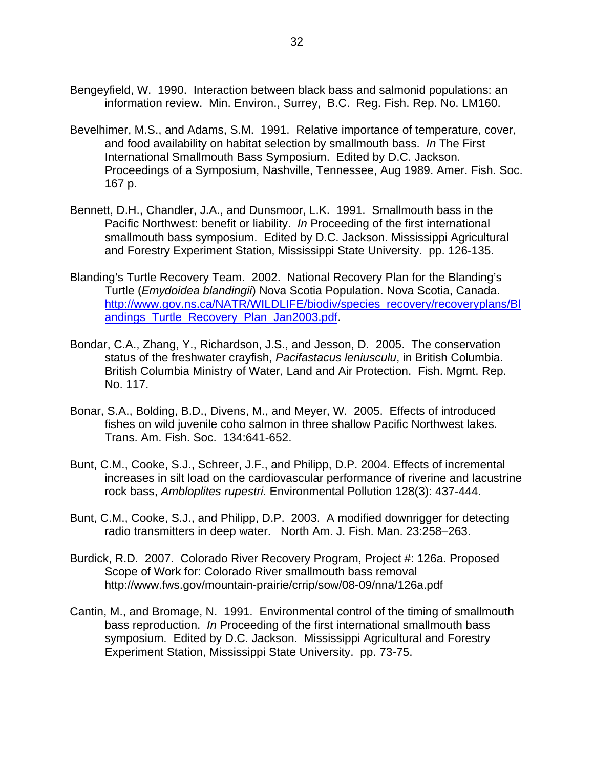Bengeyfield, W. 1990. Interaction between black bass and salmonid populations: an information review. Min. Environ., Surrey, B.C. Reg. Fish. Rep. No. LM160.

Bevelhimer, M.S., and Adams, S.M. 1991. Relative importance of temperature, cover, and food availability on habitat selection by smallmouth bass. *In* The First International Smallmouth Bass Symposium. Edited by D.C. Jackson. Proceedings of a Symposium, Nashville, Tennessee, Aug 1989. Amer. Fish. Soc. 167 p.

Bennett, D.H., Chandler, J.A., and Dunsmoor, L.K. 1991. Smallmouth bass in the Pacific Northwest: benefit or liability. *In* Proceeding of the first international smallmouth bass symposium. Edited by D.C. Jackson. Mississippi Agricultural and Forestry Experiment Station, Mississippi State University. pp. 126-135.

Blanding's Turtle Recovery Team. 2002. National Recovery Plan for the Blanding's Turtle (*Emydoidea blandingii*) Nova Scotia Population. Nova Scotia, Canada. [http://www.gov.ns.ca/NATR/WILDLIFE/biodiv/species_recovery/recoveryplans/Blandings_Turtle_Recovery_Plan_Jan2003.pdf](http://www.gov.ns.ca/NATR/WILDLIFE/biodiv/species_recovery/recoveryplans/Blandings_Turtle_Recovery_Plan_Jan2003.pdf).

Bondar, C.A., Zhang, Y., Richardson, J.S., and Jesson, D. 2005. The conservation status of the freshwater crayfish, *Pacifastacus leniusculu*, in British Columbia. British Columbia Ministry of Water, Land and Air Protection. Fish. Mgmt. Rep. No. 117.

Bonar, S.A., Bolding, B.D., Divens, M., and Meyer, W. 2005. Effects of introduced fishes on wild juvenile coho salmon in three shallow Pacific Northwest lakes. Trans. Am. Fish. Soc. 134:641-652.

Bunt, C.M., Cooke, S.J., Schreer, J.F., and Philipp, D.P. 2004. Effects of incremental increases in silt load on the cardiovascular performance of riverine and lacustrine rock bass, *Ambloplites rupestri.* Environmental Pollution 128(3): 437-444.

Bunt, C.M., Cooke, S.J., and Philipp, D.P. 2003. A modified downrigger for detecting radio transmitters in deep water. North Am. J. Fish. Man. 23:258–263.

Burdick, R.D. 2007. Colorado River Recovery Program, Project #: 126a. Proposed Scope of Work for: Colorado River smallmouth bass removal http://www.fws.gov/mountain-prairie/crrip/sow/08-09/nna/126a.pdf

Cantin, M., and Bromage, N. 1991. Environmental control of the timing of smallmouth bass reproduction. *In* Proceeding of the first international smallmouth bass symposium. Edited by D.C. Jackson. Mississippi Agricultural and Forestry Experiment Station, Mississippi State University. pp. 73-75.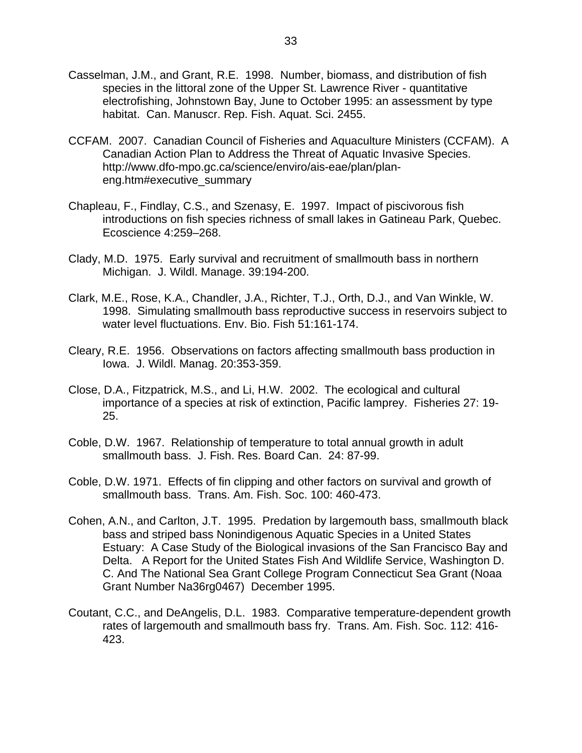Casselman, J.M., and Grant, R.E. 1998. Number, biomass, and distribution of fish species in the littoral zone of the Upper St. Lawrence River - quantitative electrofishing, Johnstown Bay, June to October 1995: an assessment by type habitat. Can. Manuscr. Rep. Fish. Aquat. Sci. 2455.

CCFAM. 2007. Canadian Council of Fisheries and Aquaculture Ministers (CCFAM). A Canadian Action Plan to Address the Threat of Aquatic Invasive Species. http://www.dfo-mpo.gc.ca/science/enviro/ais-eae/plan/plan-eng.htm#executive_summary

Chapleau, F., Findlay, C.S., and Szenasy, E. 1997. Impact of piscivorous fish introductions on fish species richness of small lakes in Gatineau Park, Quebec. Ecoscience 4:259–268.

Clady, M.D. 1975. Early survival and recruitment of smallmouth bass in northern Michigan. J. Wildl. Manage. 39:194-200.

Clark, M.E., Rose, K.A., Chandler, J.A., Richter, T.J., Orth, D.J., and Van Winkle, W. 1998. Simulating smallmouth bass reproductive success in reservoirs subject to water level fluctuations. Env. Bio. Fish 51:161-174.

Cleary, R.E. 1956. Observations on factors affecting smallmouth bass production in Iowa. J. Wildl. Manag. 20:353-359.

Close, D.A., Fitzpatrick, M.S., and Li, H.W. 2002. The ecological and cultural importance of a species at risk of extinction, Pacific lamprey. Fisheries 27: 19-25.

Coble, D.W. 1967. Relationship of temperature to total annual growth in adult smallmouth bass. J. Fish. Res. Board Can. 24: 87-99.

Coble, D.W. 1971. Effects of fin clipping and other factors on survival and growth of smallmouth bass. Trans. Am. Fish. Soc. 100: 460-473.

Cohen, A.N., and Carlton, J.T. 1995. Predation by largemouth bass, smallmouth black bass and striped bass Nonindigenous Aquatic Species in a United States Estuary: A Case Study of the Biological invasions of the San Francisco Bay and Delta. A Report for the United States Fish And Wildlife Service, Washington D. C. And The National Sea Grant College Program Connecticut Sea Grant (Noaa Grant Number Na36rg0467) December 1995.

Coutant, C.C., and DeAngelis, D.L. 1983. Comparative temperature-dependent growth rates of largemouth and smallmouth bass fry. Trans. Am. Fish. Soc. 112: 416-423.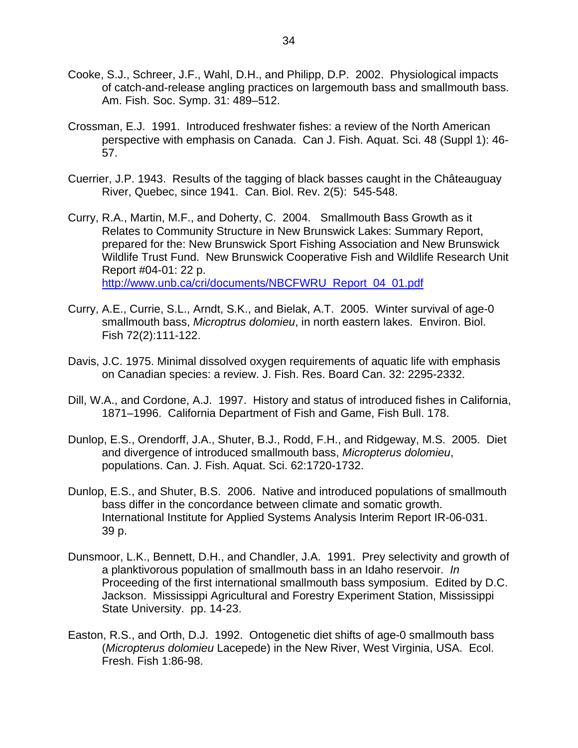Cooke, S.J., Schreer, J.F., Wahl, D.H., and Philipp, D.P. 2002. Physiological impacts of catch-and-release angling practices on largemouth bass and smallmouth bass. Am. Fish. Soc. Symp. 31: 489–512.

Crossman, E.J. 1991. Introduced freshwater fishes: a review of the North American perspective with emphasis on Canada. Can J. Fish. Aquat. Sci. 48 (Suppl 1): 46-57.

Cuerrier, J.P. 1943. Results of the tagging of black basses caught in the Châteauguay River, Quebec, since 1941. Can. Biol. Rev. 2(5): 545-548.

Curry, R.A., Martin, M.F., and Doherty, C. 2004. Smallmouth Bass Growth as it Relates to Community Structure in New Brunswick Lakes: Summary Report, prepared for the: New Brunswick Sport Fishing Association and New Brunswick Wildlife Trust Fund. New Brunswick Cooperative Fish and Wildlife Research Unit Report #04-01: 22 p. [http://www.unb.ca/cri/documents/NBCFWRU_Report_04_01.pdf](http://www.unb.ca/cri/documents/NBCFWRU_Report_04_01.pdf)

Curry, A.E., Currie, S.L., Arndt, S.K., and Bielak, A.T. 2005. Winter survival of age-0 smallmouth bass, *Microptrus dolomieu*, in north eastern lakes. Environ. Biol. Fish 72(2):111-122.

Davis, J.C. 1975. Minimal dissolved oxygen requirements of aquatic life with emphasis on Canadian species: a review. J. Fish. Res. Board Can. 32: 2295-2332.

Dill, W.A., and Cordone, A.J. 1997. History and status of introduced fishes in California, 1871–1996. California Department of Fish and Game, Fish Bull. 178.

Dunlop, E.S., Orendorff, J.A., Shuter, B.J., Rodd, F.H., and Ridgeway, M.S. 2005. Diet and divergence of introduced smallmouth bass, *Micropterus dolomieu*, populations. Can. J. Fish. Aquat. Sci. 62:1720-1732.

Dunlop, E.S., and Shuter, B.S. 2006. Native and introduced populations of smallmouth bass differ in the concordance between climate and somatic growth. International Institute for Applied Systems Analysis Interim Report IR-06-031. 39 p.

Dunsmoor, L.K., Bennett, D.H., and Chandler, J.A. 1991. Prey selectivity and growth of a planktivorous population of smallmouth bass in an Idaho reservoir. *In* Proceeding of the first international smallmouth bass symposium. Edited by D.C. Jackson. Mississippi Agricultural and Forestry Experiment Station, Mississippi State University. pp. 14-23.

Easton, R.S., and Orth, D.J. 1992. Ontogenetic diet shifts of age-0 smallmouth bass (*Micropterus dolomieu* Lacepede) in the New River, West Virginia, USA. Ecol. Fresh. Fish 1:86-98.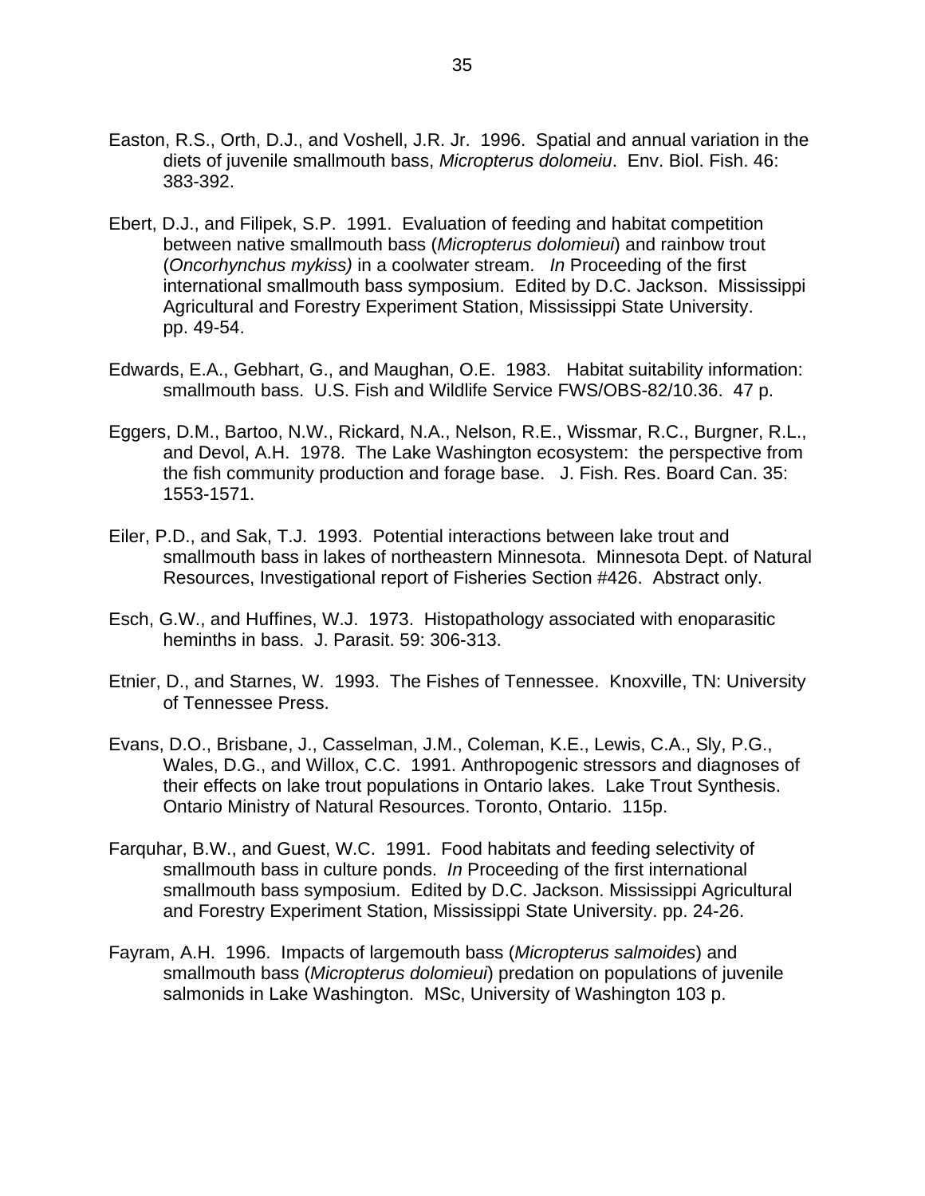Easton, R.S., Orth, D.J., and Voshell, J.R. Jr. 1996. Spatial and annual variation in the diets of juvenile smallmouth bass, *Micropterus dolomeiu*. Env. Biol. Fish. 46: 383-392.

Ebert, D.J., and Filipek, S.P. 1991. Evaluation of feeding and habitat competition between native smallmouth bass (*Micropterus dolomieui*) and rainbow trout (*Oncorhynchus mykiss)* in a coolwater stream. *In* Proceeding of the first international smallmouth bass symposium. Edited by D.C. Jackson. Mississippi Agricultural and Forestry Experiment Station, Mississippi State University. pp. 49-54.

Edwards, E.A., Gebhart, G., and Maughan, O.E. 1983. Habitat suitability information: smallmouth bass. U.S. Fish and Wildlife Service FWS/OBS-82/10.36. 47 p.

Eggers, D.M., Bartoo, N.W., Rickard, N.A., Nelson, R.E., Wissmar, R.C., Burgner, R.L., and Devol, A.H. 1978. The Lake Washington ecosystem: the perspective from the fish community production and forage base. J. Fish. Res. Board Can. 35: 1553-1571.

Eiler, P.D., and Sak, T.J. 1993. Potential interactions between lake trout and smallmouth bass in lakes of northeastern Minnesota. Minnesota Dept. of Natural Resources, Investigational report of Fisheries Section #426. Abstract only.

Esch, G.W., and Huffines, W.J. 1973. Histopathology associated with enoparasitic heminths in bass. J. Parasit. 59: 306-313.

Etnier, D., and Starnes, W. 1993. The Fishes of Tennessee. Knoxville, TN: University of Tennessee Press.

Evans, D.O., Brisbane, J., Casselman, J.M., Coleman, K.E., Lewis, C.A., Sly, P.G., Wales, D.G., and Willox, C.C. 1991. Anthropogenic stressors and diagnoses of their effects on lake trout populations in Ontario lakes. Lake Trout Synthesis. Ontario Ministry of Natural Resources. Toronto, Ontario. 115p.

Farquhar, B.W., and Guest, W.C. 1991. Food habitats and feeding selectivity of smallmouth bass in culture ponds. *In* Proceeding of the first international smallmouth bass symposium. Edited by D.C. Jackson. Mississippi Agricultural and Forestry Experiment Station, Mississippi State University. pp. 24-26.

Fayram, A.H. 1996. Impacts of largemouth bass (*Micropterus salmoides*) and smallmouth bass (*Micropterus dolomieui*) predation on populations of juvenile salmonids in Lake Washington. MSc, University of Washington 103 p.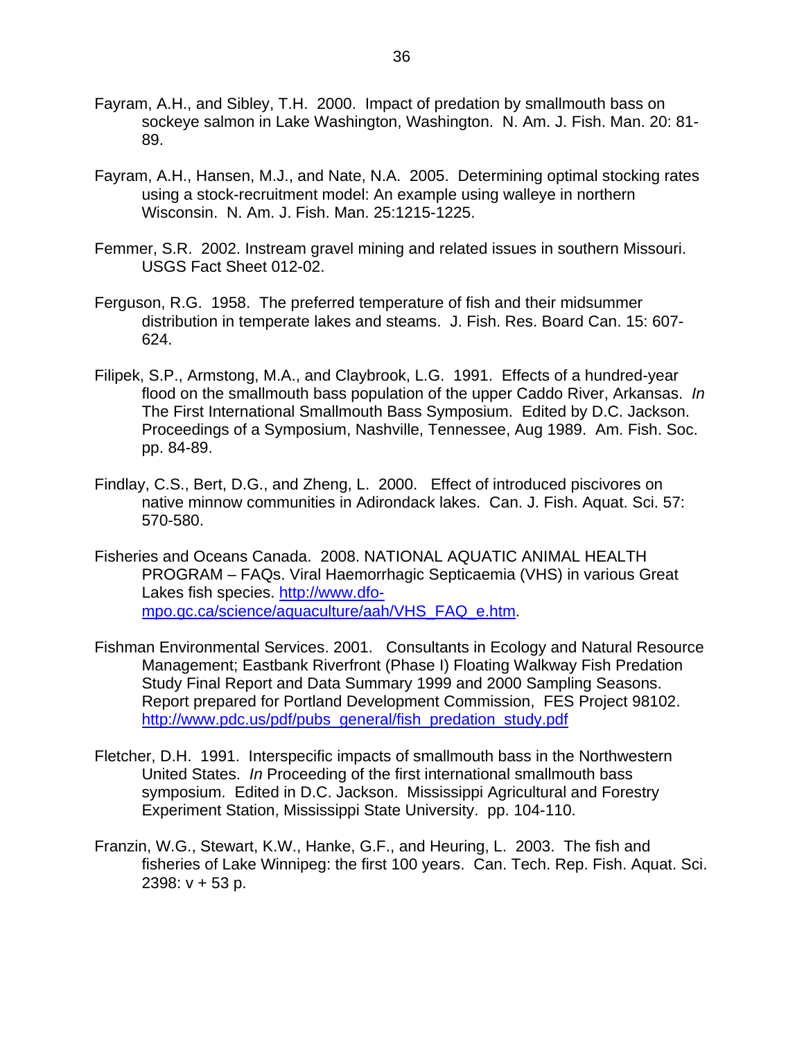Fayram, A.H., and Sibley, T.H. 2000. Impact of predation by smallmouth bass on sockeye salmon in Lake Washington, Washington. N. Am. J. Fish. Man. 20: 81-89.

Fayram, A.H., Hansen, M.J., and Nate, N.A. 2005. Determining optimal stocking rates using a stock-recruitment model: An example using walleye in northern Wisconsin. N. Am. J. Fish. Man. 25:1215-1225.

Femmer, S.R. 2002. Instream gravel mining and related issues in southern Missouri. USGS Fact Sheet 012-02.

Ferguson, R.G. 1958. The preferred temperature of fish and their midsummer distribution in temperate lakes and steams. J. Fish. Res. Board Can. 15: 607-624.

Filipek, S.P., Armstong, M.A., and Claybrook, L.G. 1991. Effects of a hundred-year flood on the smallmouth bass population of the upper Caddo River, Arkansas. *In* The First International Smallmouth Bass Symposium. Edited by D.C. Jackson. Proceedings of a Symposium, Nashville, Tennessee, Aug 1989. Am. Fish. Soc. pp. 84-89.

Findlay, C.S., Bert, D.G., and Zheng, L. 2000. Effect of introduced piscivores on native minnow communities in Adirondack lakes. Can. J. Fish. Aquat. Sci. 57: 570-580.

Fisheries and Oceans Canada. 2008. NATIONAL AQUATIC ANIMAL HEALTH PROGRAM – FAQs. Viral Haemorrhagic Septicaemia (VHS) in various Great Lakes fish species. http://www.dfo-mpo.gc.ca/science/aquaculture/aah/VHS_FAQ_e.htm.

Fishman Environmental Services. 2001. Consultants in Ecology and Natural Resource Management; Eastbank Riverfront (Phase I) Floating Walkway Fish Predation Study Final Report and Data Summary 1999 and 2000 Sampling Seasons. Report prepared for Portland Development Commission, FES Project 98102. http://www.pdc.us/pdf/pubs_general/fish_predation_study.pdf

Fletcher, D.H. 1991. Interspecific impacts of smallmouth bass in the Northwestern United States. *In* Proceeding of the first international smallmouth bass symposium. Edited in D.C. Jackson. Mississippi Agricultural and Forestry Experiment Station, Mississippi State University. pp. 104-110.

Franzin, W.G., Stewart, K.W., Hanke, G.F., and Heuring, L. 2003. The fish and fisheries of Lake Winnipeg: the first 100 years. Can. Tech. Rep. Fish. Aquat. Sci. 2398: v + 53 p.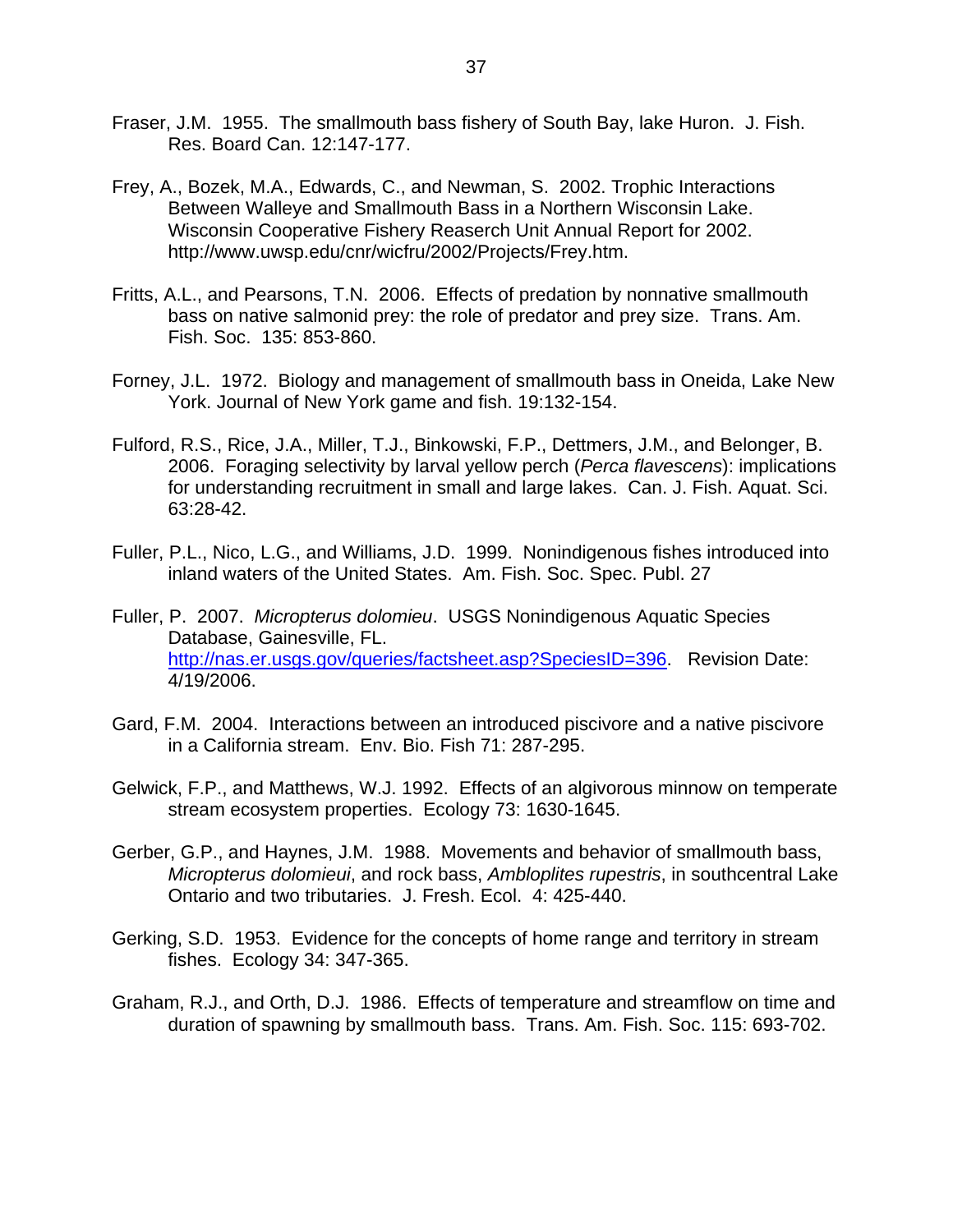Fraser, J.M. 1955. The smallmouth bass fishery of South Bay, lake Huron. J. Fish. Res. Board Can. 12:147-177.

Frey, A., Bozek, M.A., Edwards, C., and Newman, S. 2002. Trophic Interactions Between Walleye and Smallmouth Bass in a Northern Wisconsin Lake. Wisconsin Cooperative Fishery Reaserch Unit Annual Report for 2002. http://www.uwsp.edu/cnr/wicfru/2002/Projects/Frey.htm.

Fritts, A.L., and Pearsons, T.N. 2006. Effects of predation by nonnative smallmouth bass on native salmonid prey: the role of predator and prey size. Trans. Am. Fish. Soc. 135: 853-860.

Forney, J.L. 1972. Biology and management of smallmouth bass in Oneida, Lake New York. Journal of New York game and fish. 19:132-154.

Fulford, R.S., Rice, J.A., Miller, T.J., Binkowski, F.P., Dettmers, J.M., and Belonger, B. 2006. Foraging selectivity by larval yellow perch (*Perca flavescens*): implications for understanding recruitment in small and large lakes. Can. J. Fish. Aquat. Sci. 63:28-42.

Fuller, P.L., Nico, L.G., and Williams, J.D. 1999. Nonindigenous fishes introduced into inland waters of the United States. Am. Fish. Soc. Spec. Publ. 27

Fuller, P. 2007. *Micropterus dolomieu*. USGS Nonindigenous Aquatic Species Database, Gainesville, FL. http://nas.er.usgs.gov/queries/factsheet.asp?SpeciesID=396. Revision Date: 4/19/2006.

Gard, F.M. 2004. Interactions between an introduced piscivore and a native piscivore in a California stream. Env. Bio. Fish 71: 287-295.

Gelwick, F.P., and Matthews, W.J. 1992. Effects of an algivorous minnow on temperate stream ecosystem properties. Ecology 73: 1630-1645.

Gerber, G.P., and Haynes, J.M. 1988. Movements and behavior of smallmouth bass, *Micropterus dolomieui*, and rock bass, *Ambloplites rupestris*, in southcentral Lake Ontario and two tributaries. J. Fresh. Ecol. 4: 425-440.

Gerking, S.D. 1953. Evidence for the concepts of home range and territory in stream fishes. Ecology 34: 347-365.

Graham, R.J., and Orth, D.J. 1986. Effects of temperature and streamflow on time and duration of spawning by smallmouth bass. Trans. Am. Fish. Soc. 115: 693-702.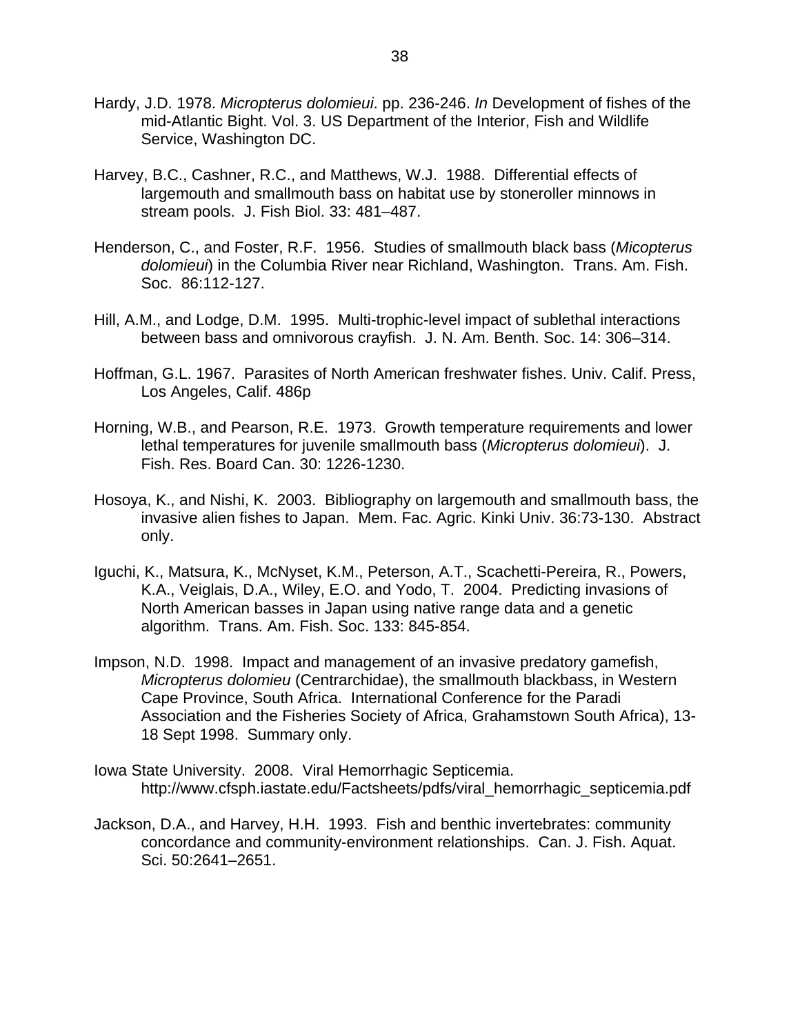Hardy, J.D. 1978. *Micropterus dolomieui*. pp. 236-246. *In* Development of fishes of the mid-Atlantic Bight. Vol. 3. US Department of the Interior, Fish and Wildlife Service, Washington DC.

Harvey, B.C., Cashner, R.C., and Matthews, W.J. 1988. Differential effects of largemouth and smallmouth bass on habitat use by stoneroller minnows in stream pools. J. Fish Biol. 33: 481–487.

Henderson, C., and Foster, R.F. 1956. Studies of smallmouth black bass (*Micopterus dolomieui*) in the Columbia River near Richland, Washington. Trans. Am. Fish. Soc. 86:112-127.

Hill, A.M., and Lodge, D.M. 1995. Multi-trophic-level impact of sublethal interactions between bass and omnivorous crayfish. J. N. Am. Benth. Soc. 14: 306–314.

Hoffman, G.L. 1967. Parasites of North American freshwater fishes. Univ. Calif. Press, Los Angeles, Calif. 486p

Horning, W.B., and Pearson, R.E. 1973. Growth temperature requirements and lower lethal temperatures for juvenile smallmouth bass (*Micropterus dolomieui*). J. Fish. Res. Board Can. 30: 1226-1230.

Hosoya, K., and Nishi, K. 2003. Bibliography on largemouth and smallmouth bass, the invasive alien fishes to Japan. Mem. Fac. Agric. Kinki Univ. 36:73-130. Abstract only.

Iguchi, K., Matsura, K., McNyset, K.M., Peterson, A.T., Scachetti-Pereira, R., Powers, K.A., Veiglais, D.A., Wiley, E.O. and Yodo, T. 2004. Predicting invasions of North American basses in Japan using native range data and a genetic algorithm. Trans. Am. Fish. Soc. 133: 845-854.

Impson, N.D. 1998. Impact and management of an invasive predatory gamefish, *Micropterus dolomieu* (Centrarchidae), the smallmouth blackbass, in Western Cape Province, South Africa. International Conference for the Paradi Association and the Fisheries Society of Africa, Grahamstown South Africa), 13-18 Sept 1998. Summary only.

Iowa State University. 2008. Viral Hemorrhagic Septicemia. http://www.cfsph.iastate.edu/Factsheets/pdfs/viral_hemorrhagic_septicemia.pdf

Jackson, D.A., and Harvey, H.H. 1993. Fish and benthic invertebrates: community concordance and community-environment relationships. Can. J. Fish. Aquat. Sci. 50:2641–2651.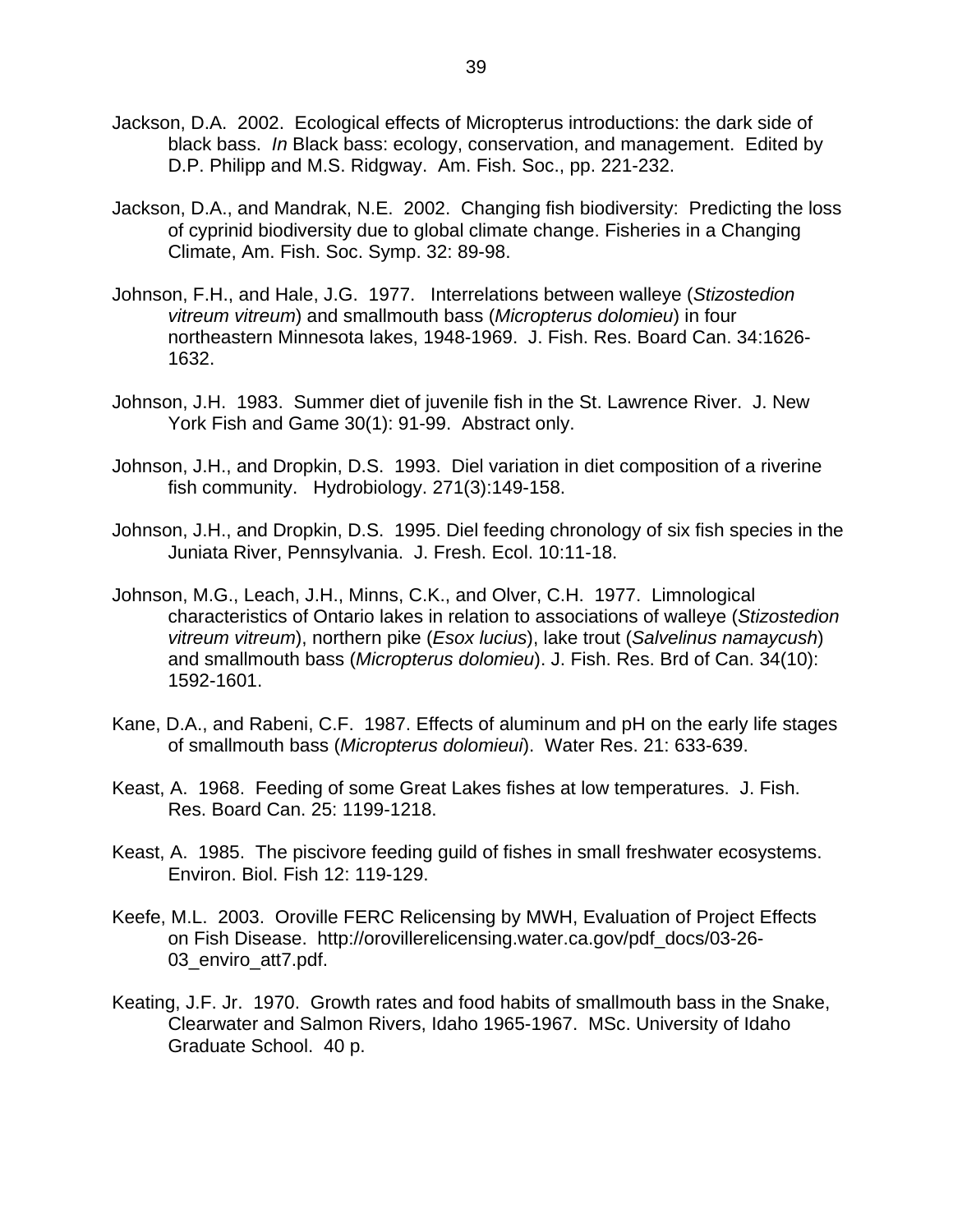Jackson, D.A. 2002. Ecological effects of Micropterus introductions: the dark side of black bass. *In* Black bass: ecology, conservation, and management. Edited by D.P. Philipp and M.S. Ridgway. Am. Fish. Soc., pp. 221-232.

Jackson, D.A., and Mandrak, N.E. 2002. Changing fish biodiversity: Predicting the loss of cyprinid biodiversity due to global climate change. Fisheries in a Changing Climate, Am. Fish. Soc. Symp. 32: 89-98.

Johnson, F.H., and Hale, J.G. 1977. Interrelations between walleye (*Stizostedion vitreum vitreum*) and smallmouth bass (*Micropterus dolomieu*) in four northeastern Minnesota lakes, 1948-1969. J. Fish. Res. Board Can. 34:1626-1632.

Johnson, J.H. 1983. Summer diet of juvenile fish in the St. Lawrence River. J. New York Fish and Game 30(1): 91-99. Abstract only.

Johnson, J.H., and Dropkin, D.S. 1993. Diel variation in diet composition of a riverine fish community. Hydrobiology. 271(3):149-158.

Johnson, J.H., and Dropkin, D.S. 1995. Diel feeding chronology of six fish species in the Juniata River, Pennsylvania. J. Fresh. Ecol. 10:11-18.

Johnson, M.G., Leach, J.H., Minns, C.K., and Olver, C.H. 1977. Limnological characteristics of Ontario lakes in relation to associations of walleye (*Stizostedion vitreum vitreum*), northern pike (*Esox lucius*), lake trout (*Salvelinus namaycush*) and smallmouth bass (*Micropterus dolomieu*). J. Fish. Res. Brd of Can. 34(10): 1592-1601.

Kane, D.A., and Rabeni, C.F. 1987. Effects of aluminum and pH on the early life stages of smallmouth bass (*Micropterus dolomieui*). Water Res. 21: 633-639.

Keast, A. 1968. Feeding of some Great Lakes fishes at low temperatures. J. Fish. Res. Board Can. 25: 1199-1218.

Keast, A. 1985. The piscivore feeding guild of fishes in small freshwater ecosystems. Environ. Biol. Fish 12: 119-129.

Keefe, M.L. 2003. Oroville FERC Relicensing by MWH, Evaluation of Project Effects on Fish Disease. http://orovillerelicensing.water.ca.gov/pdf_docs/03-26-03_enviro_att7.pdf.

Keating, J.F. Jr. 1970. Growth rates and food habits of smallmouth bass in the Snake, Clearwater and Salmon Rivers, Idaho 1965-1967. MSc. University of Idaho Graduate School. 40 p.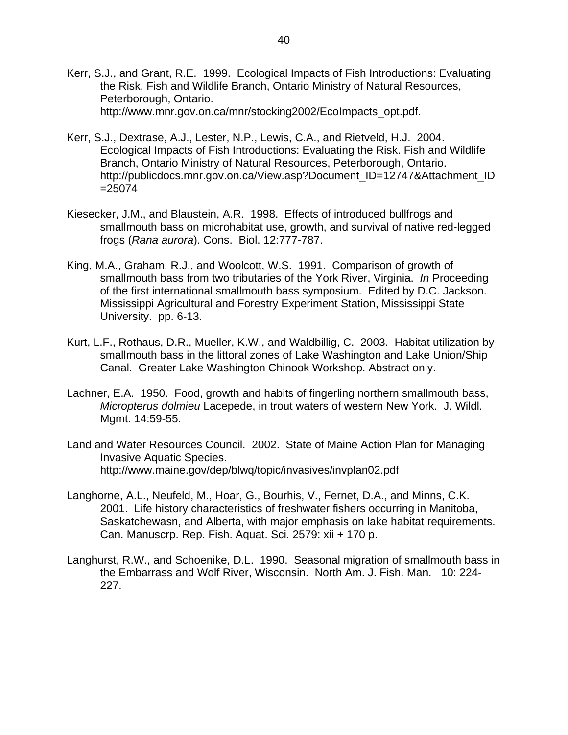Kerr, S.J., and Grant, R.E. 1999. Ecological Impacts of Fish Introductions: Evaluating the Risk. Fish and Wildlife Branch, Ontario Ministry of Natural Resources, Peterborough, Ontario. http://www.mnr.gov.on.ca/mnr/stocking2002/EcoImpacts_opt.pdf.

Kerr, S.J., Dextrase, A.J., Lester, N.P., Lewis, C.A., and Rietveld, H.J. 2004. Ecological Impacts of Fish Introductions: Evaluating the Risk. Fish and Wildlife Branch, Ontario Ministry of Natural Resources, Peterborough, Ontario. http://publicdocs.mnr.gov.on.ca/View.asp?Document_ID=12747&Attachment_ID=25074

Kiesecker, J.M., and Blaustein, A.R. 1998. Effects of introduced bullfrogs and smallmouth bass on microhabitat use, growth, and survival of native red-legged frogs (*Rana aurora*). Cons. Biol. 12:777-787.

King, M.A., Graham, R.J., and Woolcott, W.S. 1991. Comparison of growth of smallmouth bass from two tributaries of the York River, Virginia. *In* Proceeding of the first international smallmouth bass symposium. Edited by D.C. Jackson. Mississippi Agricultural and Forestry Experiment Station, Mississippi State University. pp. 6-13.

Kurt, L.F., Rothaus, D.R., Mueller, K.W., and Waldbillig, C. 2003. Habitat utilization by smallmouth bass in the littoral zones of Lake Washington and Lake Union/Ship Canal. Greater Lake Washington Chinook Workshop. Abstract only.

Lachner, E.A. 1950. Food, growth and habits of fingerling northern smallmouth bass, *Micropterus dolmieu* Lacepede, in trout waters of western New York. J. Wildl. Mgmt. 14:59-55.

Land and Water Resources Council. 2002. State of Maine Action Plan for Managing Invasive Aquatic Species. http://www.maine.gov/dep/blwq/topic/invasives/invplan02.pdf

Langhorne, A.L., Neufeld, M., Hoar, G., Bourhis, V., Fernet, D.A., and Minns, C.K. 2001. Life history characteristics of freshwater fishers occurring in Manitoba, Saskatchewasn, and Alberta, with major emphasis on lake habitat requirements. Can. Manuscrp. Rep. Fish. Aquat. Sci. 2579: xii + 170 p.

Langhurst, R.W., and Schoenike, D.L. 1990. Seasonal migration of smallmouth bass in the Embarrass and Wolf River, Wisconsin. North Am. J. Fish. Man. 10: 224-227.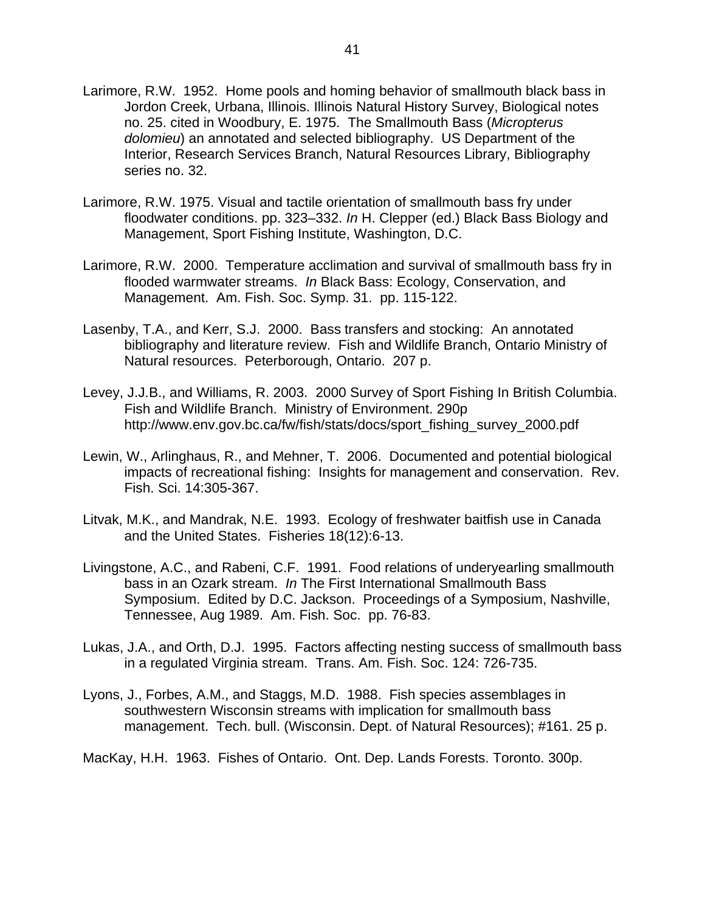Larimore, R.W. 1952. Home pools and homing behavior of smallmouth black bass in Jordon Creek, Urbana, Illinois. Illinois Natural History Survey, Biological notes no. 25. cited in Woodbury, E. 1975. The Smallmouth Bass (*Micropterus dolomieu*) an annotated and selected bibliography. US Department of the Interior, Research Services Branch, Natural Resources Library, Bibliography series no. 32.

Larimore, R.W. 1975. Visual and tactile orientation of smallmouth bass fry under floodwater conditions. pp. 323–332. *In* H. Clepper (ed.) Black Bass Biology and Management, Sport Fishing Institute, Washington, D.C.

Larimore, R.W. 2000. Temperature acclimation and survival of smallmouth bass fry in flooded warmwater streams. *In* Black Bass: Ecology, Conservation, and Management. Am. Fish. Soc. Symp. 31. pp. 115-122.

Lasenby, T.A., and Kerr, S.J. 2000. Bass transfers and stocking: An annotated bibliography and literature review. Fish and Wildlife Branch, Ontario Ministry of Natural resources. Peterborough, Ontario. 207 p.

Levey, J.J.B., and Williams, R. 2003. 2000 Survey of Sport Fishing In British Columbia. Fish and Wildlife Branch. Ministry of Environment. 290p http://www.env.gov.bc.ca/fw/fish/stats/docs/sport_fishing_survey_2000.pdf

Lewin, W., Arlinghaus, R., and Mehner, T. 2006. Documented and potential biological impacts of recreational fishing: Insights for management and conservation. Rev. Fish. Sci. 14:305-367.

Litvak, M.K., and Mandrak, N.E. 1993. Ecology of freshwater baitfish use in Canada and the United States. Fisheries 18(12):6-13.

Livingstone, A.C., and Rabeni, C.F. 1991. Food relations of underyearling smallmouth bass in an Ozark stream. *In* The First International Smallmouth Bass Symposium. Edited by D.C. Jackson. Proceedings of a Symposium, Nashville, Tennessee, Aug 1989. Am. Fish. Soc. pp. 76-83.

Lukas, J.A., and Orth, D.J. 1995. Factors affecting nesting success of smallmouth bass in a regulated Virginia stream. Trans. Am. Fish. Soc. 124: 726-735.

Lyons, J., Forbes, A.M., and Staggs, M.D. 1988. Fish species assemblages in southwestern Wisconsin streams with implication for smallmouth bass management. Tech. bull. (Wisconsin. Dept. of Natural Resources); #161. 25 p.

MacKay, H.H. 1963. Fishes of Ontario. Ont. Dep. Lands Forests. Toronto. 300p.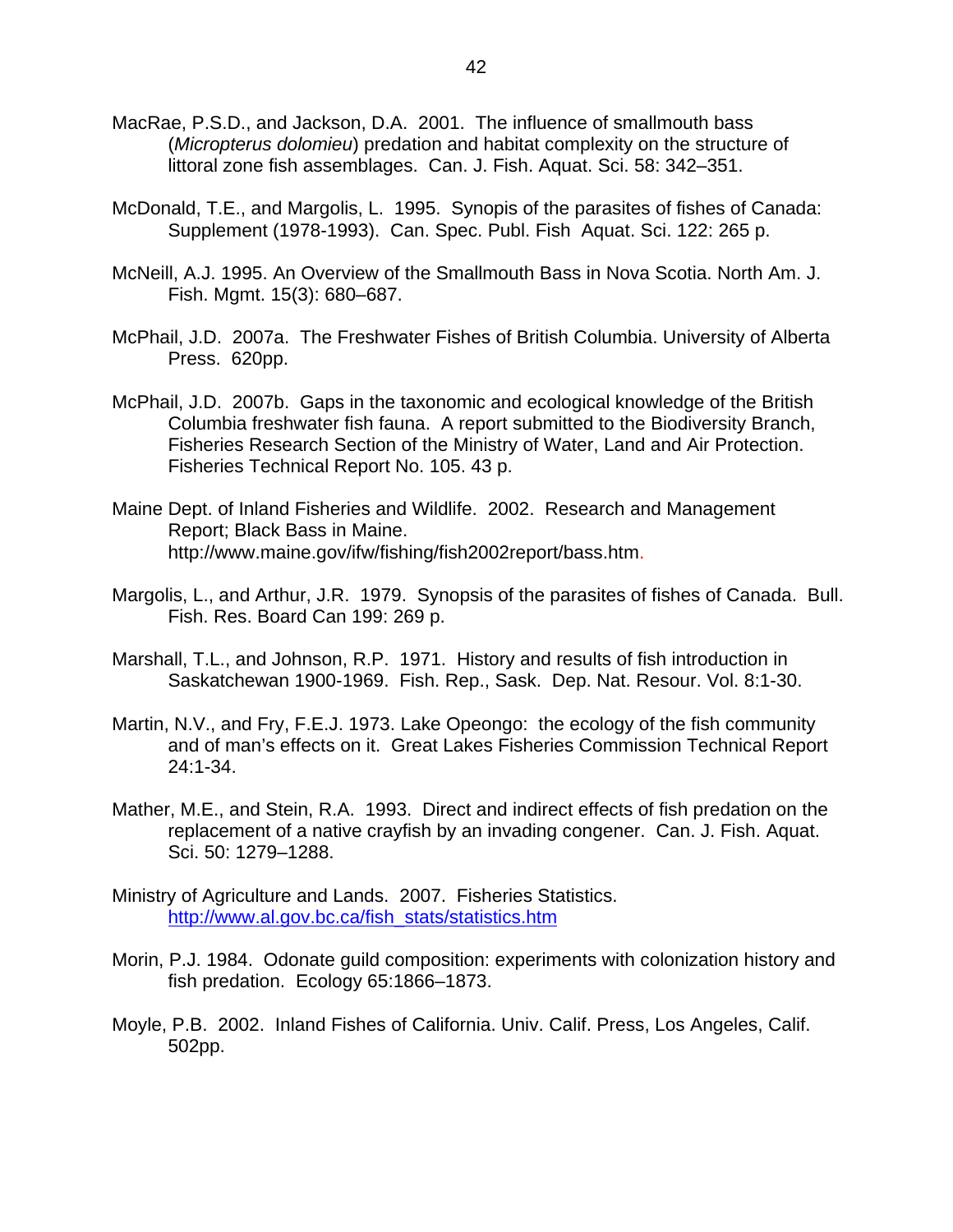MacRae, P.S.D., and Jackson, D.A. 2001. The influence of smallmouth bass (*Micropterus dolomieu*) predation and habitat complexity on the structure of littoral zone fish assemblages. Can. J. Fish. Aquat. Sci. 58: 342–351.

McDonald, T.E., and Margolis, L. 1995. Synopis of the parasites of fishes of Canada: Supplement (1978-1993). Can. Spec. Publ. Fish Aquat. Sci. 122: 265 p.

McNeill, A.J. 1995. An Overview of the Smallmouth Bass in Nova Scotia. North Am. J. Fish. Mgmt. 15(3): 680–687.

McPhail, J.D. 2007a. The Freshwater Fishes of British Columbia. University of Alberta Press. 620pp.

McPhail, J.D. 2007b. Gaps in the taxonomic and ecological knowledge of the British Columbia freshwater fish fauna. A report submitted to the Biodiversity Branch, Fisheries Research Section of the Ministry of Water, Land and Air Protection. Fisheries Technical Report No. 105. 43 p.

Maine Dept. of Inland Fisheries and Wildlife. 2002. Research and Management Report; Black Bass in Maine. http://www.maine.gov/ifw/fishing/fish2002report/bass.htm.

Margolis, L., and Arthur, J.R. 1979. Synopsis of the parasites of fishes of Canada. Bull. Fish. Res. Board Can 199: 269 p.

Marshall, T.L., and Johnson, R.P. 1971. History and results of fish introduction in Saskatchewan 1900-1969. Fish. Rep., Sask. Dep. Nat. Resour. Vol. 8:1-30.

Martin, N.V., and Fry, F.E.J. 1973. Lake Opeongo: the ecology of the fish community and of man's effects on it. Great Lakes Fisheries Commission Technical Report 24:1-34.

Mather, M.E., and Stein, R.A. 1993. Direct and indirect effects of fish predation on the replacement of a native crayfish by an invading congener. Can. J. Fish. Aquat. Sci. 50: 1279–1288.

Ministry of Agriculture and Lands. 2007. Fisheries Statistics. http://www.al.gov.bc.ca/fish_stats/statistics.htm

Morin, P.J. 1984. Odonate guild composition: experiments with colonization history and fish predation. Ecology 65:1866–1873.

Moyle, P.B. 2002. Inland Fishes of California. Univ. Calif. Press, Los Angeles, Calif. 502pp.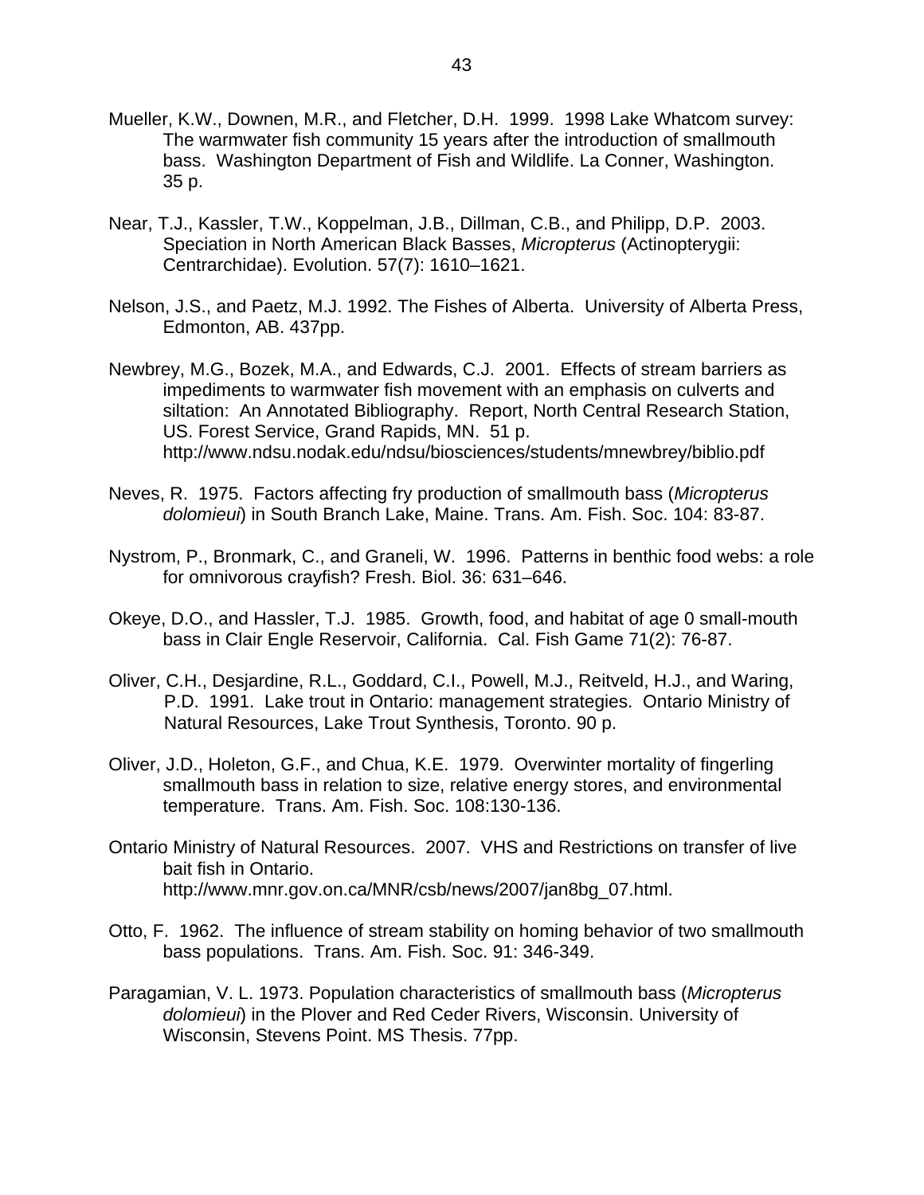Mueller, K.W., Downen, M.R., and Fletcher, D.H. 1999. 1998 Lake Whatcom survey: The warmwater fish community 15 years after the introduction of smallmouth bass. Washington Department of Fish and Wildlife. La Conner, Washington. 35 p.

Near, T.J., Kassler, T.W., Koppelman, J.B., Dillman, C.B., and Philipp, D.P. 2003. Speciation in North American Black Basses, *Micropterus* (Actinopterygii: Centrarchidae). Evolution. 57(7): 1610–1621.

Nelson, J.S., and Paetz, M.J. 1992. The Fishes of Alberta. University of Alberta Press, Edmonton, AB. 437pp.

Newbrey, M.G., Bozek, M.A., and Edwards, C.J. 2001. Effects of stream barriers as impediments to warmwater fish movement with an emphasis on culverts and siltation: An Annotated Bibliography. Report, North Central Research Station, US. Forest Service, Grand Rapids, MN. 51 p. http://www.ndsu.nodak.edu/ndsu/biosciences/students/mnewbrey/biblio.pdf

Neves, R. 1975. Factors affecting fry production of smallmouth bass (*Micropterus dolomieui*) in South Branch Lake, Maine. Trans. Am. Fish. Soc. 104: 83-87.

Nystrom, P., Bronmark, C., and Graneli, W. 1996. Patterns in benthic food webs: a role for omnivorous crayfish? Fresh. Biol. 36: 631–646.

Okeye, D.O., and Hassler, T.J. 1985. Growth, food, and habitat of age 0 small-mouth bass in Clair Engle Reservoir, California. Cal. Fish Game 71(2): 76-87.

Oliver, C.H., Desjardine, R.L., Goddard, C.I., Powell, M.J., Reitveld, H.J., and Waring, P.D. 1991. Lake trout in Ontario: management strategies. Ontario Ministry of Natural Resources, Lake Trout Synthesis, Toronto. 90 p.

Oliver, J.D., Holeton, G.F., and Chua, K.E. 1979. Overwinter mortality of fingerling smallmouth bass in relation to size, relative energy stores, and environmental temperature. Trans. Am. Fish. Soc. 108:130-136.

Ontario Ministry of Natural Resources. 2007. VHS and Restrictions on transfer of live bait fish in Ontario. http://www.mnr.gov.on.ca/MNR/csb/news/2007/jan8bg_07.html.

Otto, F. 1962. The influence of stream stability on homing behavior of two smallmouth bass populations. Trans. Am. Fish. Soc. 91: 346-349.

Paragamian, V. L. 1973. Population characteristics of smallmouth bass (*Micropterus dolomieui*) in the Plover and Red Ceder Rivers, Wisconsin. University of Wisconsin, Stevens Point. MS Thesis. 77pp.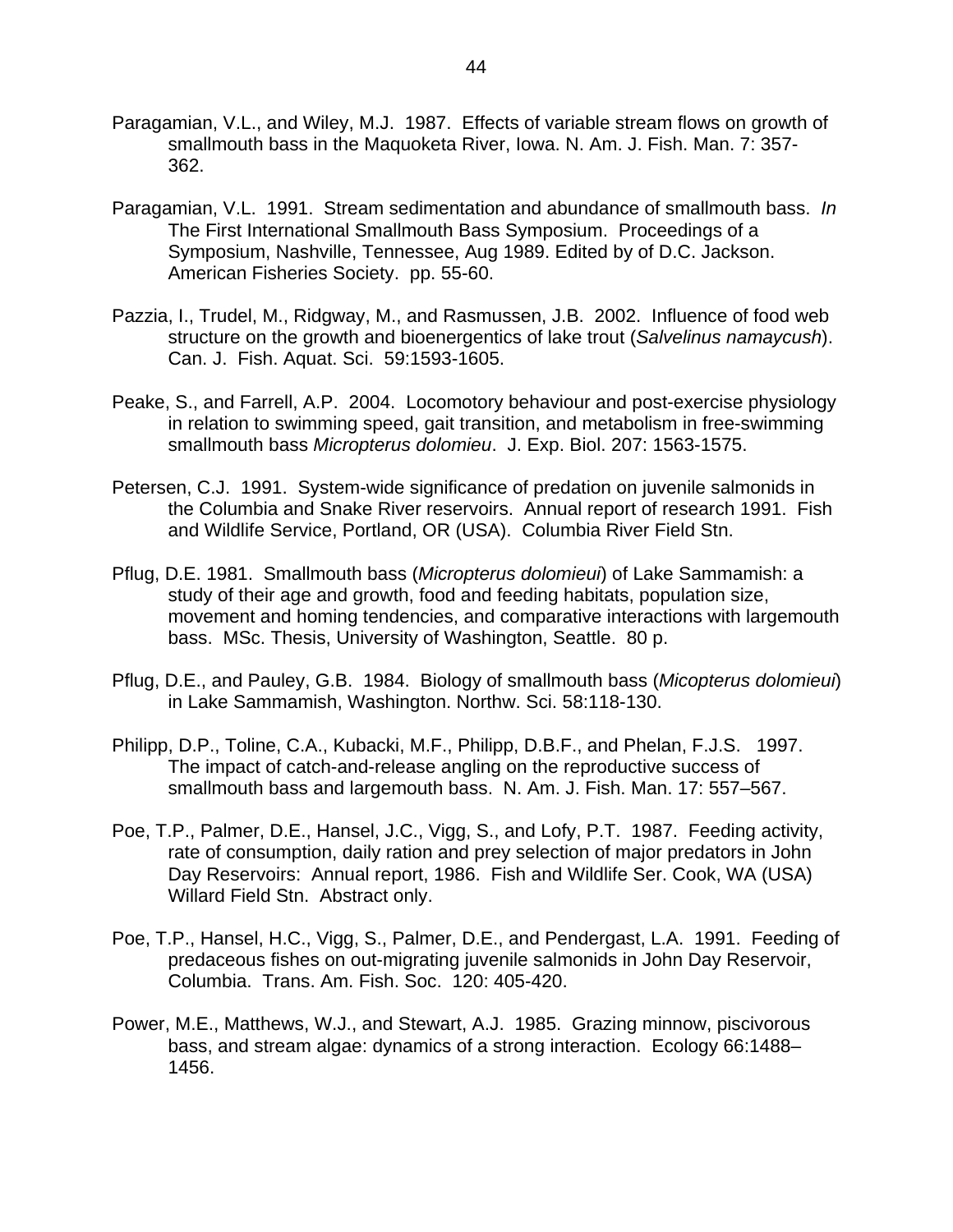Paragamian, V.L., and Wiley, M.J. 1987. Effects of variable stream flows on growth of smallmouth bass in the Maquoketa River, Iowa. N. Am. J. Fish. Man. 7: 357-362.

Paragamian, V.L. 1991. Stream sedimentation and abundance of smallmouth bass. *In* The First International Smallmouth Bass Symposium. Proceedings of a Symposium, Nashville, Tennessee, Aug 1989. Edited by of D.C. Jackson. American Fisheries Society. pp. 55-60.

Pazzia, I., Trudel, M., Ridgway, M., and Rasmussen, J.B. 2002. Influence of food web structure on the growth and bioenergentics of lake trout (*Salvelinus namaycush*). Can. J. Fish. Aquat. Sci. 59:1593-1605.

Peake, S., and Farrell, A.P. 2004. Locomotory behaviour and post-exercise physiology in relation to swimming speed, gait transition, and metabolism in free-swimming smallmouth bass *Micropterus dolomieu*. J. Exp. Biol. 207: 1563-1575.

Petersen, C.J. 1991. System-wide significance of predation on juvenile salmonids in the Columbia and Snake River reservoirs. Annual report of research 1991. Fish and Wildlife Service, Portland, OR (USA). Columbia River Field Stn.

Pflug, D.E. 1981. Smallmouth bass (*Micropterus dolomieui*) of Lake Sammamish: a study of their age and growth, food and feeding habitats, population size, movement and homing tendencies, and comparative interactions with largemouth bass. MSc. Thesis, University of Washington, Seattle. 80 p.

Pflug, D.E., and Pauley, G.B. 1984. Biology of smallmouth bass (*Micopterus dolomieui*) in Lake Sammamish, Washington. Northw. Sci. 58:118-130.

Philipp, D.P., Toline, C.A., Kubacki, M.F., Philipp, D.B.F., and Phelan, F.J.S. 1997. The impact of catch-and-release angling on the reproductive success of smallmouth bass and largemouth bass. N. Am. J. Fish. Man. 17: 557–567.

Poe, T.P., Palmer, D.E., Hansel, J.C., Vigg, S., and Lofy, P.T. 1987. Feeding activity, rate of consumption, daily ration and prey selection of major predators in John Day Reservoirs: Annual report, 1986. Fish and Wildlife Ser. Cook, WA (USA) Willard Field Stn. Abstract only.

Poe, T.P., Hansel, H.C., Vigg, S., Palmer, D.E., and Pendergast, L.A. 1991. Feeding of predaceous fishes on out-migrating juvenile salmonids in John Day Reservoir, Columbia. Trans. Am. Fish. Soc. 120: 405-420.

Power, M.E., Matthews, W.J., and Stewart, A.J. 1985. Grazing minnow, piscivorous bass, and stream algae: dynamics of a strong interaction. Ecology 66:1488–1456.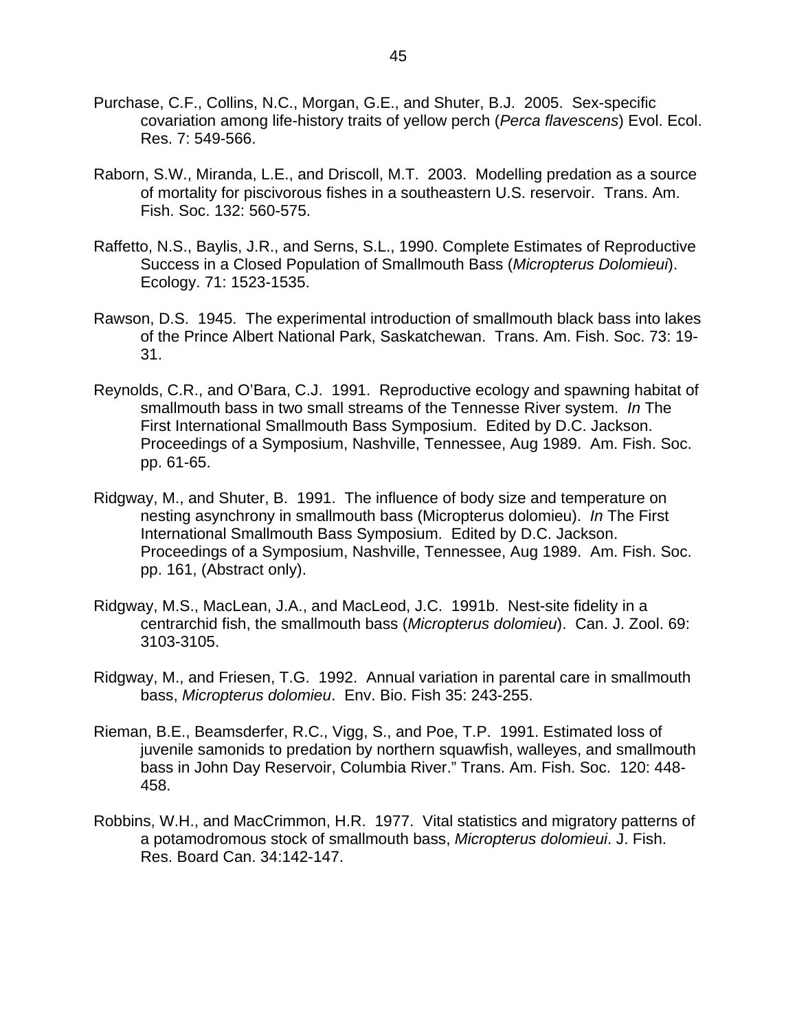Purchase, C.F., Collins, N.C., Morgan, G.E., and Shuter, B.J. 2005. Sex-specific covariation among life-history traits of yellow perch (*Perca flavescens*) Evol. Ecol. Res. 7: 549-566.

Raborn, S.W., Miranda, L.E., and Driscoll, M.T. 2003. Modelling predation as a source of mortality for piscivorous fishes in a southeastern U.S. reservoir. Trans. Am. Fish. Soc. 132: 560-575.

Raffetto, N.S., Baylis, J.R., and Serns, S.L., 1990. Complete Estimates of Reproductive Success in a Closed Population of Smallmouth Bass (*Micropterus Dolomieui*). Ecology. 71: 1523-1535.

Rawson, D.S. 1945. The experimental introduction of smallmouth black bass into lakes of the Prince Albert National Park, Saskatchewan. Trans. Am. Fish. Soc. 73: 19-31.

Reynolds, C.R., and O'Bara, C.J. 1991. Reproductive ecology and spawning habitat of smallmouth bass in two small streams of the Tennesse River system. *In* The First International Smallmouth Bass Symposium. Edited by D.C. Jackson. Proceedings of a Symposium, Nashville, Tennessee, Aug 1989. Am. Fish. Soc. pp. 61-65.

Ridgway, M., and Shuter, B. 1991. The influence of body size and temperature on nesting asynchrony in smallmouth bass (Micropterus dolomieu). *In* The First International Smallmouth Bass Symposium. Edited by D.C. Jackson. Proceedings of a Symposium, Nashville, Tennessee, Aug 1989. Am. Fish. Soc. pp. 161, (Abstract only).

Ridgway, M.S., MacLean, J.A., and MacLeod, J.C. 1991b. Nest-site fidelity in a centrarchid fish, the smallmouth bass (*Micropterus dolomieu*). Can. J. Zool. 69: 3103-3105.

Ridgway, M., and Friesen, T.G. 1992. Annual variation in parental care in smallmouth bass, *Micropterus dolomieu*. Env. Bio. Fish 35: 243-255.

Rieman, B.E., Beamsderfer, R.C., Vigg, S., and Poe, T.P. 1991. Estimated loss of juvenile samonids to predation by northern squawfish, walleyes, and smallmouth bass in John Day Reservoir, Columbia River." Trans. Am. Fish. Soc. 120: 448-458.

Robbins, W.H., and MacCrimmon, H.R. 1977. Vital statistics and migratory patterns of a potamodromous stock of smallmouth bass, *Micropterus dolomieui*. J. Fish. Res. Board Can. 34:142-147.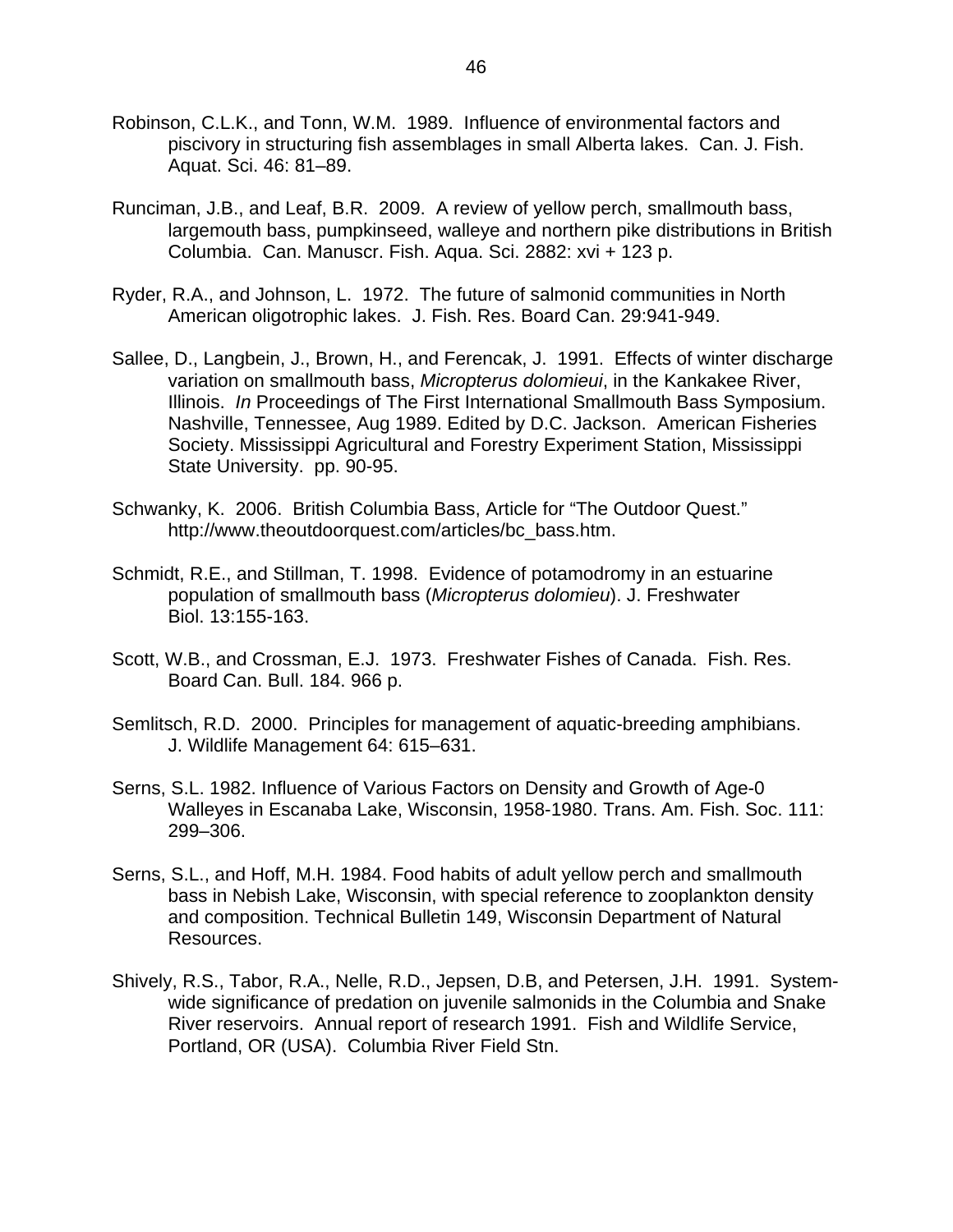Robinson, C.L.K., and Tonn, W.M. 1989. Influence of environmental factors and piscivory in structuring fish assemblages in small Alberta lakes. Can. J. Fish. Aquat. Sci. 46: 81–89.

Runciman, J.B., and Leaf, B.R. 2009. A review of yellow perch, smallmouth bass, largemouth bass, pumpkinseed, walleye and northern pike distributions in British Columbia. Can. Manuscr. Fish. Aqua. Sci. 2882: xvi + 123 p.

Ryder, R.A., and Johnson, L. 1972. The future of salmonid communities in North American oligotrophic lakes. J. Fish. Res. Board Can. 29:941-949.

Sallee, D., Langbein, J., Brown, H., and Ferencak, J. 1991. Effects of winter discharge variation on smallmouth bass, *Micropterus dolomieui*, in the Kankakee River, Illinois. *In* Proceedings of The First International Smallmouth Bass Symposium. Nashville, Tennessee, Aug 1989. Edited by D.C. Jackson. American Fisheries Society. Mississippi Agricultural and Forestry Experiment Station, Mississippi State University. pp. 90-95.

Schwanky, K. 2006. British Columbia Bass, Article for "The Outdoor Quest." http://www.theoutdoorquest.com/articles/bc_bass.htm.

Schmidt, R.E., and Stillman, T. 1998. Evidence of potamodromy in an estuarine population of smallmouth bass (*Micropterus dolomieu*). J. Freshwater Biol. 13:155-163.

Scott, W.B., and Crossman, E.J. 1973. Freshwater Fishes of Canada. Fish. Res. Board Can. Bull. 184. 966 p.

Semlitsch, R.D. 2000. Principles for management of aquatic-breeding amphibians. J. Wildlife Management 64: 615–631.

Serns, S.L. 1982. Influence of Various Factors on Density and Growth of Age-0 Walleyes in Escanaba Lake, Wisconsin, 1958-1980. Trans. Am. Fish. Soc. 111: 299–306.

Serns, S.L., and Hoff, M.H. 1984. Food habits of adult yellow perch and smallmouth bass in Nebish Lake, Wisconsin, with special reference to zooplankton density and composition. Technical Bulletin 149, Wisconsin Department of Natural Resources.

Shively, R.S., Tabor, R.A., Nelle, R.D., Jepsen, D.B, and Petersen, J.H. 1991. System-wide significance of predation on juvenile salmonids in the Columbia and Snake River reservoirs. Annual report of research 1991. Fish and Wildlife Service, Portland, OR (USA). Columbia River Field Stn.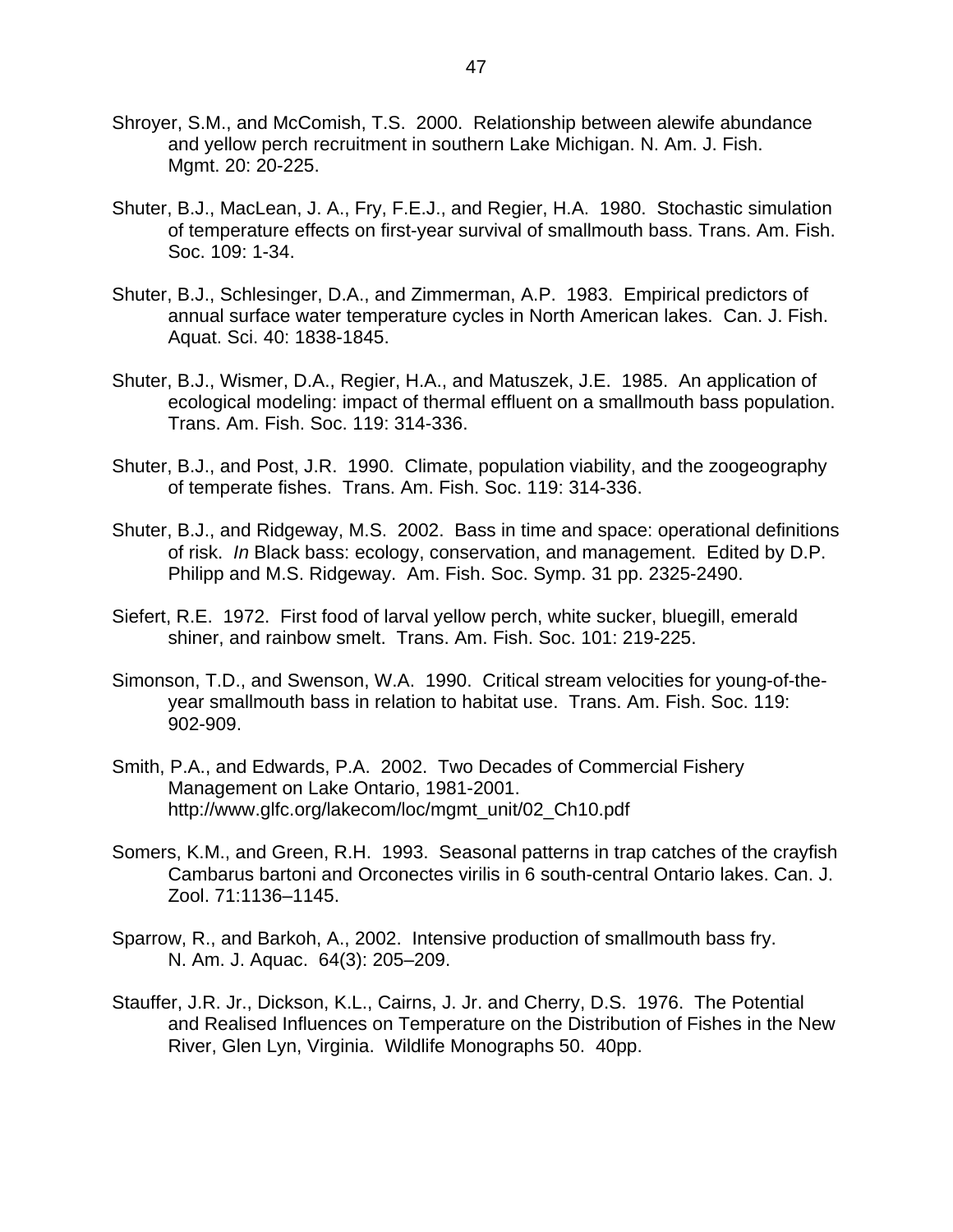Shroyer, S.M., and McComish, T.S. 2000. Relationship between alewife abundance and yellow perch recruitment in southern Lake Michigan. N. Am. J. Fish. Mgmt. 20: 20-225.

Shuter, B.J., MacLean, J. A., Fry, F.E.J., and Regier, H.A. 1980. Stochastic simulation of temperature effects on first-year survival of smallmouth bass. Trans. Am. Fish. Soc. 109: 1-34.

Shuter, B.J., Schlesinger, D.A., and Zimmerman, A.P. 1983. Empirical predictors of annual surface water temperature cycles in North American lakes. Can. J. Fish. Aquat. Sci. 40: 1838-1845.

Shuter, B.J., Wismer, D.A., Regier, H.A., and Matuszek, J.E. 1985. An application of ecological modeling: impact of thermal effluent on a smallmouth bass population. Trans. Am. Fish. Soc. 119: 314-336.

Shuter, B.J., and Post, J.R. 1990. Climate, population viability, and the zoogeography of temperate fishes. Trans. Am. Fish. Soc. 119: 314-336.

Shuter, B.J., and Ridgeway, M.S. 2002. Bass in time and space: operational definitions of risk. *In* Black bass: ecology, conservation, and management. Edited by D.P. Philipp and M.S. Ridgeway. Am. Fish. Soc. Symp. 31 pp. 2325-2490.

Siefert, R.E. 1972. First food of larval yellow perch, white sucker, bluegill, emerald shiner, and rainbow smelt. Trans. Am. Fish. Soc. 101: 219-225.

Simonson, T.D., and Swenson, W.A. 1990. Critical stream velocities for young-of-the-year smallmouth bass in relation to habitat use. Trans. Am. Fish. Soc. 119: 902-909.

Smith, P.A., and Edwards, P.A. 2002. Two Decades of Commercial Fishery Management on Lake Ontario, 1981-2001. http://www.glfc.org/lakecom/loc/mgmt_unit/02_Ch10.pdf

Somers, K.M., and Green, R.H. 1993. Seasonal patterns in trap catches of the crayfish Cambarus bartoni and Orconectes virilis in 6 south-central Ontario lakes. Can. J. Zool. 71:1136–1145.

Sparrow, R., and Barkoh, A., 2002. Intensive production of smallmouth bass fry. N. Am. J. Aquac. 64(3): 205–209.

Stauffer, J.R. Jr., Dickson, K.L., Cairns, J. Jr. and Cherry, D.S. 1976. The Potential and Realised Influences on Temperature on the Distribution of Fishes in the New River, Glen Lyn, Virginia. Wildlife Monographs 50. 40pp.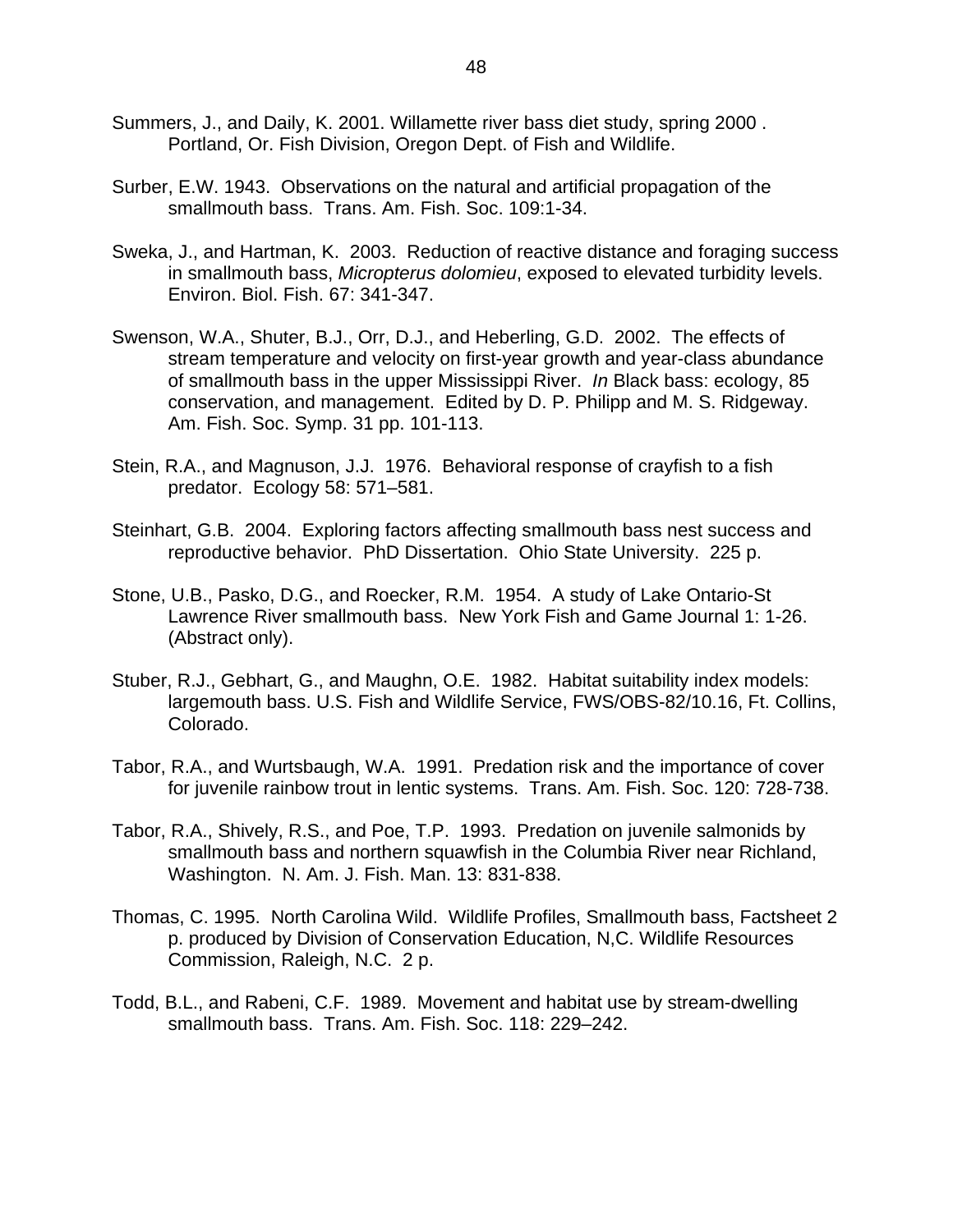Summers, J., and Daily, K. 2001. Willamette river bass diet study, spring 2000 . Portland, Or. Fish Division, Oregon Dept. of Fish and Wildlife.

Surber, E.W. 1943. Observations on the natural and artificial propagation of the smallmouth bass. Trans. Am. Fish. Soc. 109:1-34.

Sweka, J., and Hartman, K. 2003. Reduction of reactive distance and foraging success in smallmouth bass, *Micropterus dolomieu*, exposed to elevated turbidity levels. Environ. Biol. Fish. 67: 341-347.

Swenson, W.A., Shuter, B.J., Orr, D.J., and Heberling, G.D. 2002. The effects of stream temperature and velocity on first-year growth and year-class abundance of smallmouth bass in the upper Mississippi River. *In* Black bass: ecology, 85 conservation, and management. Edited by D. P. Philipp and M. S. Ridgeway. Am. Fish. Soc. Symp. 31 pp. 101-113.

Stein, R.A., and Magnuson, J.J. 1976. Behavioral response of crayfish to a fish predator. Ecology 58: 571–581.

Steinhart, G.B. 2004. Exploring factors affecting smallmouth bass nest success and reproductive behavior. PhD Dissertation. Ohio State University. 225 p.

Stone, U.B., Pasko, D.G., and Roecker, R.M. 1954. A study of Lake Ontario-St Lawrence River smallmouth bass. New York Fish and Game Journal 1: 1-26. (Abstract only).

Stuber, R.J., Gebhart, G., and Maughn, O.E. 1982. Habitat suitability index models: largemouth bass. U.S. Fish and Wildlife Service, FWS/OBS-82/10.16, Ft. Collins, Colorado.

Tabor, R.A., and Wurtsbaugh, W.A. 1991. Predation risk and the importance of cover for juvenile rainbow trout in lentic systems. Trans. Am. Fish. Soc. 120: 728-738.

Tabor, R.A., Shively, R.S., and Poe, T.P. 1993. Predation on juvenile salmonids by smallmouth bass and northern squawfish in the Columbia River near Richland, Washington. N. Am. J. Fish. Man. 13: 831-838.

Thomas, C. 1995. North Carolina Wild. Wildlife Profiles, Smallmouth bass, Factsheet 2 p. produced by Division of Conservation Education, N,C. Wildlife Resources Commission, Raleigh, N.C. 2 p.

Todd, B.L., and Rabeni, C.F. 1989. Movement and habitat use by stream-dwelling smallmouth bass. Trans. Am. Fish. Soc. 118: 229–242.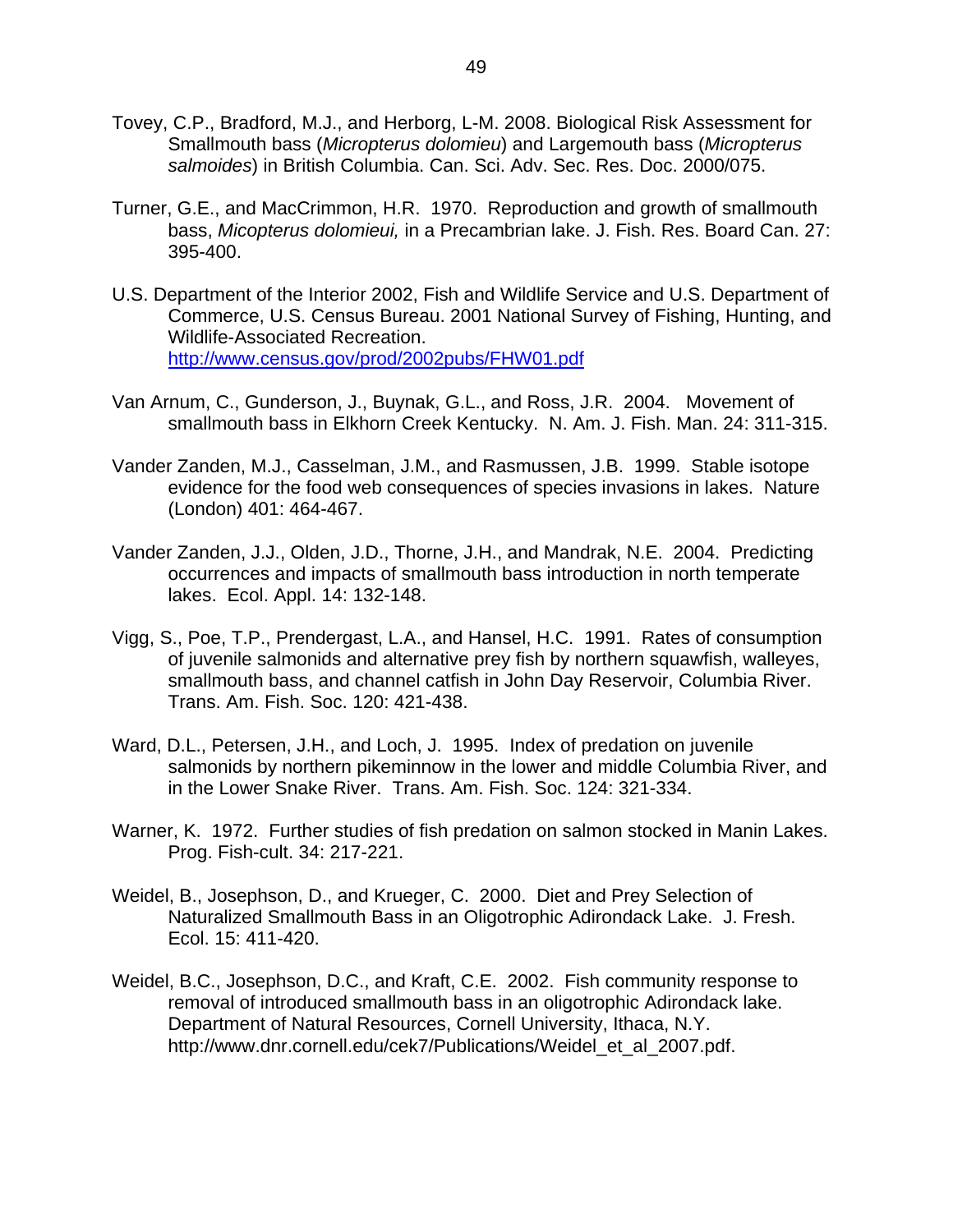Tovey, C.P., Bradford, M.J., and Herborg, L-M. 2008. Biological Risk Assessment for Smallmouth bass (*Micropterus dolomieu*) and Largemouth bass (*Micropterus salmoides*) in British Columbia. Can. Sci. Adv. Sec. Res. Doc. 2000/075.

Turner, G.E., and MacCrimmon, H.R. 1970. Reproduction and growth of smallmouth bass, *Micopterus dolomieui,* in a Precambrian lake. J. Fish. Res. Board Can. 27: 395-400.

U.S. Department of the Interior 2002, Fish and Wildlife Service and U.S. Department of Commerce, U.S. Census Bureau. 2001 National Survey of Fishing, Hunting, and Wildlife-Associated Recreation. http://www.census.gov/prod/2002pubs/FHW01.pdf

Van Arnum, C., Gunderson, J., Buynak, G.L., and Ross, J.R. 2004. Movement of smallmouth bass in Elkhorn Creek Kentucky. N. Am. J. Fish. Man. 24: 311-315.

Vander Zanden, M.J., Casselman, J.M., and Rasmussen, J.B. 1999. Stable isotope evidence for the food web consequences of species invasions in lakes. Nature (London) 401: 464-467.

Vander Zanden, J.J., Olden, J.D., Thorne, J.H., and Mandrak, N.E. 2004. Predicting occurrences and impacts of smallmouth bass introduction in north temperate lakes. Ecol. Appl. 14: 132-148.

Vigg, S., Poe, T.P., Prendergast, L.A., and Hansel, H.C. 1991. Rates of consumption of juvenile salmonids and alternative prey fish by northern squawfish, walleyes, smallmouth bass, and channel catfish in John Day Reservoir, Columbia River. Trans. Am. Fish. Soc. 120: 421-438.

Ward, D.L., Petersen, J.H., and Loch, J. 1995. Index of predation on juvenile salmonids by northern pikeminnow in the lower and middle Columbia River, and in the Lower Snake River. Trans. Am. Fish. Soc. 124: 321-334.

Warner, K. 1972. Further studies of fish predation on salmon stocked in Manin Lakes. Prog. Fish-cult. 34: 217-221.

Weidel, B., Josephson, D., and Krueger, C. 2000. Diet and Prey Selection of Naturalized Smallmouth Bass in an Oligotrophic Adirondack Lake. J. Fresh. Ecol. 15: 411-420.

Weidel, B.C., Josephson, D.C., and Kraft, C.E. 2002. Fish community response to removal of introduced smallmouth bass in an oligotrophic Adirondack lake. Department of Natural Resources, Cornell University, Ithaca, N.Y. http://www.dnr.cornell.edu/cek7/Publications/Weidel_et_al_2007.pdf.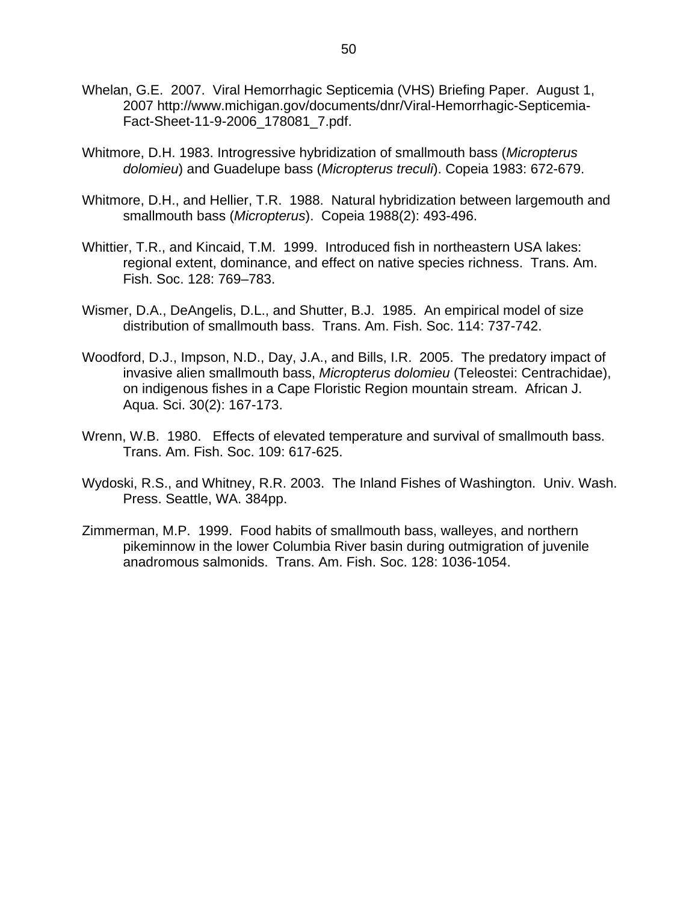Whelan, G.E. 2007. Viral Hemorrhagic Septicemia (VHS) Briefing Paper. August 1, 2007 http://www.michigan.gov/documents/dnr/Viral-Hemorrhagic-Septicemia-Fact-Sheet-11-9-2006_178081_7.pdf.

Whitmore, D.H. 1983. Introgressive hybridization of smallmouth bass (*Micropterus dolomieu*) and Guadelupe bass (*Micropterus treculi*). Copeia 1983: 672-679.

Whitmore, D.H., and Hellier, T.R. 1988. Natural hybridization between largemouth and smallmouth bass (*Micropterus*). Copeia 1988(2): 493-496.

Whittier, T.R., and Kincaid, T.M. 1999. Introduced fish in northeastern USA lakes: regional extent, dominance, and effect on native species richness. Trans. Am. Fish. Soc. 128: 769–783.

Wismer, D.A., DeAngelis, D.L., and Shutter, B.J. 1985. An empirical model of size distribution of smallmouth bass. Trans. Am. Fish. Soc. 114: 737-742.

Woodford, D.J., Impson, N.D., Day, J.A., and Bills, I.R. 2005. The predatory impact of invasive alien smallmouth bass, *Micropterus dolomieu* (Teleostei: Centrachidae), on indigenous fishes in a Cape Floristic Region mountain stream. African J. Aqua. Sci. 30(2): 167-173.

Wrenn, W.B. 1980. Effects of elevated temperature and survival of smallmouth bass. Trans. Am. Fish. Soc. 109: 617-625.

Wydoski, R.S., and Whitney, R.R. 2003. The Inland Fishes of Washington. Univ. Wash. Press. Seattle, WA. 384pp.

Zimmerman, M.P. 1999. Food habits of smallmouth bass, walleyes, and northern pikeminnow in the lower Columbia River basin during outmigration of juvenile anadromous salmonids. Trans. Am. Fish. Soc. 128: 1036-1054.